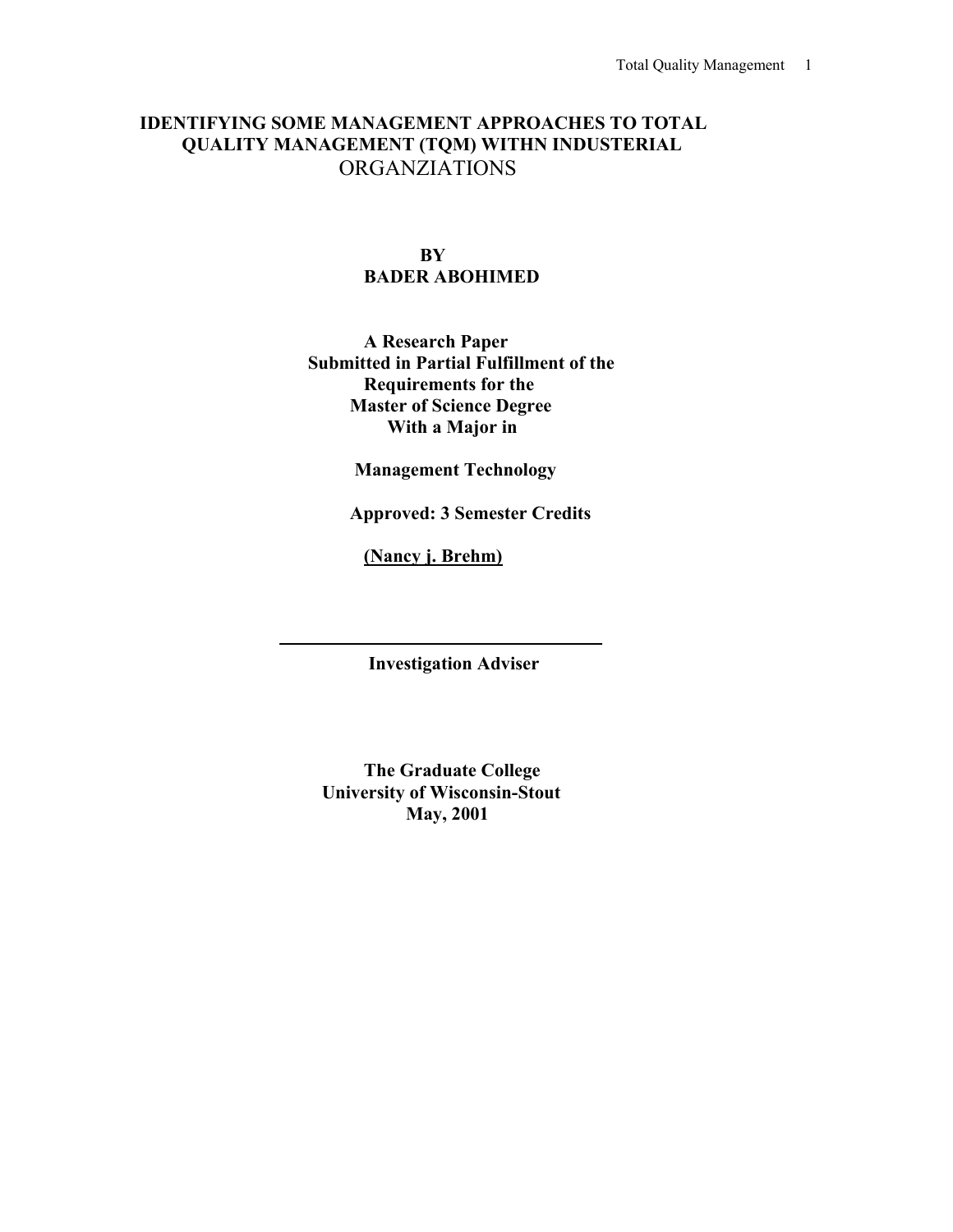# IDENTIFYING SOME MANAGEMENT APPROACHES TO TOTAL QUALITY MANAGEMENT (TQM) WITHN INDUSTERIAL ORGANZIATIONS

**BY**
**BADER ABOHIMED**

**A Research Paper**
**Submitted in Partial Fulfillment of the**
**Requirements for the**
**Master of Science Degree**
**With a Major in**

**Management Technology**

**Approved: 3 Semester Credits**

**(Nancy j. Brehm)**

---

**Investigation Adviser**

**The Graduate College**
**University of Wisconsin-Stout**
**May, 2001**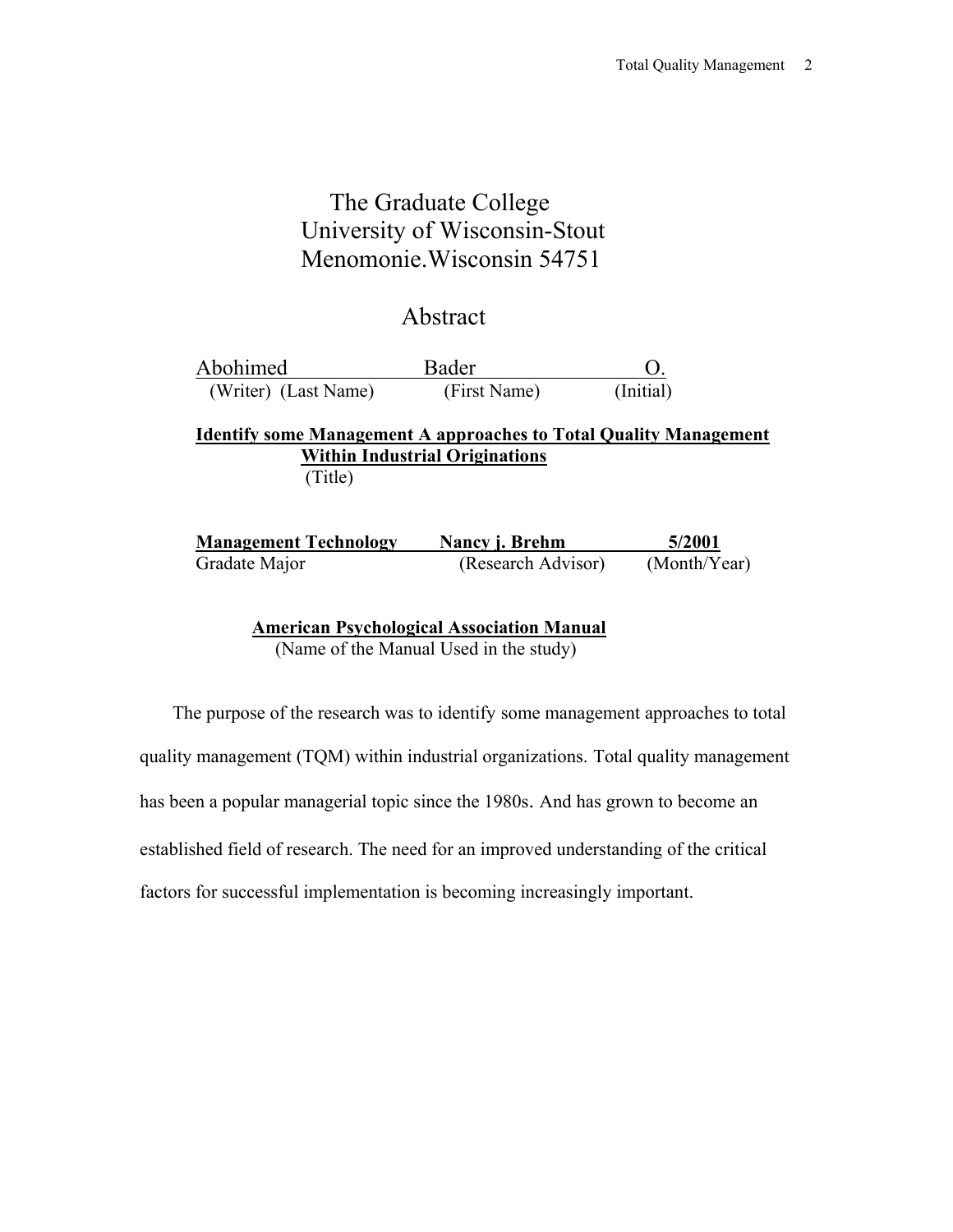The Graduate College
University of Wisconsin-Stout
Menomonie.Wisconsin 54751

# Abstract

| Abohimed | Bader | O. |
|---|---|---|
| (Writer) (Last Name) | (First Name) | (Initial) |

**Identify some Management A approaches to Total Quality Management Within Industrial Originations**
(Title)

| **Management Technology** | **Nancy j. Brehm** | **5/2001** |
|---|---|---|
| Gradate Major | (Research Advisor) | (Month/Year) |

**American Psychological Association Manual**
(Name of the Manual Used in the study)

The purpose of the research was to identify some management approaches to total quality management (TQM) within industrial organizations. Total quality management has been a popular managerial topic since the 1980s. And has grown to become an established field of research. The need for an improved understanding of the critical factors for successful implementation is becoming increasingly important.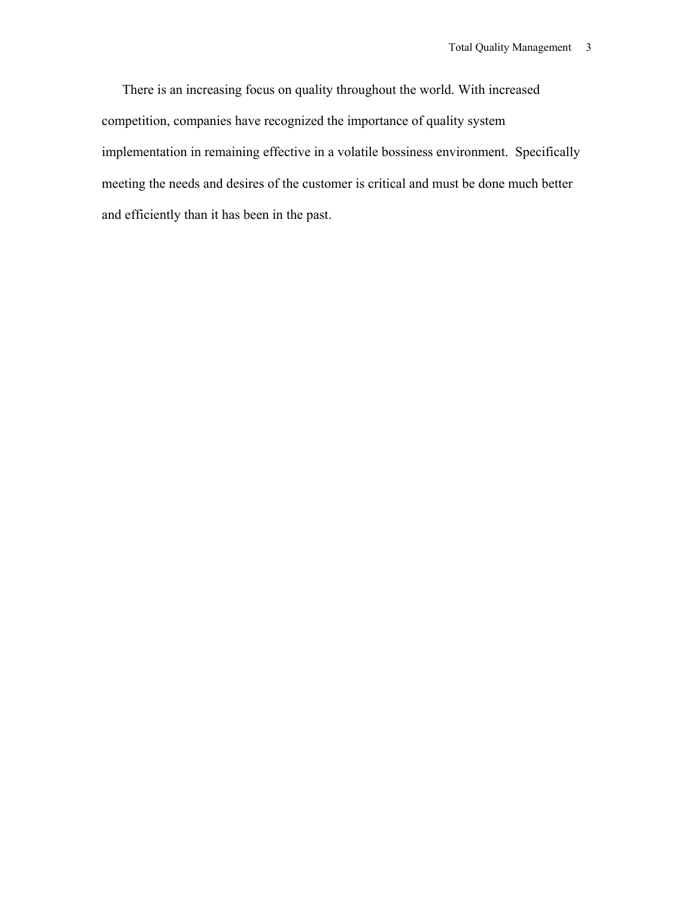There is an increasing focus on quality throughout the world. With increased competition, companies have recognized the importance of quality system implementation in remaining effective in a volatile bossiness environment.  Specifically meeting the needs and desires of the customer is critical and must be done much better and efficiently than it has been in the past.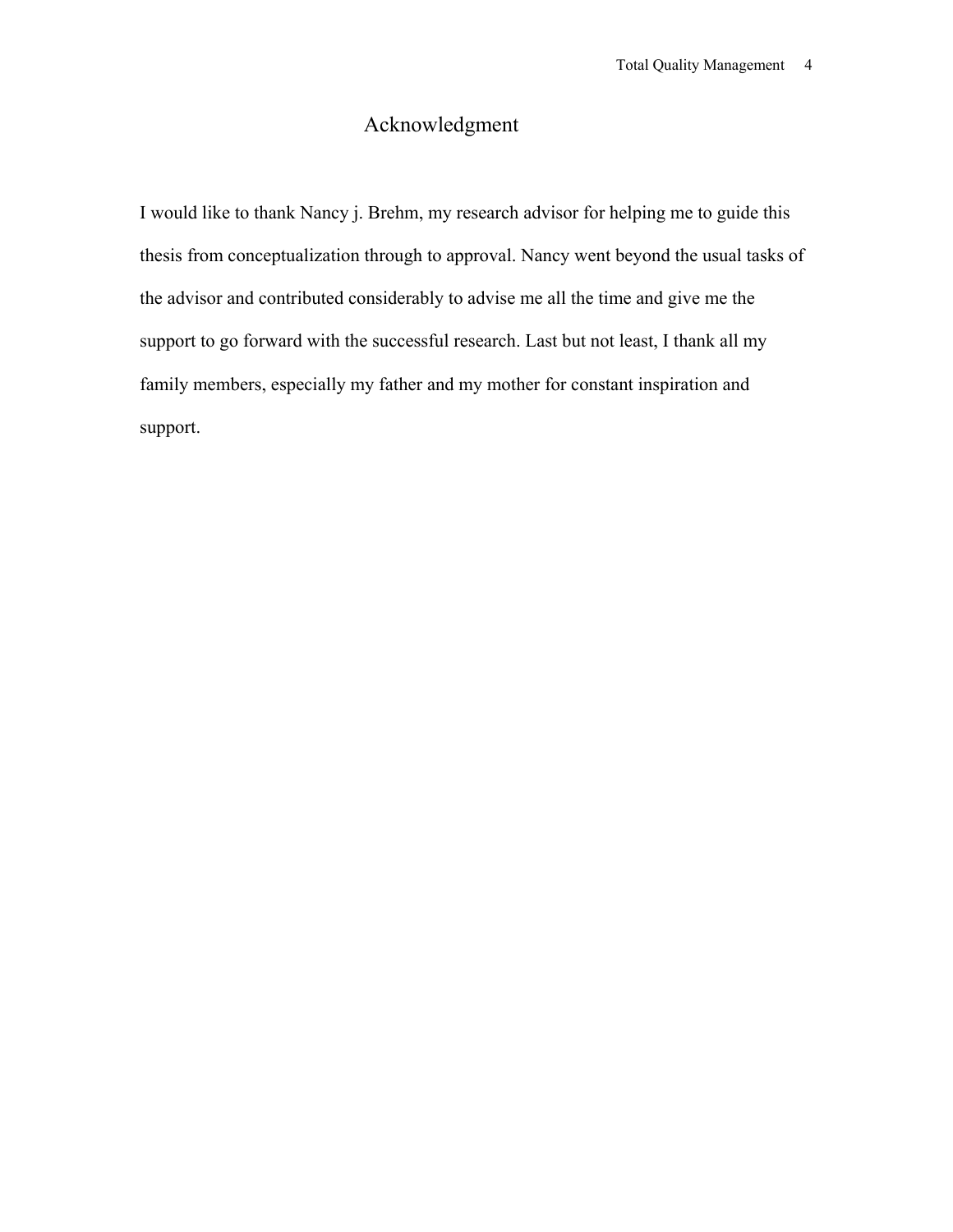# Acknowledgment

I would like to thank Nancy j. Brehm, my research advisor for helping me to guide this thesis from conceptualization through to approval. Nancy went beyond the usual tasks of the advisor and contributed considerably to advise me all the time and give me the support to go forward with the successful research. Last but not least, I thank all my family members, especially my father and my mother for constant inspiration and support.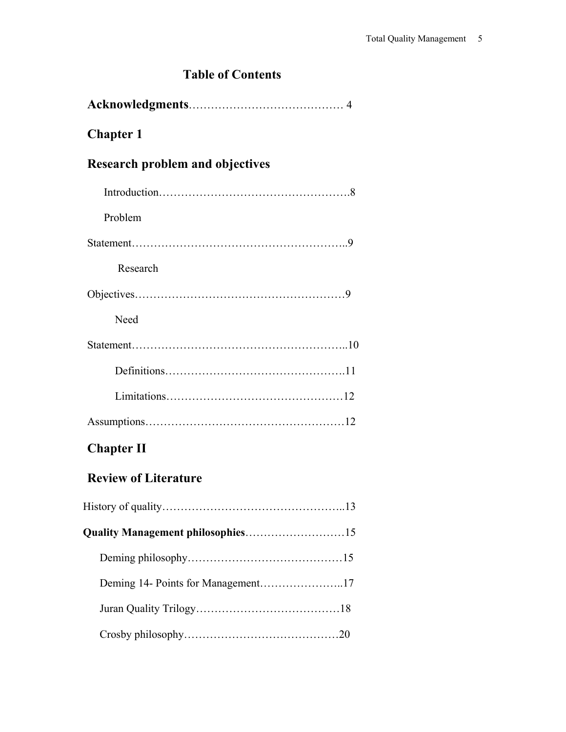# Table of Contents

**Acknowledgments**…………………………………… 4

## Chapter 1

## Research problem and objectives

Introduction…………………………………………….8

Problem Statement………………………………………………..9

Research Objectives………………………………………………9

Need Statement………………………………………………..10

Definitions………………………………………..11

Limitations………………………………………12

Assumptions……………………………………………12

## Chapter II

## Review of Literature

History of quality…………………………………………..13

**Quality Management philosophies**………………………15

Deming philosophy……………………………………15

Deming 14- Points for Management…………………..17

Juran Quality Trilogy…………………………………18

Crosby philosophy……………………………………20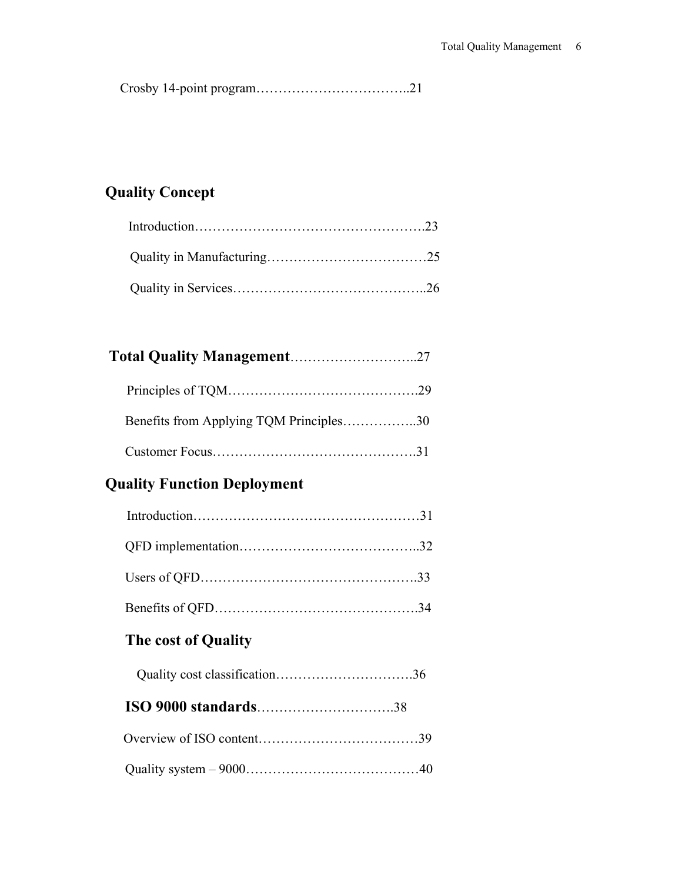Crosby 14-point program……………………………..21

**Quality Concept**

Introduction……………………………………………23

Quality in Manufacturing………………………………25

Quality in Services……………………………………..26

**Total Quality Management**………………………..27

Principles of TQM…………………………………….29

Benefits from Applying TQM Principles……………..30

Customer Focus……………………………………….31

**Quality Function Deployment**

Introduction……………………………………………31

QFD implementation…………………………………..32

Users of QFD………………………………………….33

Benefits of QFD……………………………………….34

**The cost of Quality**

Quality cost classification………………………….36

**ISO 9000 standards**…………………………..38

Overview of ISO content………………………………39

Quality system – 9000…………………………………40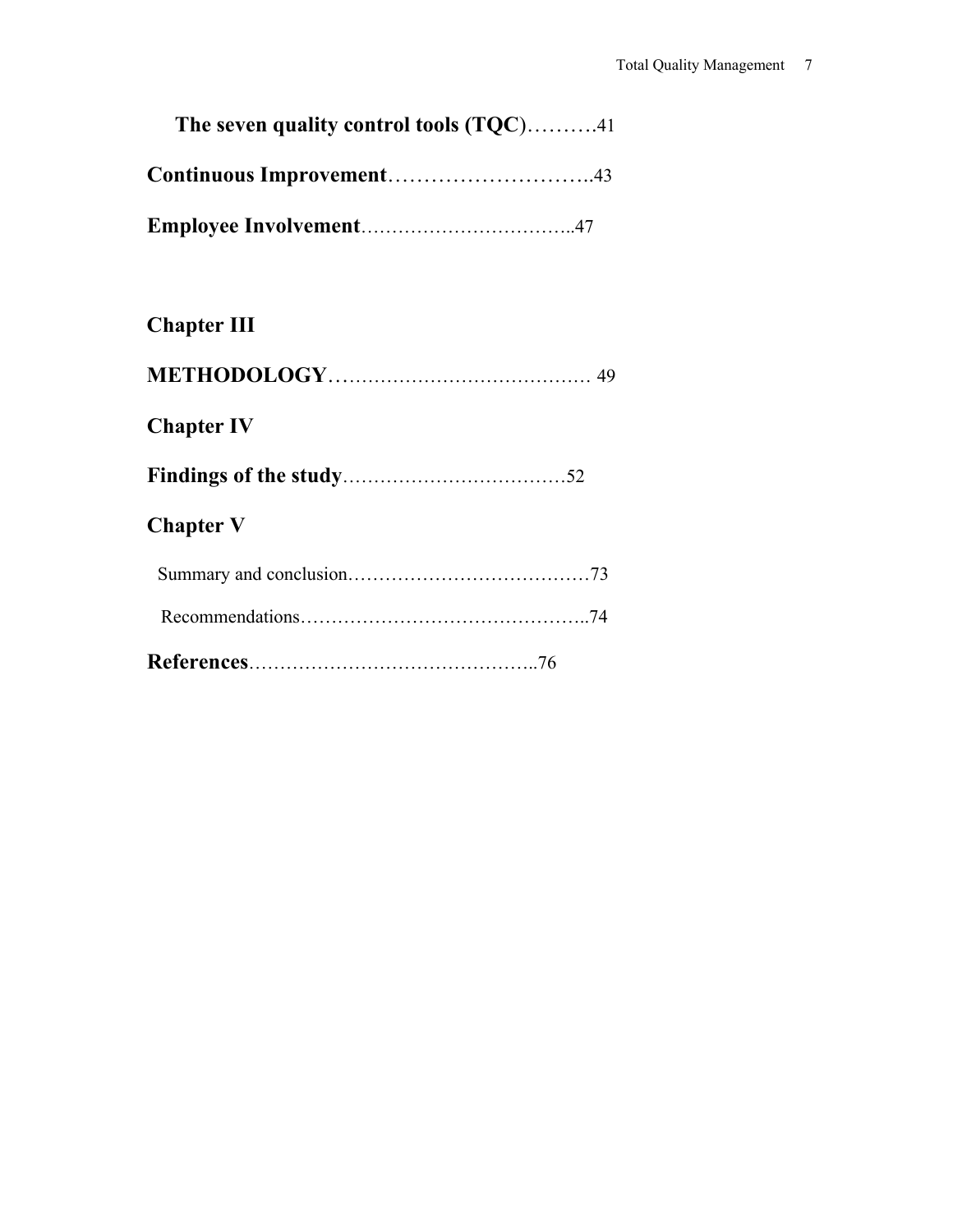**The seven quality control tools (TQC**)……….41

**Continuous Improvement**………………………..43

**Employee Involvement**…………………………..47

**Chapter III**

**METHODOLOGY**…………………………………… 49

**Chapter IV**

**Findings of the study**………………………………52

**Chapter V**

Summary and conclusion…………………………………73

Recommendations………………………………………..74

**References**………………………………………..76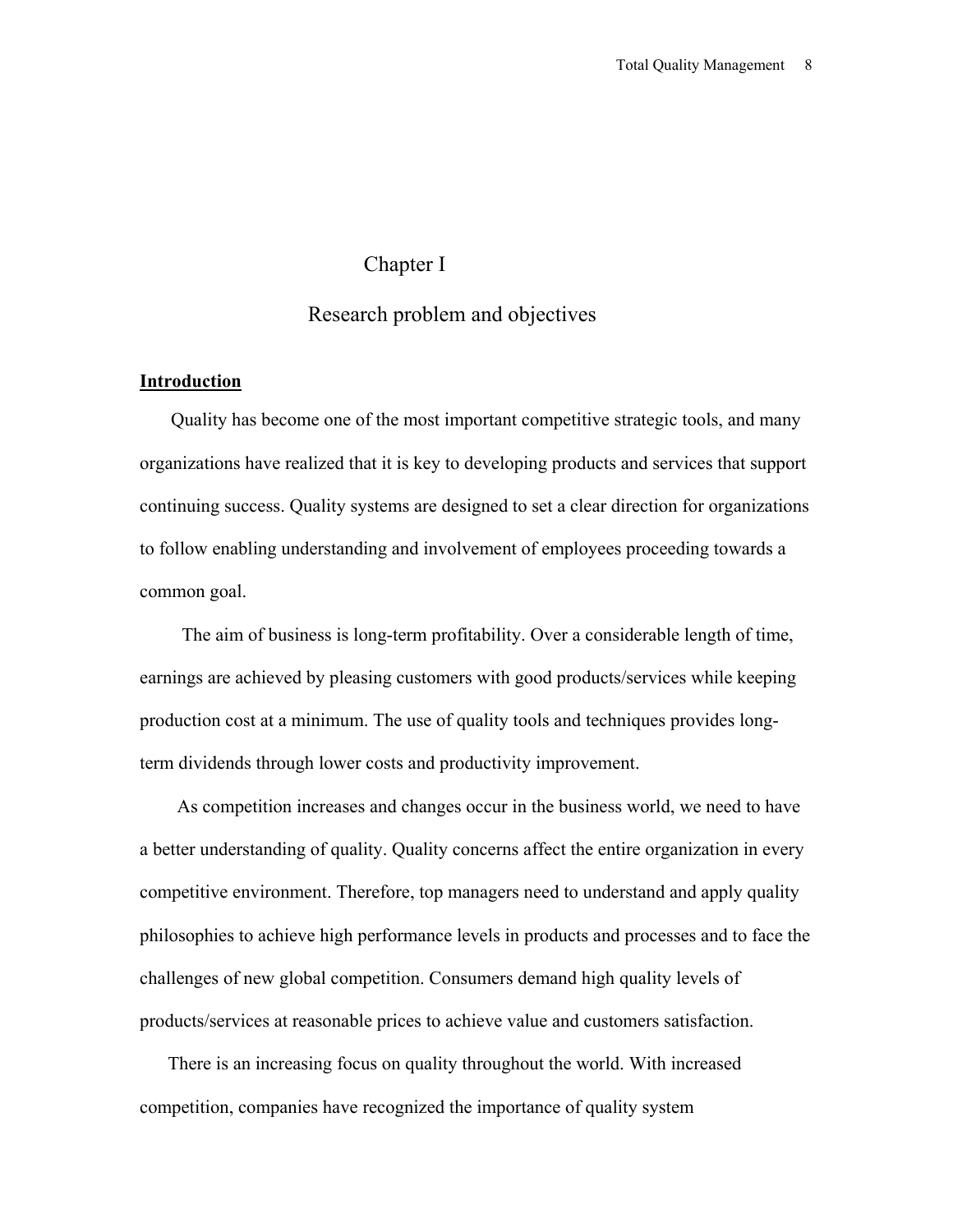# Chapter I

## Research problem and objectives

### Introduction

Quality has become one of the most important competitive strategic tools, and many organizations have realized that it is key to developing products and services that support continuing success. Quality systems are designed to set a clear direction for organizations to follow enabling understanding and involvement of employees proceeding towards a common goal.

The aim of business is long-term profitability. Over a considerable length of time, earnings are achieved by pleasing customers with good products/services while keeping production cost at a minimum. The use of quality tools and techniques provides long-term dividends through lower costs and productivity improvement.

As competition increases and changes occur in the business world, we need to have a better understanding of quality. Quality concerns affect the entire organization in every competitive environment. Therefore, top managers need to understand and apply quality philosophies to achieve high performance levels in products and processes and to face the challenges of new global competition. Consumers demand high quality levels of products/services at reasonable prices to achieve value and customers satisfaction.

There is an increasing focus on quality throughout the world. With increased competition, companies have recognized the importance of quality system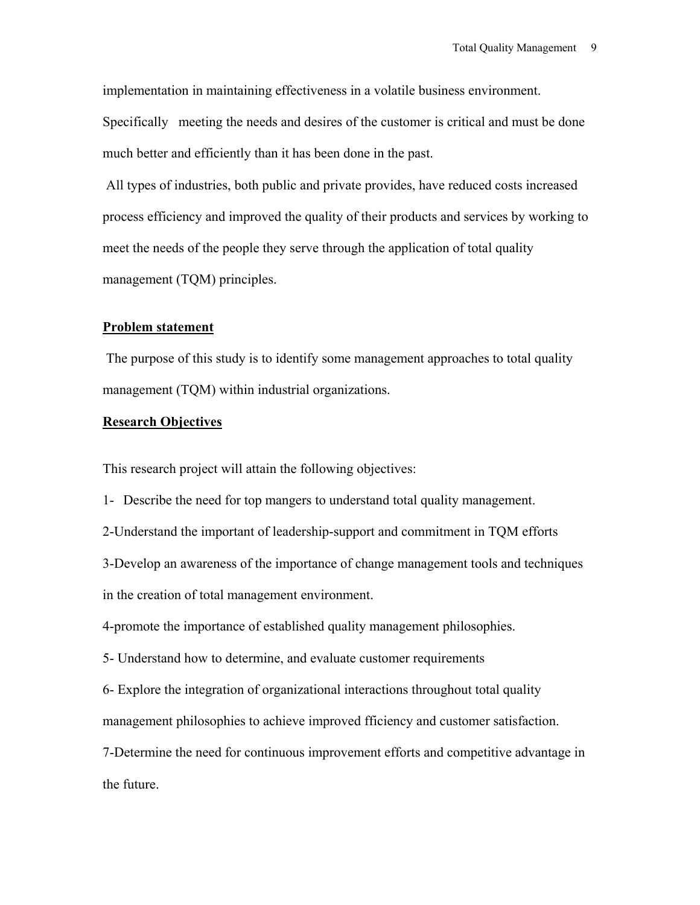implementation in maintaining effectiveness in a volatile business environment. Specifically meeting the needs and desires of the customer is critical and must be done much better and efficiently than it has been done in the past.

All types of industries, both public and private provides, have reduced costs increased process efficiency and improved the quality of their products and services by working to meet the needs of the people they serve through the application of total quality management (TQM) principles.

## Problem statement

The purpose of this study is to identify some management approaches to total quality management (TQM) within industrial organizations.

## Research Objectives

This research project will attain the following objectives:

1- Describe the need for top mangers to understand total quality management.

2-Understand the important of leadership-support and commitment in TQM efforts

3-Develop an awareness of the importance of change management tools and techniques in the creation of total management environment.

4-promote the importance of established quality management philosophies.

5- Understand how to determine, and evaluate customer requirements

6- Explore the integration of organizational interactions throughout total quality management philosophies to achieve improved fficiency and customer satisfaction.

7-Determine the need for continuous improvement efforts and competitive advantage in the future.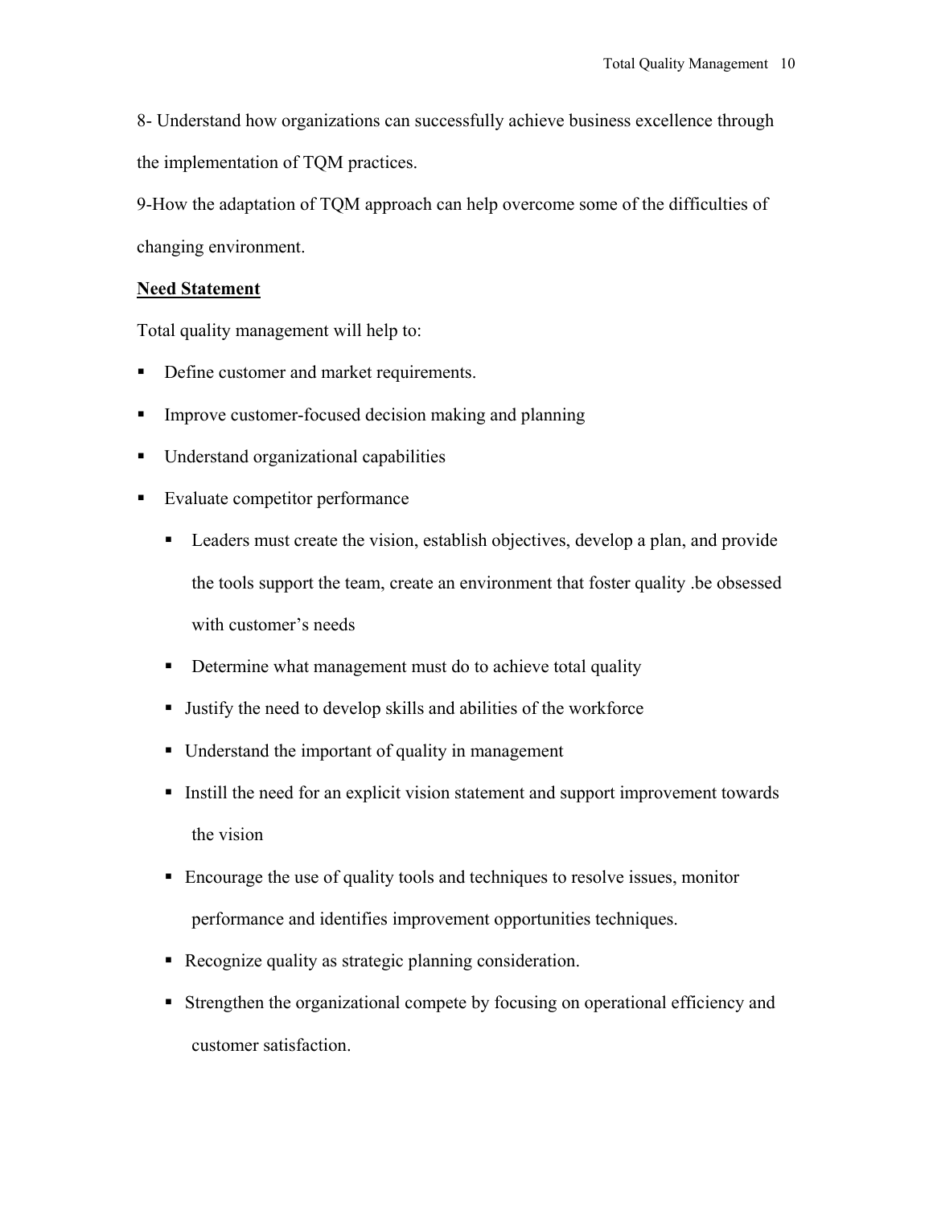8- Understand how organizations can successfully achieve business excellence through the implementation of TQM practices.

9-How the adaptation of TQM approach can help overcome some of the difficulties of changing environment.

**Need Statement**

Total quality management will help to:

- Define customer and market requirements.
- Improve customer-focused decision making and planning
- Understand organizational capabilities
- Evaluate competitor performance
  - Leaders must create the vision, establish objectives, develop a plan, and provide the tools support the team, create an environment that foster quality .be obsessed with customer's needs
  - Determine what management must do to achieve total quality
  - Justify the need to develop skills and abilities of the workforce
  - Understand the important of quality in management
  - Instill the need for an explicit vision statement and support improvement towards the vision
  - Encourage the use of quality tools and techniques to resolve issues, monitor performance and identifies improvement opportunities techniques.
  - Recognize quality as strategic planning consideration.
  - Strengthen the organizational compete by focusing on operational efficiency and customer satisfaction.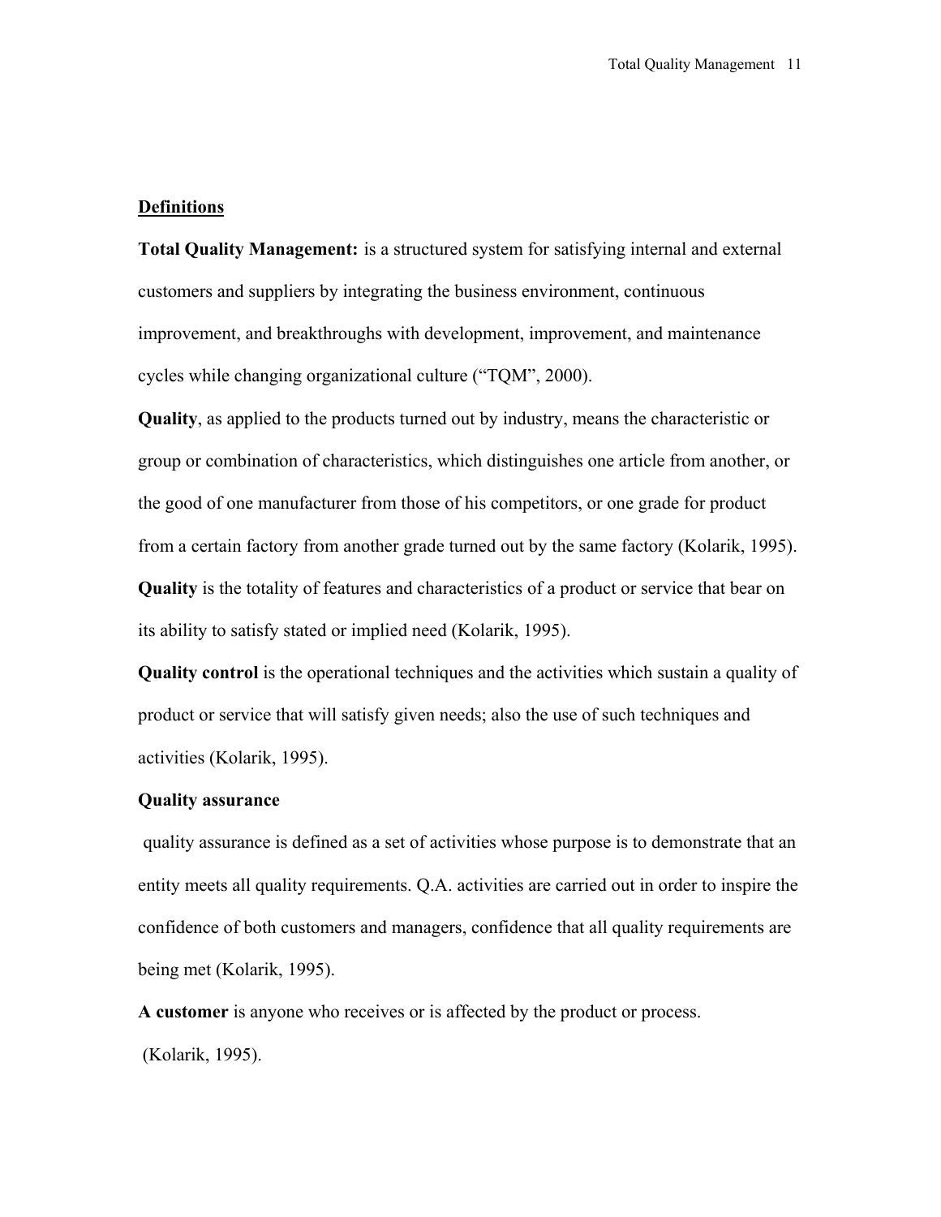## Definitions

**Total Quality Management:** is a structured system for satisfying internal and external customers and suppliers by integrating the business environment, continuous improvement, and breakthroughs with development, improvement, and maintenance cycles while changing organizational culture ("TQM", 2000).

**Quality**, as applied to the products turned out by industry, means the characteristic or group or combination of characteristics, which distinguishes one article from another, or the good of one manufacturer from those of his competitors, or one grade for product from a certain factory from another grade turned out by the same factory (Kolarik, 1995).

**Quality** is the totality of features and characteristics of a product or service that bear on its ability to satisfy stated or implied need (Kolarik, 1995).

**Quality control** is the operational techniques and the activities which sustain a quality of product or service that will satisfy given needs; also the use of such techniques and activities (Kolarik, 1995).

**Quality assurance**

quality assurance is defined as a set of activities whose purpose is to demonstrate that an entity meets all quality requirements. Q.A. activities are carried out in order to inspire the confidence of both customers and managers, confidence that all quality requirements are being met (Kolarik, 1995).

**A customer** is anyone who receives or is affected by the product or process.

(Kolarik, 1995).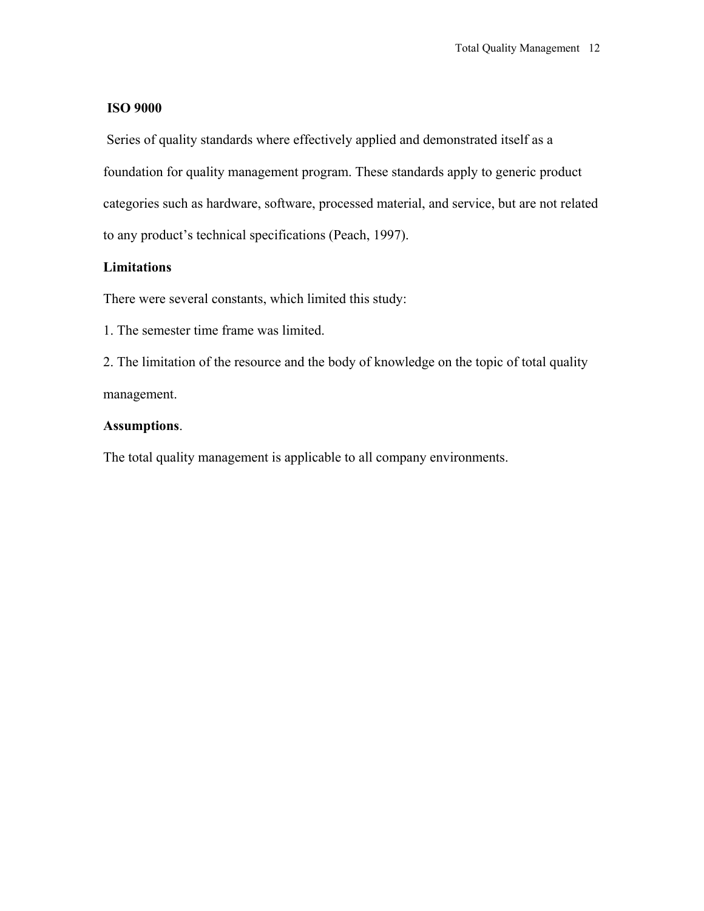**ISO 9000**

Series of quality standards where effectively applied and demonstrated itself as a foundation for quality management program. These standards apply to generic product categories such as hardware, software, processed material, and service, but are not related to any product's technical specifications (Peach, 1997).

**Limitations**

There were several constants, which limited this study:

1. The semester time frame was limited.

2. The limitation of the resource and the body of knowledge on the topic of total quality management.

**Assumptions**.

The total quality management is applicable to all company environments.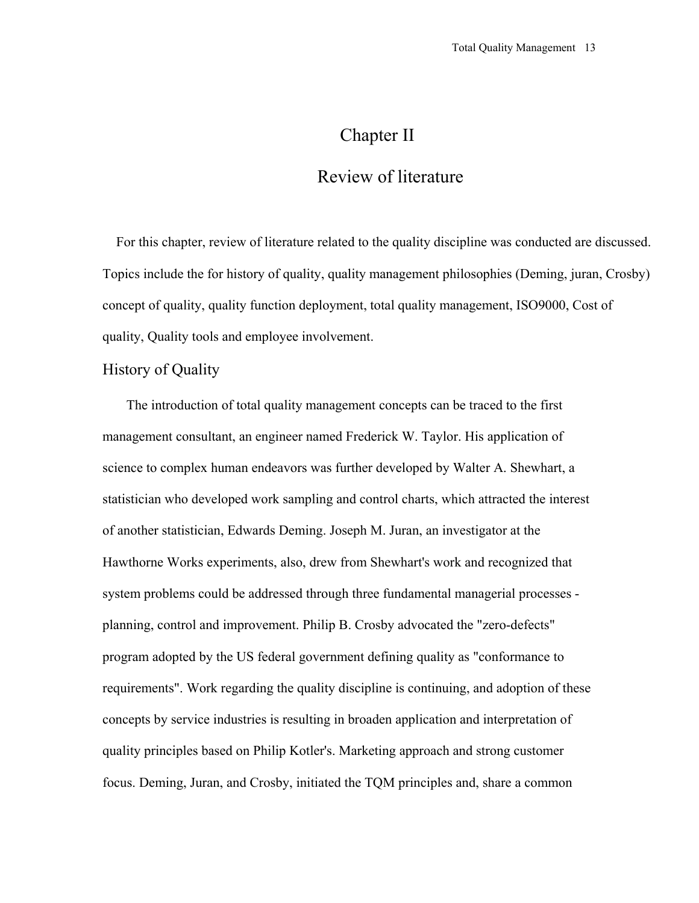# Chapter II

# Review of literature

For this chapter, review of literature related to the quality discipline was conducted are discussed. Topics include the for history of quality, quality management philosophies (Deming, juran, Crosby) concept of quality, quality function deployment, total quality management, ISO9000, Cost of quality, Quality tools and employee involvement.

## History of Quality

The introduction of total quality management concepts can be traced to the first management consultant, an engineer named Frederick W. Taylor. His application of science to complex human endeavors was further developed by Walter A. Shewhart, a statistician who developed work sampling and control charts, which attracted the interest of another statistician, Edwards Deming. Joseph M. Juran, an investigator at the Hawthorne Works experiments, also, drew from Shewhart's work and recognized that system problems could be addressed through three fundamental managerial processes - planning, control and improvement. Philip B. Crosby advocated the "zero-defects" program adopted by the US federal government defining quality as "conformance to requirements". Work regarding the quality discipline is continuing, and adoption of these concepts by service industries is resulting in broaden application and interpretation of quality principles based on Philip Kotler's. Marketing approach and strong customer focus. Deming, Juran, and Crosby, initiated the TQM principles and, share a common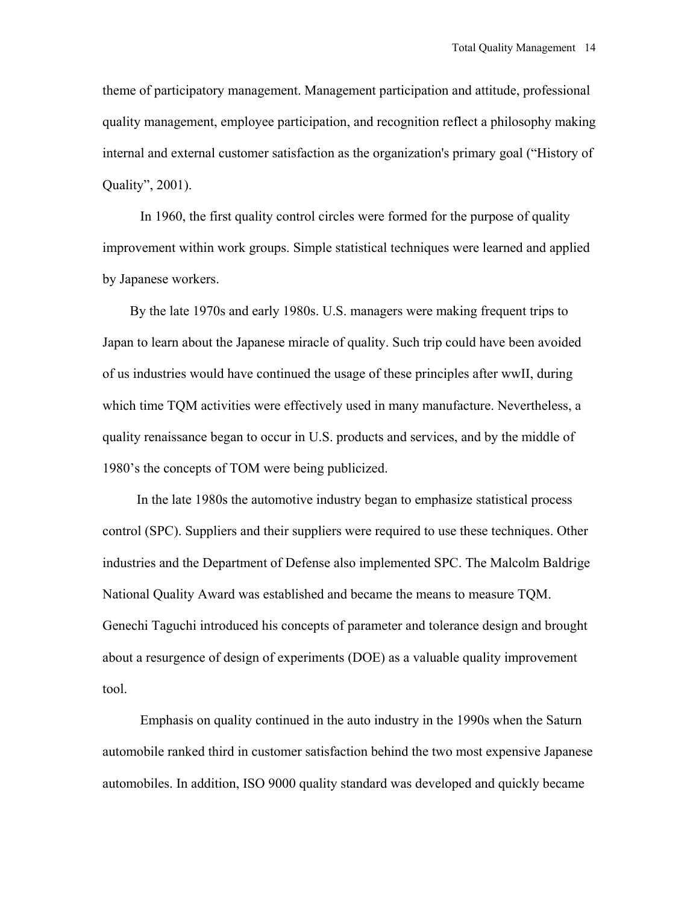theme of participatory management. Management participation and attitude, professional quality management, employee participation, and recognition reflect a philosophy making internal and external customer satisfaction as the organization's primary goal ("History of Quality", 2001).

In 1960, the first quality control circles were formed for the purpose of quality improvement within work groups. Simple statistical techniques were learned and applied by Japanese workers.

By the late 1970s and early 1980s. U.S. managers were making frequent trips to Japan to learn about the Japanese miracle of quality. Such trip could have been avoided of us industries would have continued the usage of these principles after wwII, during which time TQM activities were effectively used in many manufacture. Nevertheless, a quality renaissance began to occur in U.S. products and services, and by the middle of 1980's the concepts of TOM were being publicized.

In the late 1980s the automotive industry began to emphasize statistical process control (SPC). Suppliers and their suppliers were required to use these techniques. Other industries and the Department of Defense also implemented SPC. The Malcolm Baldrige National Quality Award was established and became the means to measure TQM. Genechi Taguchi introduced his concepts of parameter and tolerance design and brought about a resurgence of design of experiments (DOE) as a valuable quality improvement tool.

Emphasis on quality continued in the auto industry in the 1990s when the Saturn automobile ranked third in customer satisfaction behind the two most expensive Japanese automobiles. In addition, ISO 9000 quality standard was developed and quickly became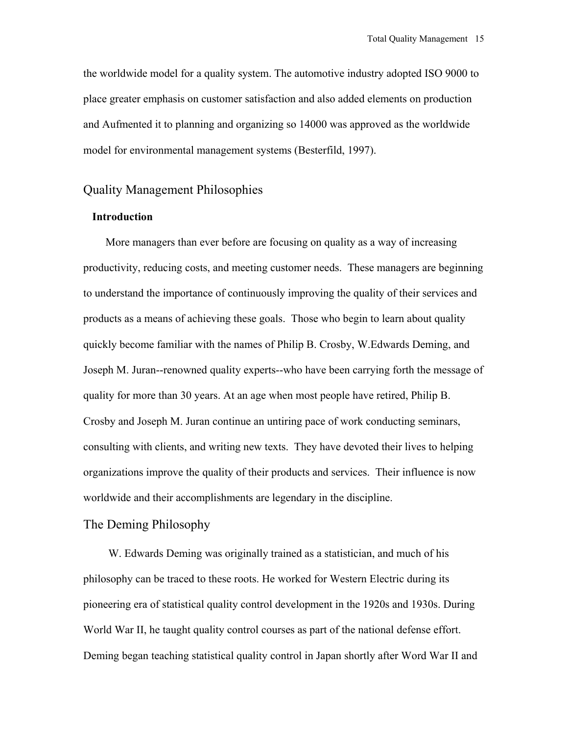the worldwide model for a quality system. The automotive industry adopted ISO 9000 to place greater emphasis on customer satisfaction and also added elements on production and Aufmented it to planning and organizing so 14000 was approved as the worldwide model for environmental management systems (Besterfild, 1997).

## Quality Management Philosophies

### Introduction

More managers than ever before are focusing on quality as a way of increasing productivity, reducing costs, and meeting customer needs. These managers are beginning to understand the importance of continuously improving the quality of their services and products as a means of achieving these goals. Those who begin to learn about quality quickly become familiar with the names of Philip B. Crosby, W.Edwards Deming, and Joseph M. Juran--renowned quality experts--who have been carrying forth the message of quality for more than 30 years. At an age when most people have retired, Philip B. Crosby and Joseph M. Juran continue an untiring pace of work conducting seminars, consulting with clients, and writing new texts. They have devoted their lives to helping organizations improve the quality of their products and services. Their influence is now worldwide and their accomplishments are legendary in the discipline.

## The Deming Philosophy

W. Edwards Deming was originally trained as a statistician, and much of his philosophy can be traced to these roots. He worked for Western Electric during its pioneering era of statistical quality control development in the 1920s and 1930s. During World War II, he taught quality control courses as part of the national defense effort. Deming began teaching statistical quality control in Japan shortly after Word War II and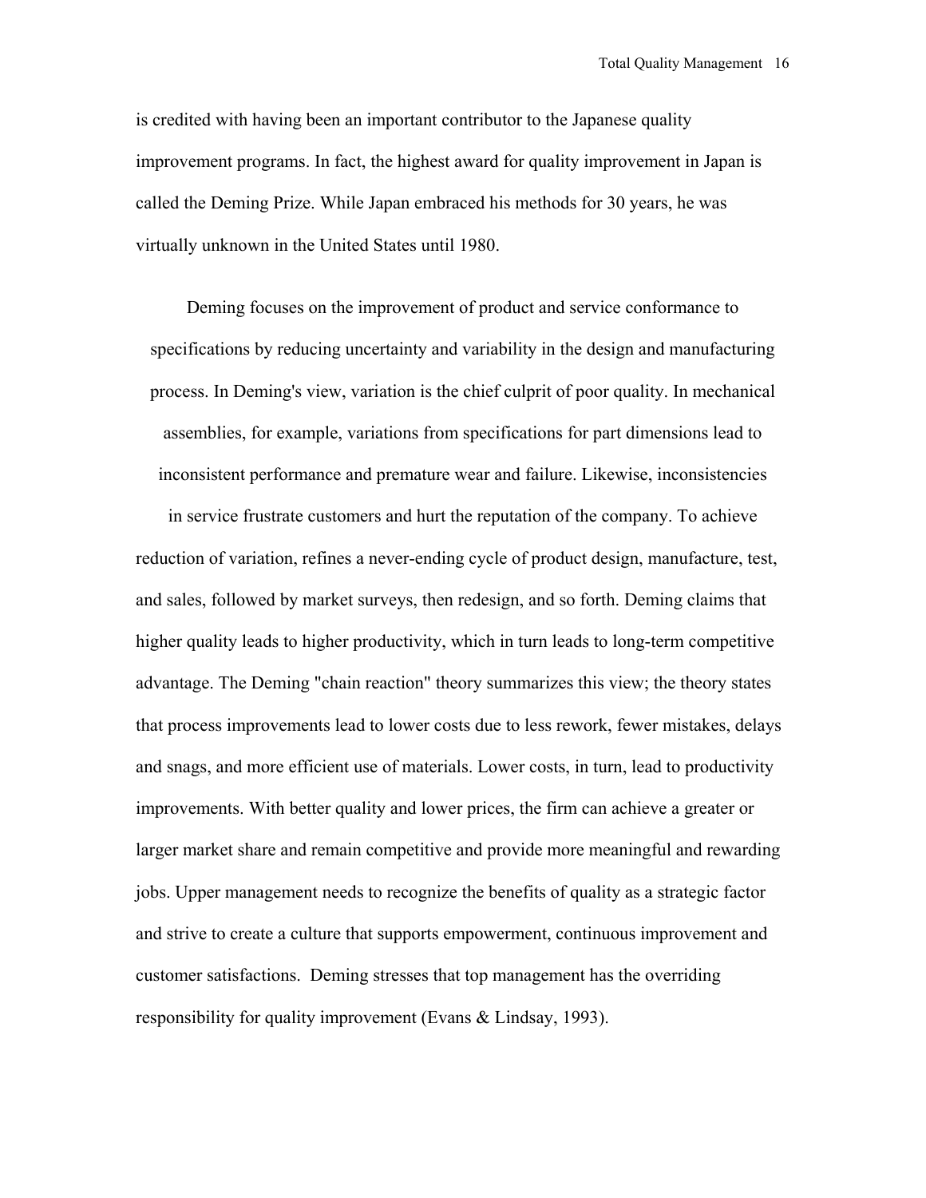is credited with having been an important contributor to the Japanese quality improvement programs. In fact, the highest award for quality improvement in Japan is called the Deming Prize. While Japan embraced his methods for 30 years, he was virtually unknown in the United States until 1980.

Deming focuses on the improvement of product and service conformance to specifications by reducing uncertainty and variability in the design and manufacturing process. In Deming's view, variation is the chief culprit of poor quality. In mechanical assemblies, for example, variations from specifications for part dimensions lead to inconsistent performance and premature wear and failure. Likewise, inconsistencies in service frustrate customers and hurt the reputation of the company. To achieve reduction of variation, refines a never-ending cycle of product design, manufacture, test, and sales, followed by market surveys, then redesign, and so forth. Deming claims that higher quality leads to higher productivity, which in turn leads to long-term competitive advantage. The Deming "chain reaction" theory summarizes this view; the theory states that process improvements lead to lower costs due to less rework, fewer mistakes, delays and snags, and more efficient use of materials. Lower costs, in turn, lead to productivity improvements. With better quality and lower prices, the firm can achieve a greater or larger market share and remain competitive and provide more meaningful and rewarding jobs. Upper management needs to recognize the benefits of quality as a strategic factor and strive to create a culture that supports empowerment, continuous improvement and customer satisfactions. Deming stresses that top management has the overriding responsibility for quality improvement (Evans & Lindsay, 1993).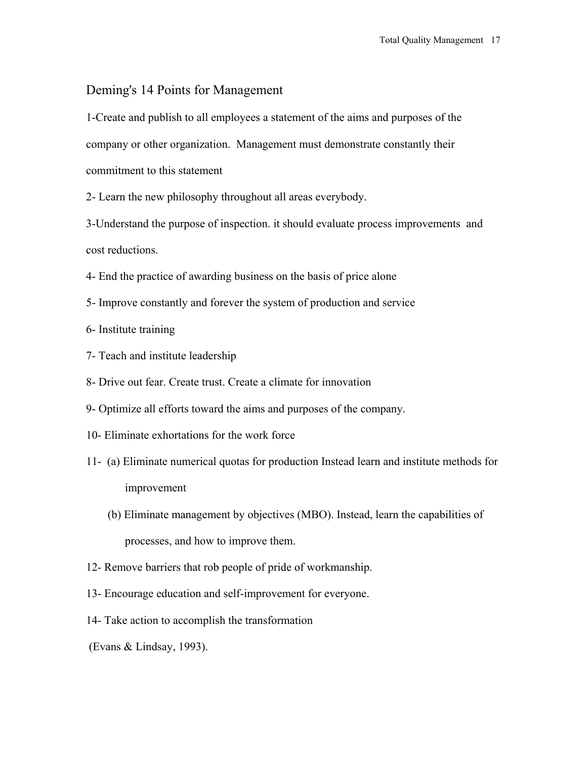## Deming's 14 Points for Management

1-Create and publish to all employees a statement of the aims and purposes of the company or other organization. Management must demonstrate constantly their commitment to this statement

2- Learn the new philosophy throughout all areas everybody.

3-Understand the purpose of inspection. it should evaluate process improvements and cost reductions.

4- End the practice of awarding business on the basis of price alone

5- Improve constantly and forever the system of production and service

6- Institute training

7- Teach and institute leadership

8- Drive out fear. Create trust. Create a climate for innovation

9- Optimize all efforts toward the aims and purposes of the company.

10- Eliminate exhortations for the work force

11- (a) Eliminate numerical quotas for production Instead learn and institute methods for improvement

(b) Eliminate management by objectives (MBO). Instead, learn the capabilities of processes, and how to improve them.

12- Remove barriers that rob people of pride of workmanship.

13- Encourage education and self-improvement for everyone.

14- Take action to accomplish the transformation

(Evans & Lindsay, 1993).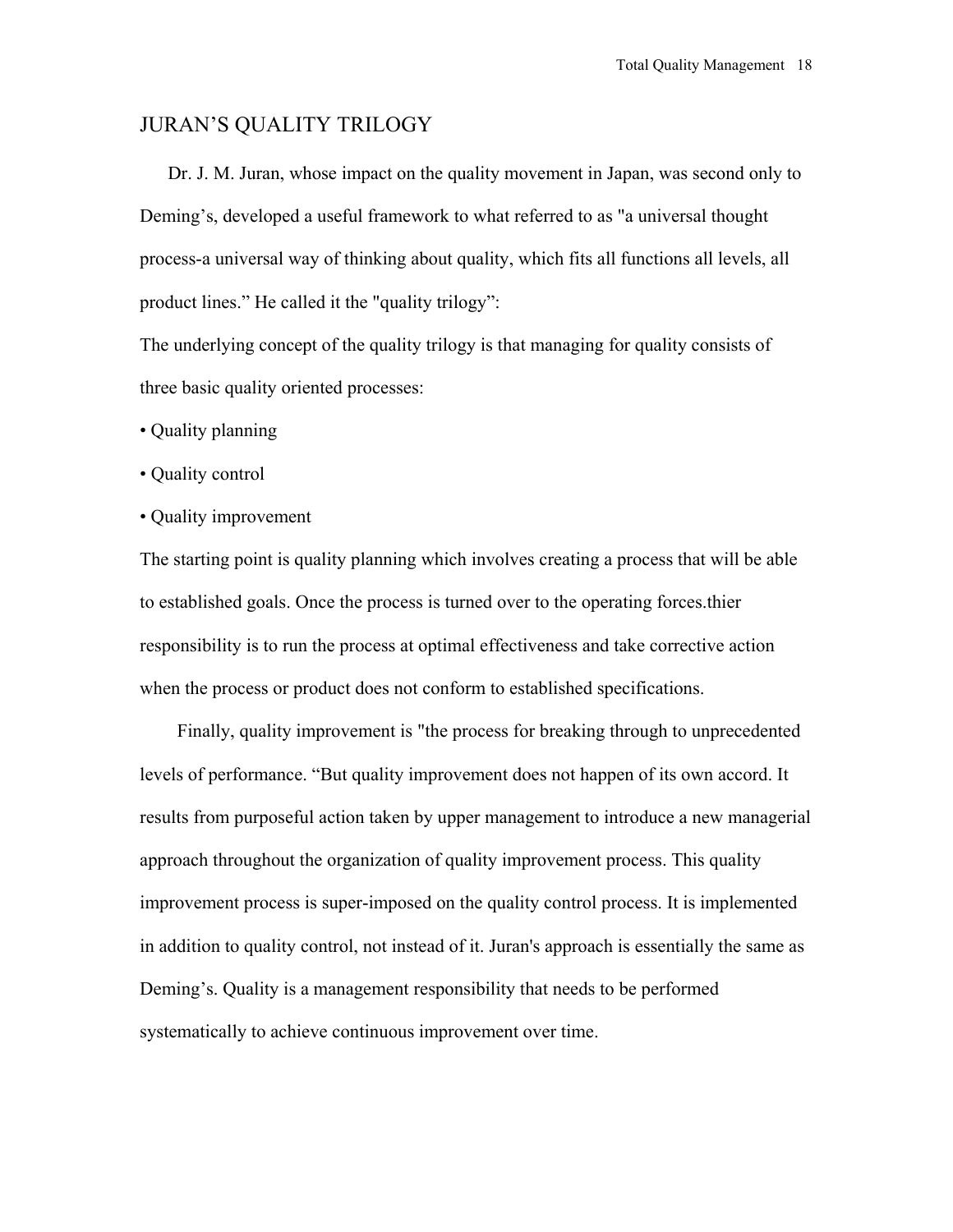## JURAN'S QUALITY TRILOGY

Dr. J. M. Juran, whose impact on the quality movement in Japan, was second only to Deming's, developed a useful framework to what referred to as "a universal thought process-a universal way of thinking about quality, which fits all functions all levels, all product lines." He called it the "quality trilogy":

The underlying concept of the quality trilogy is that managing for quality consists of three basic quality oriented processes:

- Quality planning
- Quality control
- Quality improvement

The starting point is quality planning which involves creating a process that will be able to established goals. Once the process is turned over to the operating forces.thier responsibility is to run the process at optimal effectiveness and take corrective action when the process or product does not conform to established specifications.

Finally, quality improvement is "the process for breaking through to unprecedented levels of performance. "But quality improvement does not happen of its own accord. It results from purposeful action taken by upper management to introduce a new managerial approach throughout the organization of quality improvement process. This quality improvement process is super-imposed on the quality control process. It is implemented in addition to quality control, not instead of it. Juran's approach is essentially the same as Deming's. Quality is a management responsibility that needs to be performed systematically to achieve continuous improvement over time.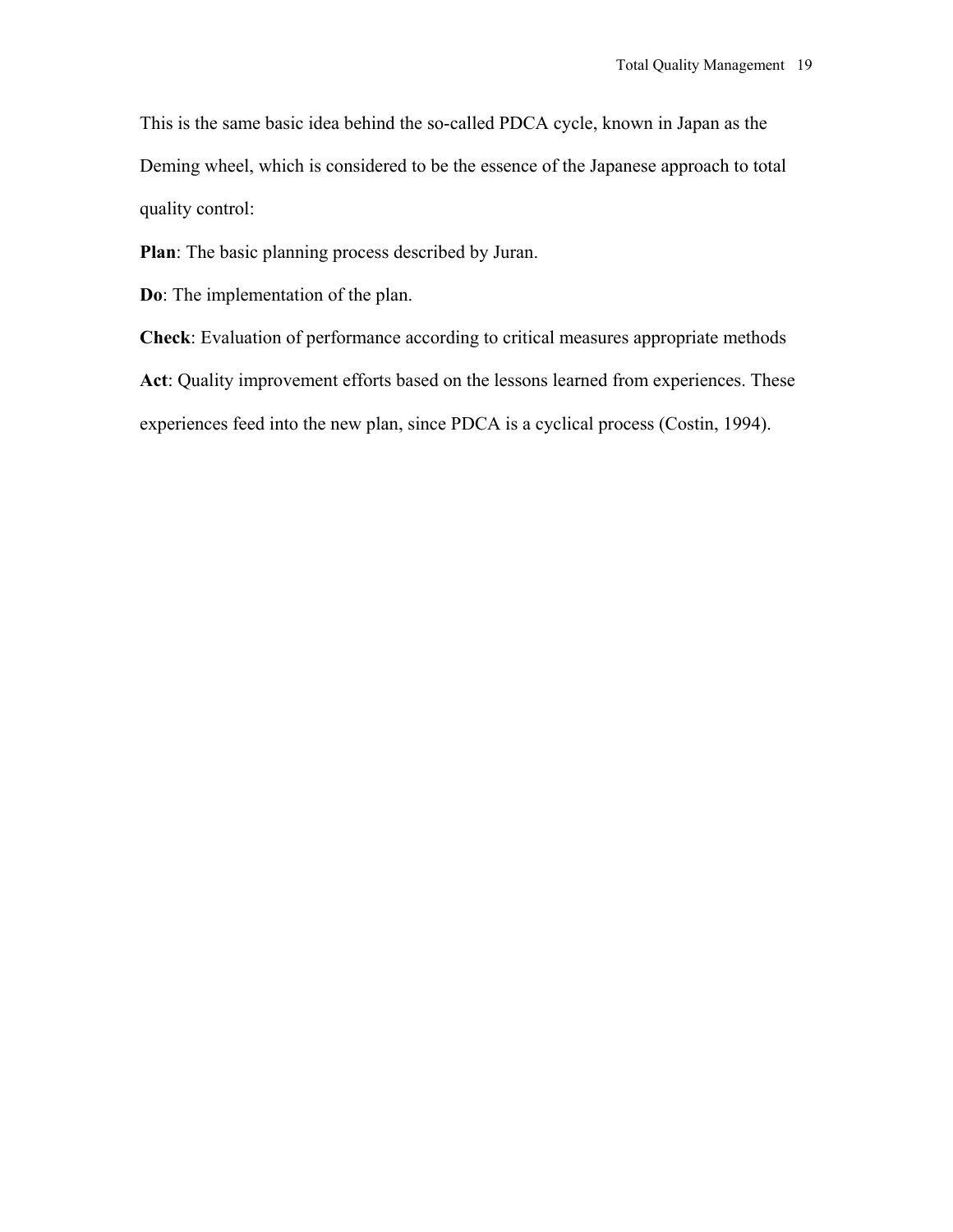This is the same basic idea behind the so-called PDCA cycle, known in Japan as the Deming wheel, which is considered to be the essence of the Japanese approach to total quality control:

**Plan**: The basic planning process described by Juran.

**Do**: The implementation of the plan.

**Check**: Evaluation of performance according to critical measures appropriate methods

**Act**: Quality improvement efforts based on the lessons learned from experiences. These experiences feed into the new plan, since PDCA is a cyclical process (Costin, 1994).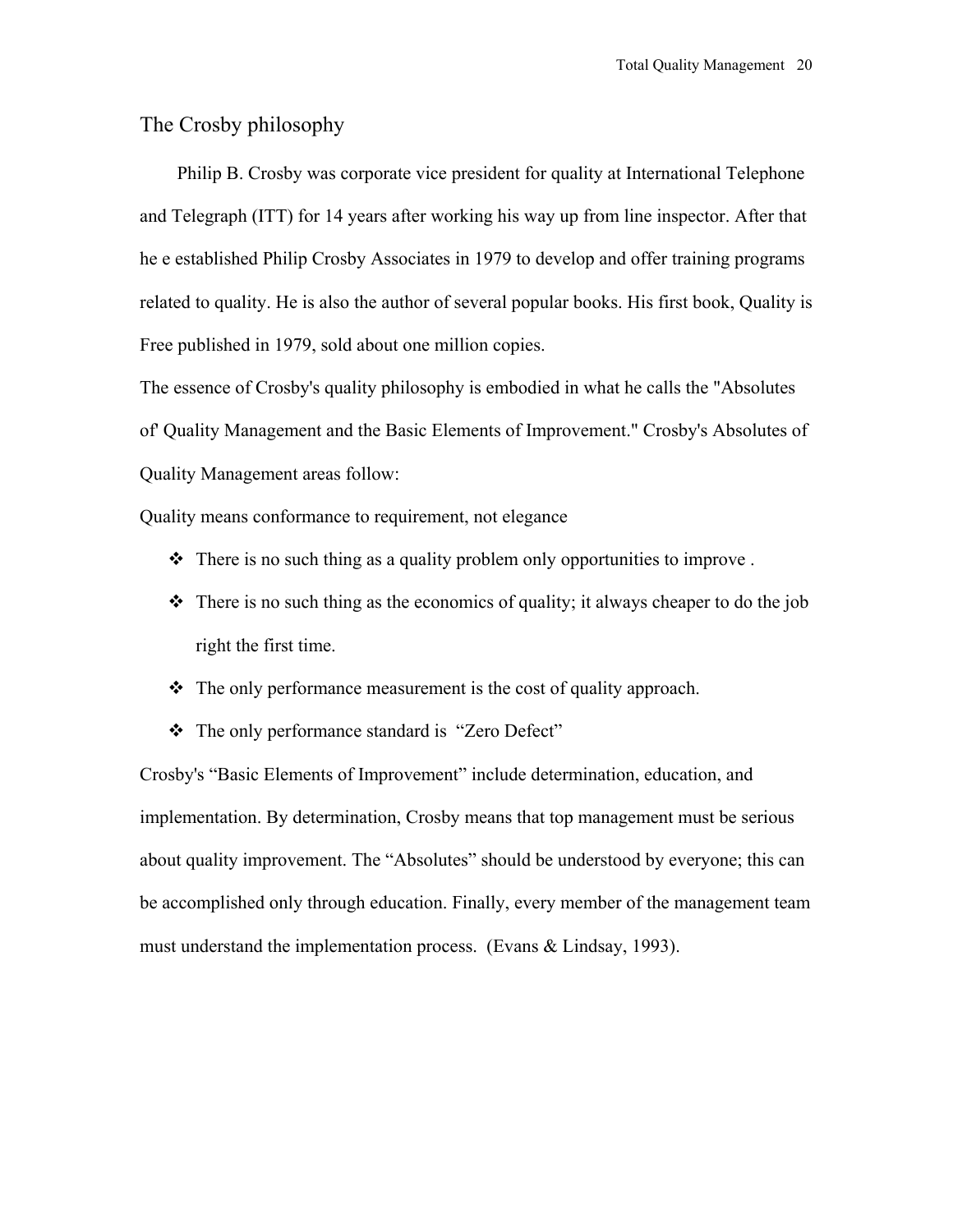## The Crosby philosophy

Philip B. Crosby was corporate vice president for quality at International Telephone and Telegraph (ITT) for 14 years after working his way up from line inspector. After that he e established Philip Crosby Associates in 1979 to develop and offer training programs related to quality. He is also the author of several popular books. His first book, Quality is Free published in 1979, sold about one million copies.

The essence of Crosby's quality philosophy is embodied in what he calls the "Absolutes of' Quality Management and the Basic Elements of Improvement." Crosby's Absolutes of Quality Management areas follow:

Quality means conformance to requirement, not elegance

- There is no such thing as a quality problem only opportunities to improve .
- There is no such thing as the economics of quality; it always cheaper to do the job right the first time.
- The only performance measurement is the cost of quality approach.
- The only performance standard is "Zero Defect"

Crosby's "Basic Elements of Improvement" include determination, education, and implementation. By determination, Crosby means that top management must be serious about quality improvement. The "Absolutes" should be understood by everyone; this can be accomplished only through education. Finally, every member of the management team must understand the implementation process. (Evans & Lindsay, 1993).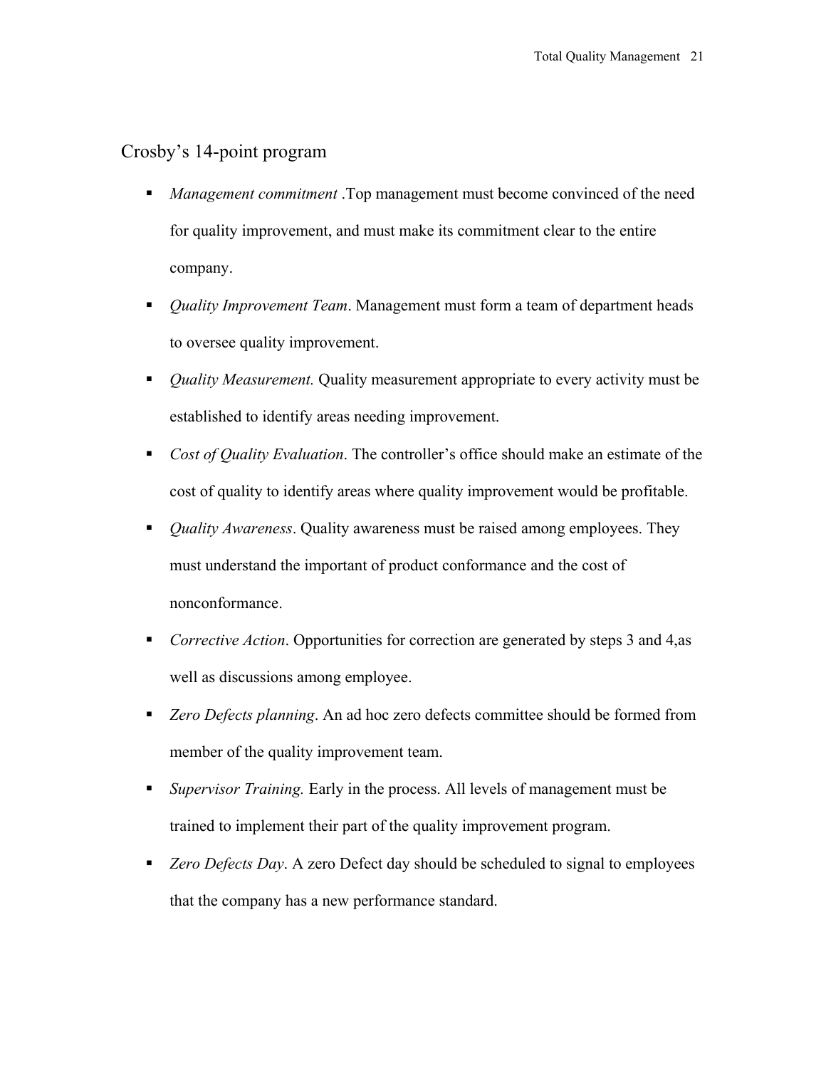## Crosby's 14-point program

- *Management commitment* .Top management must become convinced of the need for quality improvement, and must make its commitment clear to the entire company.
- *Quality Improvement Team*. Management must form a team of department heads to oversee quality improvement.
- *Quality Measurement.* Quality measurement appropriate to every activity must be established to identify areas needing improvement.
- *Cost of Quality Evaluation*. The controller's office should make an estimate of the cost of quality to identify areas where quality improvement would be profitable.
- *Quality Awareness*. Quality awareness must be raised among employees. They must understand the important of product conformance and the cost of nonconformance.
- *Corrective Action*. Opportunities for correction are generated by steps 3 and 4,as well as discussions among employee.
- *Zero Defects planning*. An ad hoc zero defects committee should be formed from member of the quality improvement team.
- *Supervisor Training.* Early in the process. All levels of management must be trained to implement their part of the quality improvement program.
- *Zero Defects Day*. A zero Defect day should be scheduled to signal to employees that the company has a new performance standard.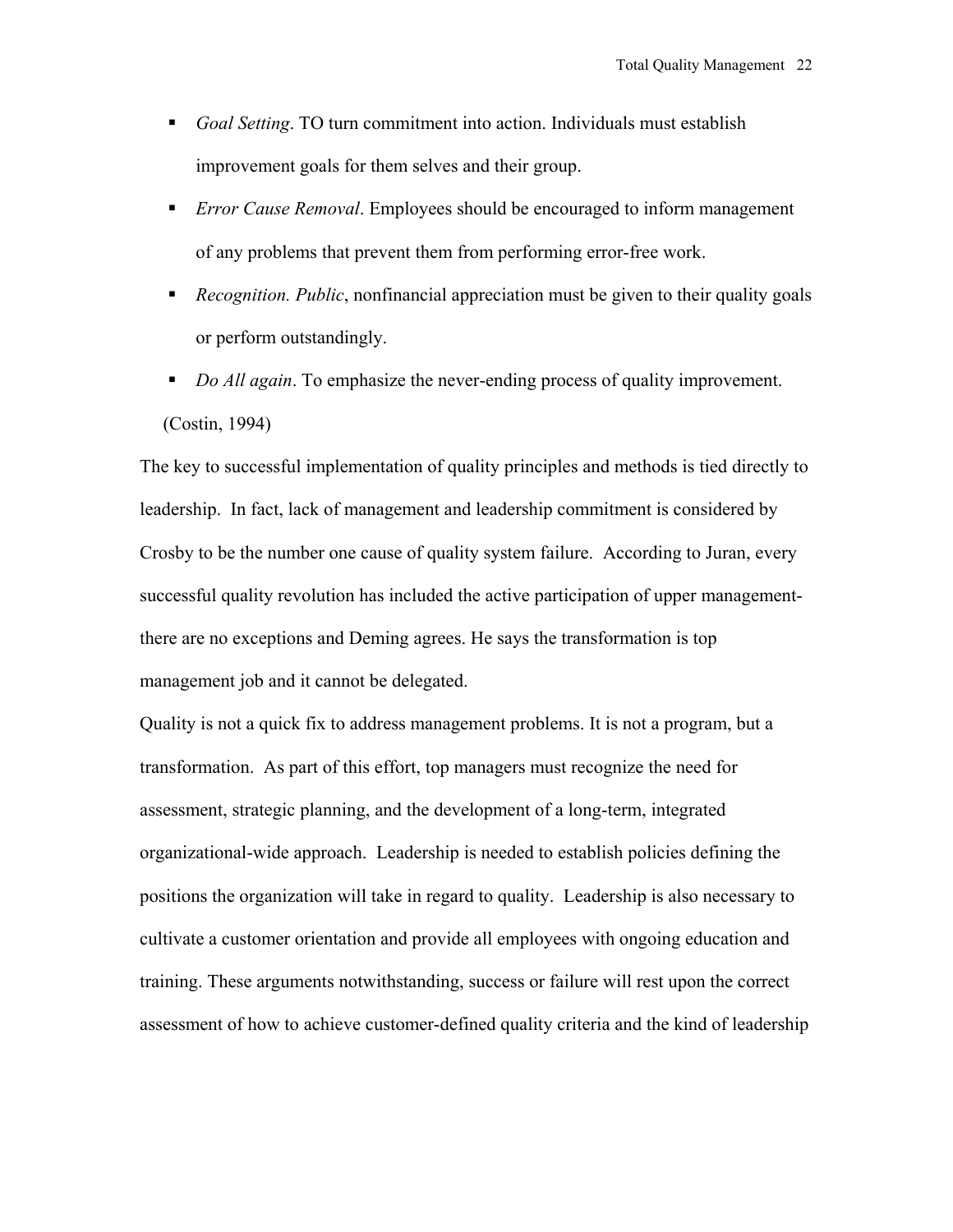- *Goal Setting*. TO turn commitment into action. Individuals must establish improvement goals for them selves and their group.
- *Error Cause Removal*. Employees should be encouraged to inform management of any problems that prevent them from performing error-free work.
- *Recognition. Public*, nonfinancial appreciation must be given to their quality goals or perform outstandingly.
- *Do All again*. To emphasize the never-ending process of quality improvement.

(Costin, 1994)

The key to successful implementation of quality principles and methods is tied directly to leadership. In fact, lack of management and leadership commitment is considered by Crosby to be the number one cause of quality system failure. According to Juran, every successful quality revolution has included the active participation of upper management- there are no exceptions and Deming agrees. He says the transformation is top management job and it cannot be delegated.

Quality is not a quick fix to address management problems. It is not a program, but a transformation. As part of this effort, top managers must recognize the need for assessment, strategic planning, and the development of a long-term, integrated organizational-wide approach. Leadership is needed to establish policies defining the positions the organization will take in regard to quality. Leadership is also necessary to cultivate a customer orientation and provide all employees with ongoing education and training. These arguments notwithstanding, success or failure will rest upon the correct assessment of how to achieve customer-defined quality criteria and the kind of leadership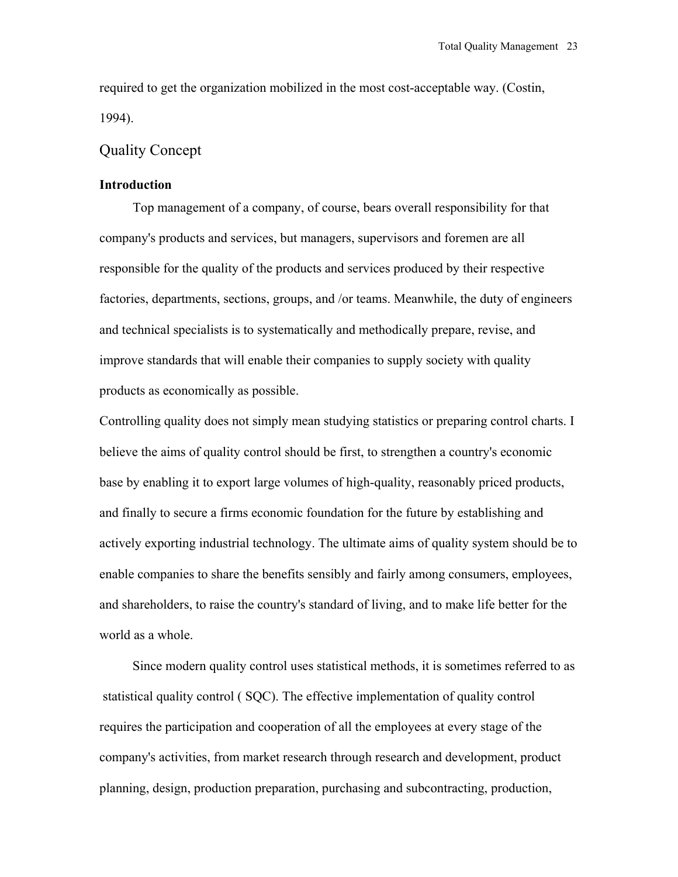required to get the organization mobilized in the most cost-acceptable way. (Costin, 1994).

## Quality Concept

### Introduction

Top management of a company, of course, bears overall responsibility for that company's products and services, but managers, supervisors and foremen are all responsible for the quality of the products and services produced by their respective factories, departments, sections, groups, and /or teams. Meanwhile, the duty of engineers and technical specialists is to systematically and methodically prepare, revise, and improve standards that will enable their companies to supply society with quality products as economically as possible.

Controlling quality does not simply mean studying statistics or preparing control charts. I believe the aims of quality control should be first, to strengthen a country's economic base by enabling it to export large volumes of high-quality, reasonably priced products, and finally to secure a firms economic foundation for the future by establishing and actively exporting industrial technology. The ultimate aims of quality system should be to enable companies to share the benefits sensibly and fairly among consumers, employees, and shareholders, to raise the country's standard of living, and to make life better for the world as a whole.

Since modern quality control uses statistical methods, it is sometimes referred to as statistical quality control ( SQC). The effective implementation of quality control requires the participation and cooperation of all the employees at every stage of the company's activities, from market research through research and development, product planning, design, production preparation, purchasing and subcontracting, production,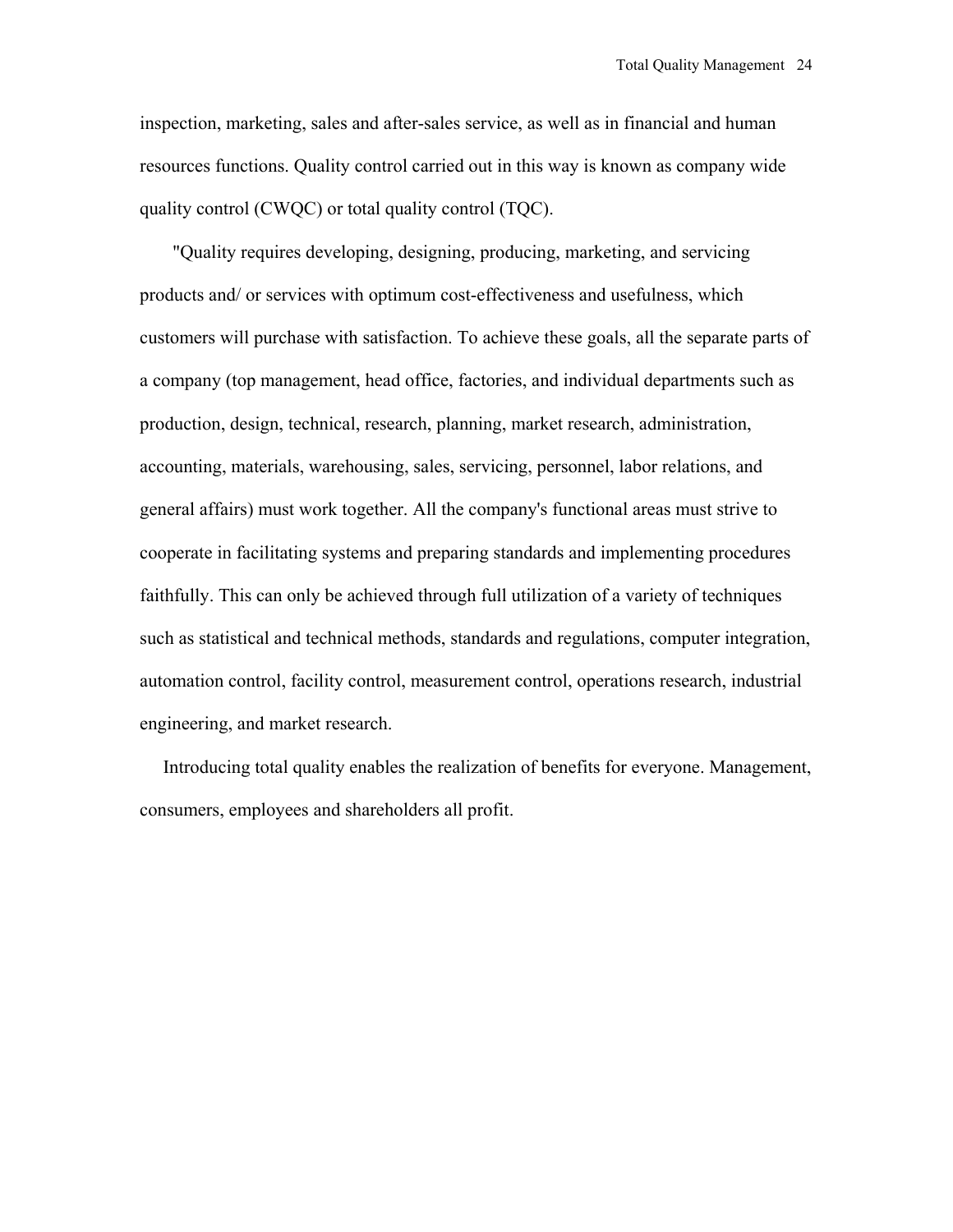inspection, marketing, sales and after-sales service, as well as in financial and human resources functions. Quality control carried out in this way is known as company wide quality control (CWQC) or total quality control (TQC).

"Quality requires developing, designing, producing, marketing, and servicing products and/ or services with optimum cost-effectiveness and usefulness, which customers will purchase with satisfaction. To achieve these goals, all the separate parts of a company (top management, head office, factories, and individual departments such as production, design, technical, research, planning, market research, administration, accounting, materials, warehousing, sales, servicing, personnel, labor relations, and general affairs) must work together. All the company's functional areas must strive to cooperate in facilitating systems and preparing standards and implementing procedures faithfully. This can only be achieved through full utilization of a variety of techniques such as statistical and technical methods, standards and regulations, computer integration, automation control, facility control, measurement control, operations research, industrial engineering, and market research.

Introducing total quality enables the realization of benefits for everyone. Management, consumers, employees and shareholders all profit.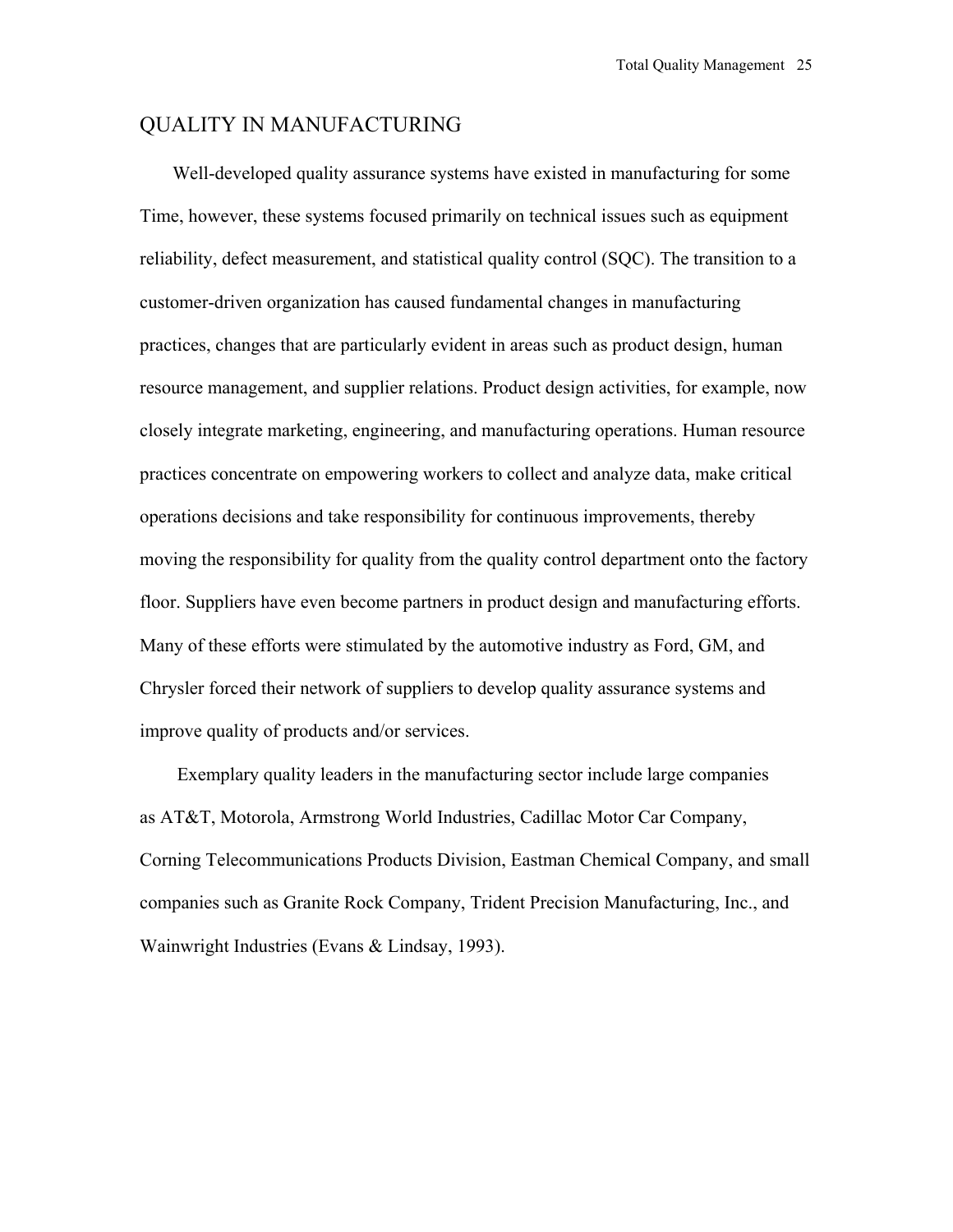## QUALITY IN MANUFACTURING

Well-developed quality assurance systems have existed in manufacturing for some Time, however, these systems focused primarily on technical issues such as equipment reliability, defect measurement, and statistical quality control (SQC). The transition to a customer-driven organization has caused fundamental changes in manufacturing practices, changes that are particularly evident in areas such as product design, human resource management, and supplier relations. Product design activities, for example, now closely integrate marketing, engineering, and manufacturing operations. Human resource practices concentrate on empowering workers to collect and analyze data, make critical operations decisions and take responsibility for continuous improvements, thereby moving the responsibility for quality from the quality control department onto the factory floor. Suppliers have even become partners in product design and manufacturing efforts. Many of these efforts were stimulated by the automotive industry as Ford, GM, and Chrysler forced their network of suppliers to develop quality assurance systems and improve quality of products and/or services.

Exemplary quality leaders in the manufacturing sector include large companies as AT&T, Motorola, Armstrong World Industries, Cadillac Motor Car Company, Corning Telecommunications Products Division, Eastman Chemical Company, and small companies such as Granite Rock Company, Trident Precision Manufacturing, Inc., and Wainwright Industries (Evans & Lindsay, 1993).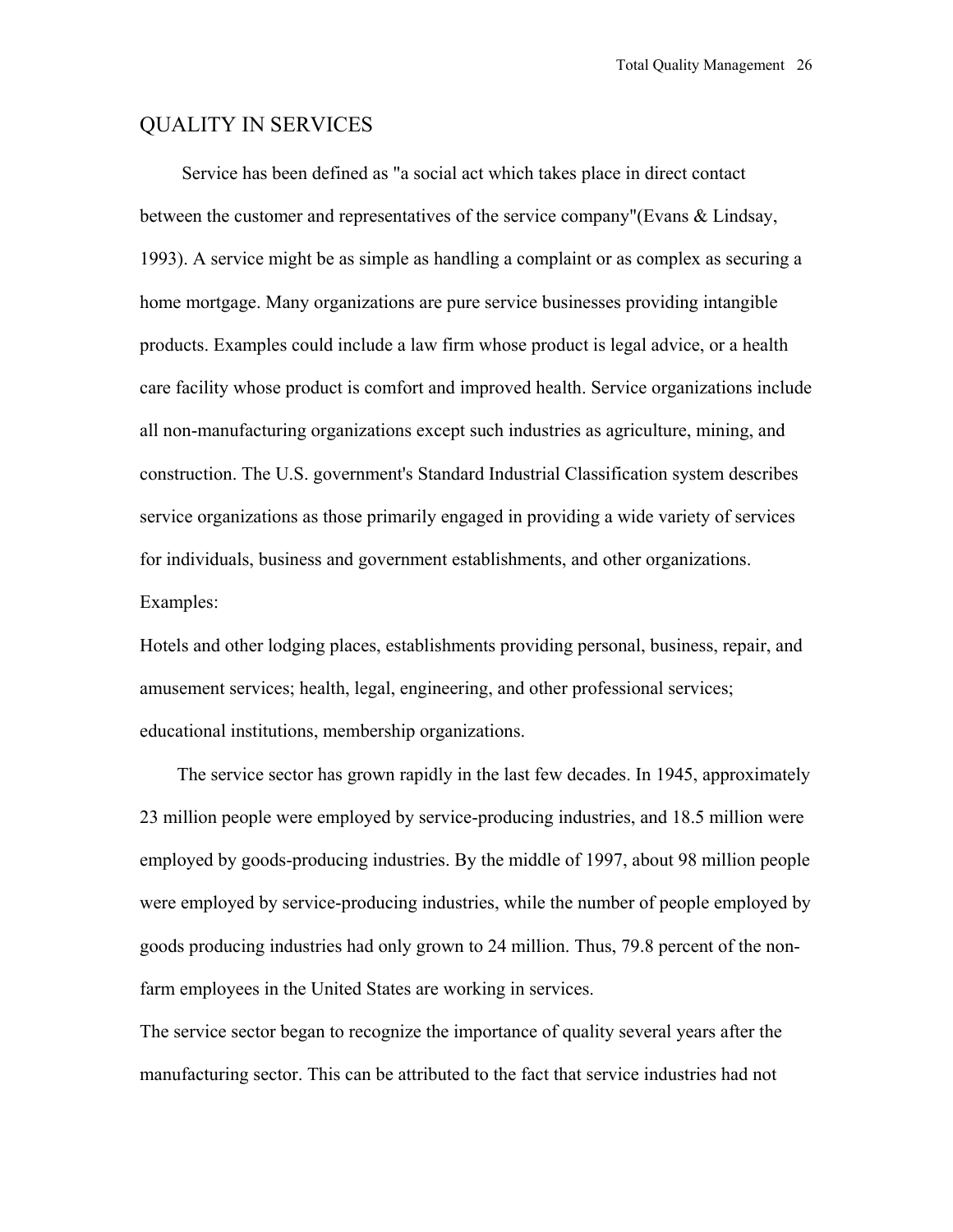## QUALITY IN SERVICES

Service has been defined as "a social act which takes place in direct contact between the customer and representatives of the service company"(Evans & Lindsay, 1993). A service might be as simple as handling a complaint or as complex as securing a home mortgage. Many organizations are pure service businesses providing intangible products. Examples could include a law firm whose product is legal advice, or a health care facility whose product is comfort and improved health. Service organizations include all non-manufacturing organizations except such industries as agriculture, mining, and construction. The U.S. government's Standard Industrial Classification system describes service organizations as those primarily engaged in providing a wide variety of services for individuals, business and government establishments, and other organizations.

Examples:

Hotels and other lodging places, establishments providing personal, business, repair, and amusement services; health, legal, engineering, and other professional services; educational institutions, membership organizations.

The service sector has grown rapidly in the last few decades. In 1945, approximately 23 million people were employed by service-producing industries, and 18.5 million were employed by goods-producing industries. By the middle of 1997, about 98 million people were employed by service-producing industries, while the number of people employed by goods producing industries had only grown to 24 million. Thus, 79.8 percent of the non-farm employees in the United States are working in services.

The service sector began to recognize the importance of quality several years after the manufacturing sector. This can be attributed to the fact that service industries had not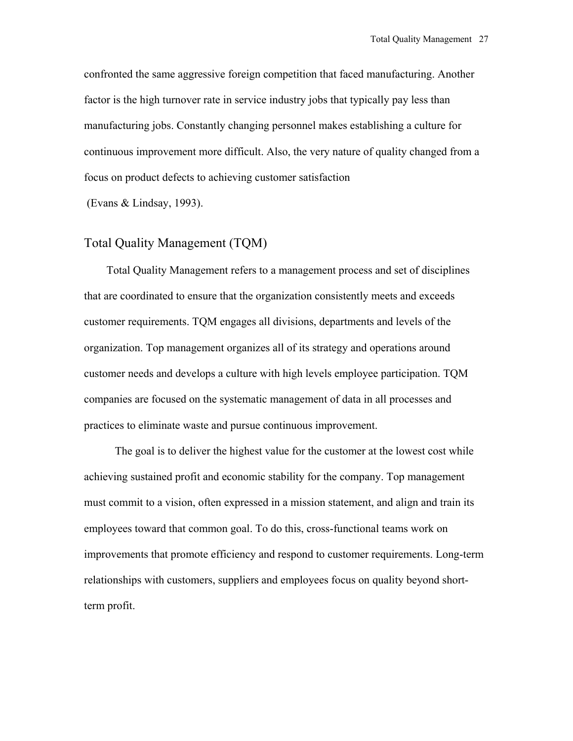confronted the same aggressive foreign competition that faced manufacturing. Another factor is the high turnover rate in service industry jobs that typically pay less than manufacturing jobs. Constantly changing personnel makes establishing a culture for continuous improvement more difficult. Also, the very nature of quality changed from a focus on product defects to achieving customer satisfaction (Evans & Lindsay, 1993).

## Total Quality Management (TQM)

Total Quality Management refers to a management process and set of disciplines that are coordinated to ensure that the organization consistently meets and exceeds customer requirements. TQM engages all divisions, departments and levels of the organization. Top management organizes all of its strategy and operations around customer needs and develops a culture with high levels employee participation. TQM companies are focused on the systematic management of data in all processes and practices to eliminate waste and pursue continuous improvement.

The goal is to deliver the highest value for the customer at the lowest cost while achieving sustained profit and economic stability for the company. Top management must commit to a vision, often expressed in a mission statement, and align and train its employees toward that common goal. To do this, cross-functional teams work on improvements that promote efficiency and respond to customer requirements. Long-term relationships with customers, suppliers and employees focus on quality beyond short-term profit.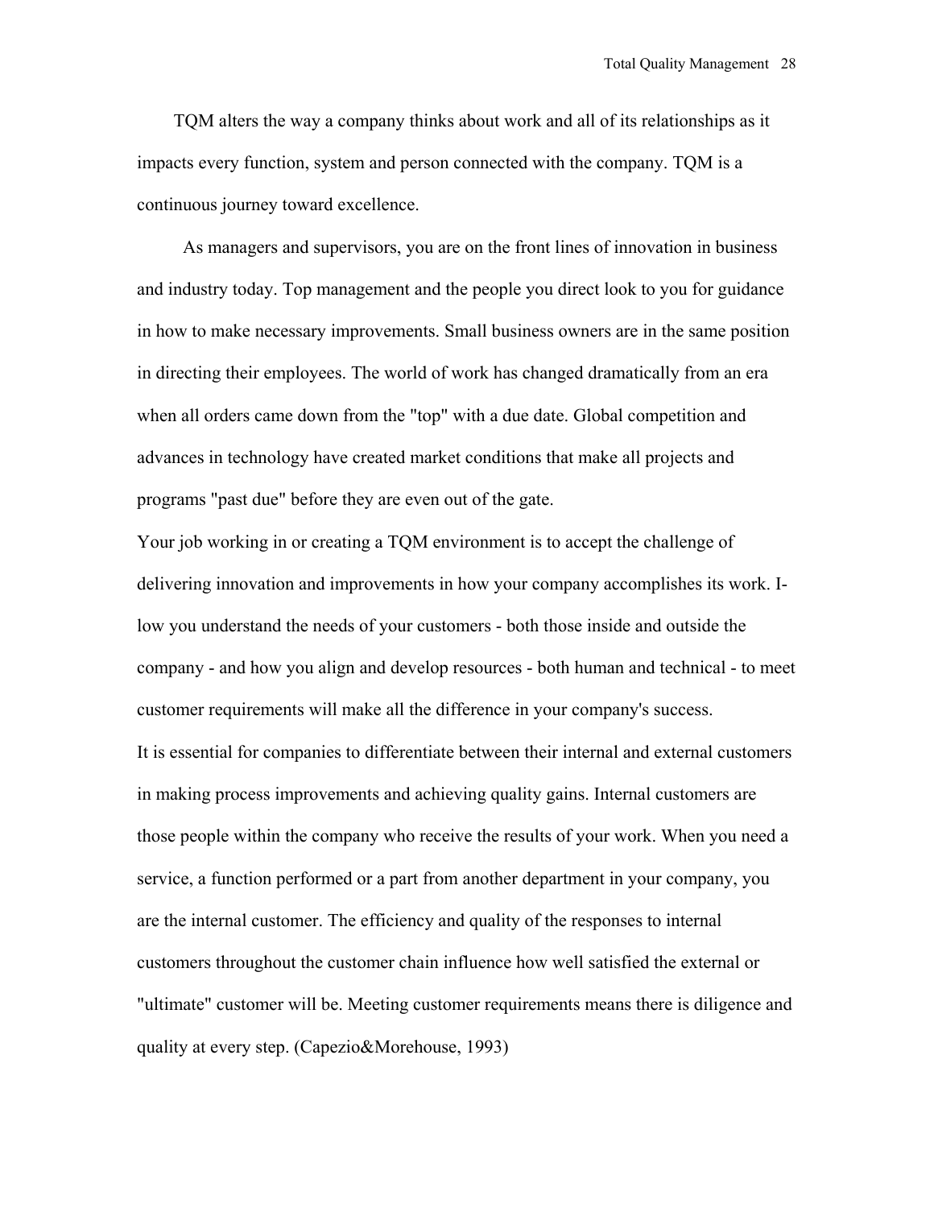TQM alters the way a company thinks about work and all of its relationships as it impacts every function, system and person connected with the company. TQM is a continuous journey toward excellence.

As managers and supervisors, you are on the front lines of innovation in business and industry today. Top management and the people you direct look to you for guidance in how to make necessary improvements. Small business owners are in the same position in directing their employees. The world of work has changed dramatically from an era when all orders came down from the "top" with a due date. Global competition and advances in technology have created market conditions that make all projects and programs "past due" before they are even out of the gate.

Your job working in or creating a TQM environment is to accept the challenge of delivering innovation and improvements in how your company accomplishes its work. I-low you understand the needs of your customers - both those inside and outside the company - and how you align and develop resources - both human and technical - to meet customer requirements will make all the difference in your company's success.

It is essential for companies to differentiate between their internal and external customers in making process improvements and achieving quality gains. Internal customers are those people within the company who receive the results of your work. When you need a service, a function performed or a part from another department in your company, you are the internal customer. The efficiency and quality of the responses to internal customers throughout the customer chain influence how well satisfied the external or "ultimate" customer will be. Meeting customer requirements means there is diligence and quality at every step. (Capezio&Morehouse, 1993)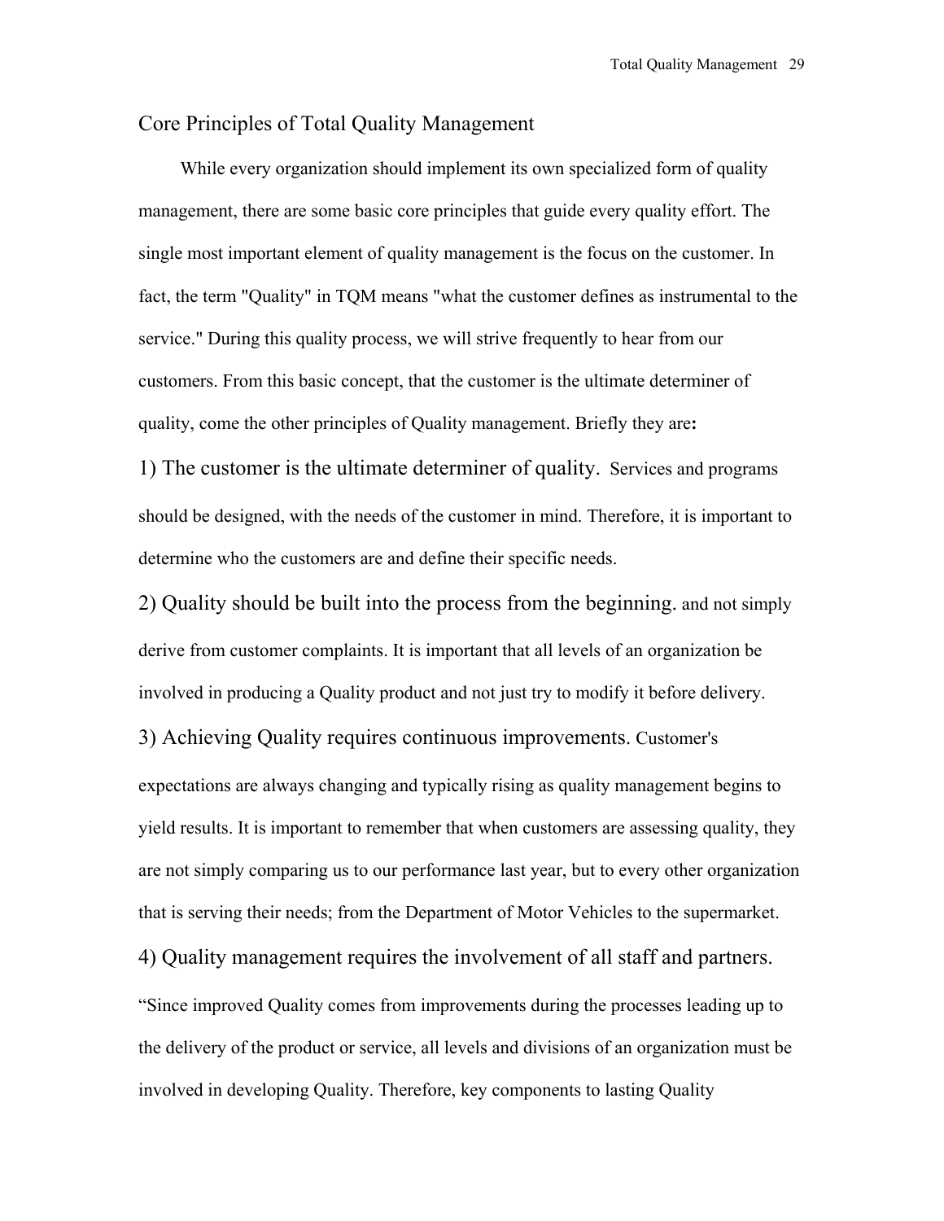## Core Principles of Total Quality Management

While every organization should implement its own specialized form of quality management, there are some basic core principles that guide every quality effort. The single most important element of quality management is the focus on the customer. In fact, the term "Quality" in TQM means "what the customer defines as instrumental to the service." During this quality process, we will strive frequently to hear from our customers. From this basic concept, that the customer is the ultimate determiner of quality, come the other principles of Quality management. Briefly they are**:**

1) The customer is the ultimate determiner of quality. Services and programs should be designed, with the needs of the customer in mind. Therefore, it is important to determine who the customers are and define their specific needs.

2) Quality should be built into the process from the beginning. and not simply derive from customer complaints. It is important that all levels of an organization be involved in producing a Quality product and not just try to modify it before delivery.

3) Achieving Quality requires continuous improvements. Customer's expectations are always changing and typically rising as quality management begins to yield results. It is important to remember that when customers are assessing quality, they are not simply comparing us to our performance last year, but to every other organization that is serving their needs; from the Department of Motor Vehicles to the supermarket.

4) Quality management requires the involvement of all staff and partners. "Since improved Quality comes from improvements during the processes leading up to the delivery of the product or service, all levels and divisions of an organization must be involved in developing Quality. Therefore, key components to lasting Quality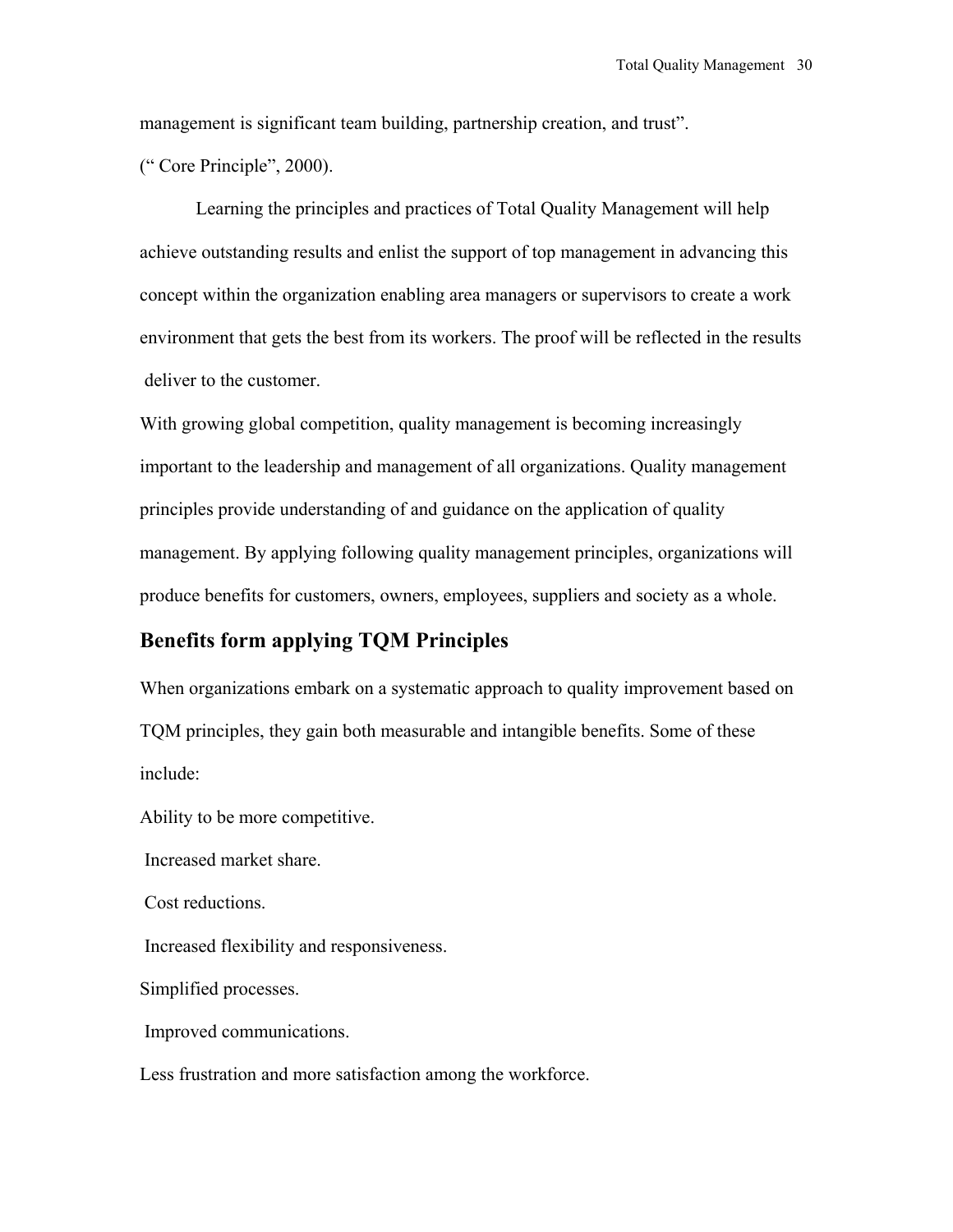management is significant team building, partnership creation, and trust".

(" Core Principle", 2000).

Learning the principles and practices of Total Quality Management will help achieve outstanding results and enlist the support of top management in advancing this concept within the organization enabling area managers or supervisors to create a work environment that gets the best from its workers. The proof will be reflected in the results deliver to the customer.

With growing global competition, quality management is becoming increasingly important to the leadership and management of all organizations. Quality management principles provide understanding of and guidance on the application of quality management. By applying following quality management principles, organizations will produce benefits for customers, owners, employees, suppliers and society as a whole.

## Benefits form applying TQM Principles

When organizations embark on a systematic approach to quality improvement based on TQM principles, they gain both measurable and intangible benefits. Some of these include:

Ability to be more competitive.

Increased market share.

Cost reductions.

Increased flexibility and responsiveness.

Simplified processes.

Improved communications.

Less frustration and more satisfaction among the workforce.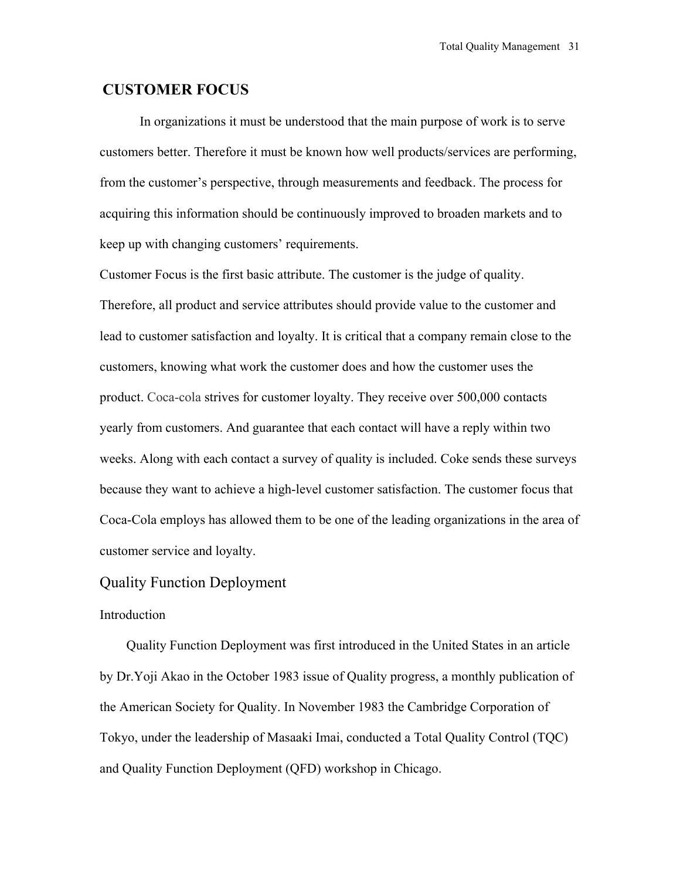## CUSTOMER FOCUS

In organizations it must be understood that the main purpose of work is to serve customers better. Therefore it must be known how well products/services are performing, from the customer's perspective, through measurements and feedback. The process for acquiring this information should be continuously improved to broaden markets and to keep up with changing customers' requirements.

Customer Focus is the first basic attribute. The customer is the judge of quality. Therefore, all product and service attributes should provide value to the customer and lead to customer satisfaction and loyalty. It is critical that a company remain close to the customers, knowing what work the customer does and how the customer uses the product. Coca-cola strives for customer loyalty. They receive over 500,000 contacts yearly from customers. And guarantee that each contact will have a reply within two weeks. Along with each contact a survey of quality is included. Coke sends these surveys because they want to achieve a high-level customer satisfaction. The customer focus that Coca-Cola employs has allowed them to be one of the leading organizations in the area of customer service and loyalty.

### Quality Function Deployment

Introduction

Quality Function Deployment was first introduced in the United States in an article by Dr.Yoji Akao in the October 1983 issue of Quality progress, a monthly publication of the American Society for Quality. In November 1983 the Cambridge Corporation of Tokyo, under the leadership of Masaaki Imai, conducted a Total Quality Control (TQC) and Quality Function Deployment (QFD) workshop in Chicago.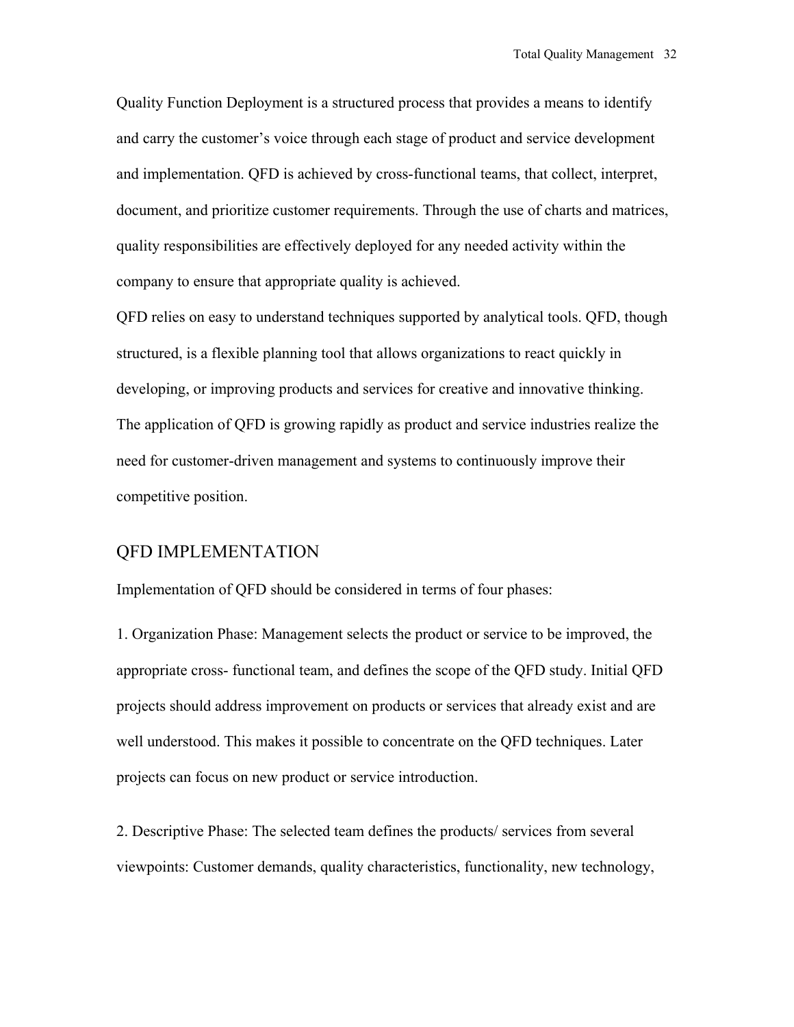Quality Function Deployment is a structured process that provides a means to identify and carry the customer's voice through each stage of product and service development and implementation. QFD is achieved by cross-functional teams, that collect, interpret, document, and prioritize customer requirements. Through the use of charts and matrices, quality responsibilities are effectively deployed for any needed activity within the company to ensure that appropriate quality is achieved.

QFD relies on easy to understand techniques supported by analytical tools. QFD, though structured, is a flexible planning tool that allows organizations to react quickly in developing, or improving products and services for creative and innovative thinking. The application of QFD is growing rapidly as product and service industries realize the need for customer-driven management and systems to continuously improve their competitive position.

## QFD IMPLEMENTATION

Implementation of QFD should be considered in terms of four phases:

1. Organization Phase: Management selects the product or service to be improved, the appropriate cross- functional team, and defines the scope of the QFD study. Initial QFD projects should address improvement on products or services that already exist and are well understood. This makes it possible to concentrate on the QFD techniques. Later projects can focus on new product or service introduction.

2. Descriptive Phase: The selected team defines the products/ services from several viewpoints: Customer demands, quality characteristics, functionality, new technology,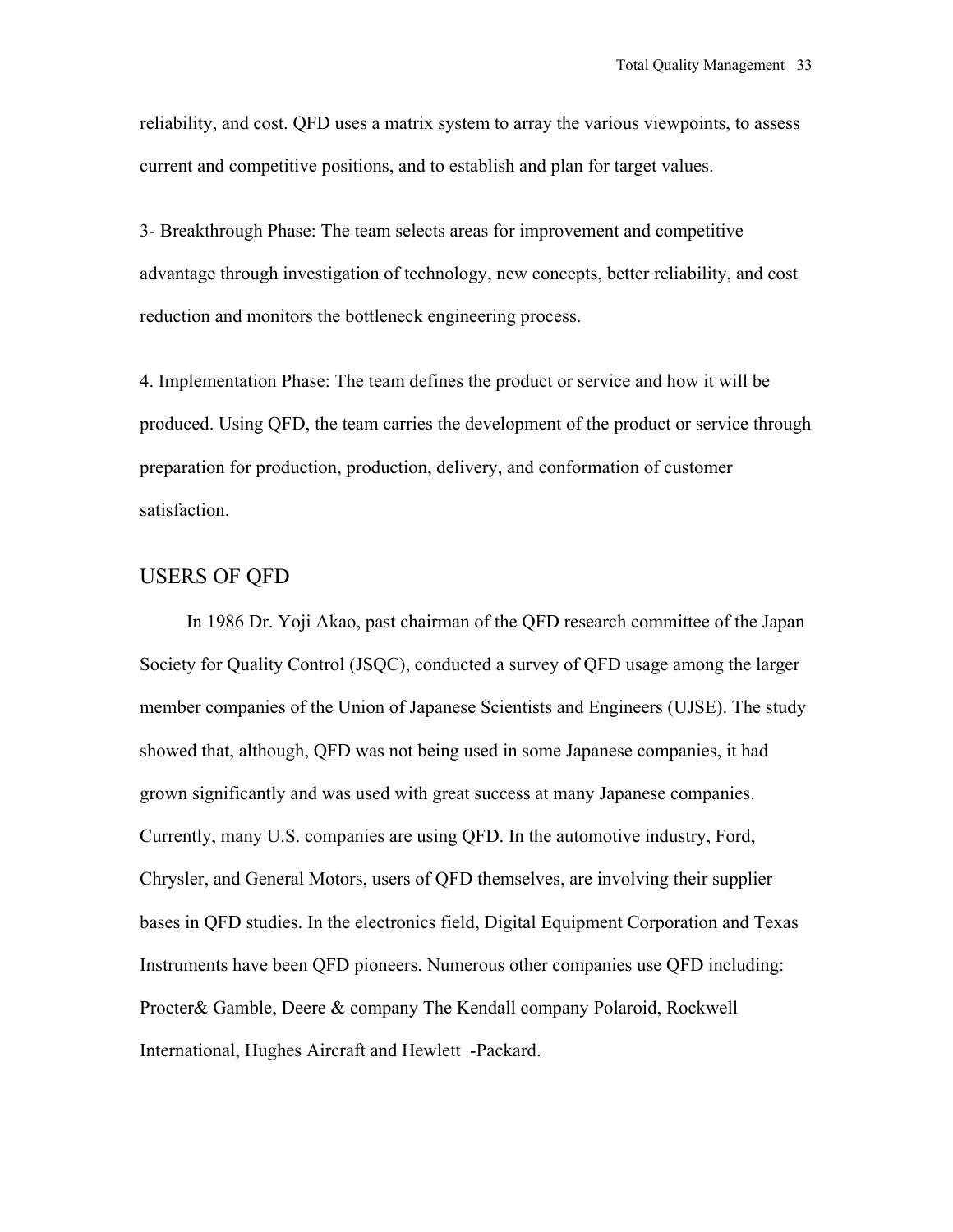reliability, and cost. QFD uses a matrix system to array the various viewpoints, to assess current and competitive positions, and to establish and plan for target values.

3- Breakthrough Phase: The team selects areas for improvement and competitive advantage through investigation of technology, new concepts, better reliability, and cost reduction and monitors the bottleneck engineering process.

4. Implementation Phase: The team defines the product or service and how it will be produced. Using QFD, the team carries the development of the product or service through preparation for production, production, delivery, and conformation of customer satisfaction.

## USERS OF QFD

In 1986 Dr. Yoji Akao, past chairman of the QFD research committee of the Japan Society for Quality Control (JSQC), conducted a survey of QFD usage among the larger member companies of the Union of Japanese Scientists and Engineers (UJSE). The study showed that, although, QFD was not being used in some Japanese companies, it had grown significantly and was used with great success at many Japanese companies. Currently, many U.S. companies are using QFD. In the automotive industry, Ford, Chrysler, and General Motors, users of QFD themselves, are involving their supplier bases in QFD studies. In the electronics field, Digital Equipment Corporation and Texas Instruments have been QFD pioneers. Numerous other companies use QFD including: Procter& Gamble, Deere & company The Kendall company Polaroid, Rockwell International, Hughes Aircraft and Hewlett -Packard.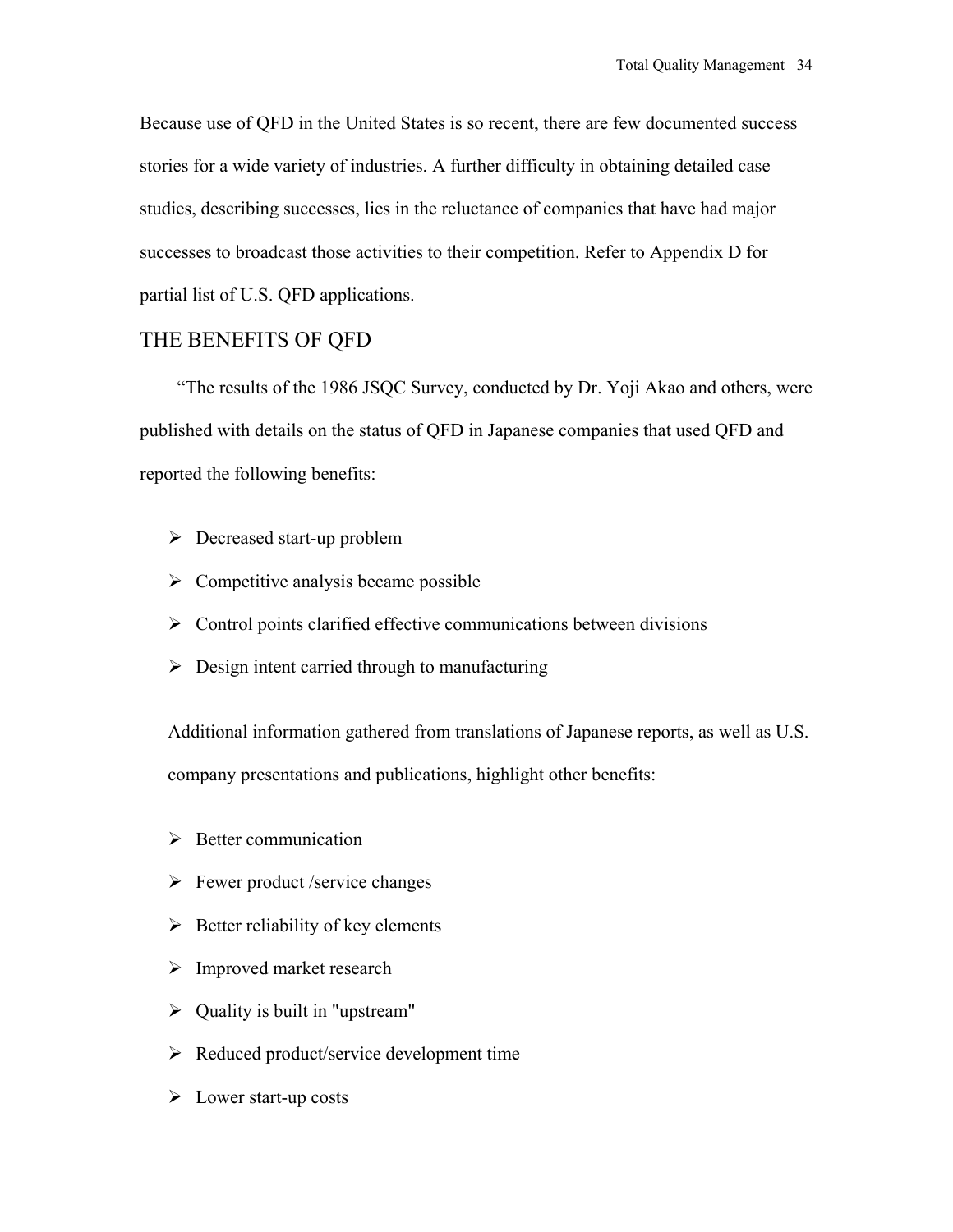Because use of QFD in the United States is so recent, there are few documented success stories for a wide variety of industries. A further difficulty in obtaining detailed case studies, describing successes, lies in the reluctance of companies that have had major successes to broadcast those activities to their competition. Refer to Appendix D for partial list of U.S. QFD applications.

## THE BENEFITS OF QFD

"The results of the 1986 JSQC Survey, conducted by Dr. Yoji Akao and others, were published with details on the status of QFD in Japanese companies that used QFD and reported the following benefits:

- Decreased start-up problem
- Competitive analysis became possible
- Control points clarified effective communications between divisions
- Design intent carried through to manufacturing

Additional information gathered from translations of Japanese reports, as well as U.S. company presentations and publications, highlight other benefits:

- Better communication
- Fewer product /service changes
- Better reliability of key elements
- Improved market research
- Quality is built in "upstream"
- Reduced product/service development time
- Lower start-up costs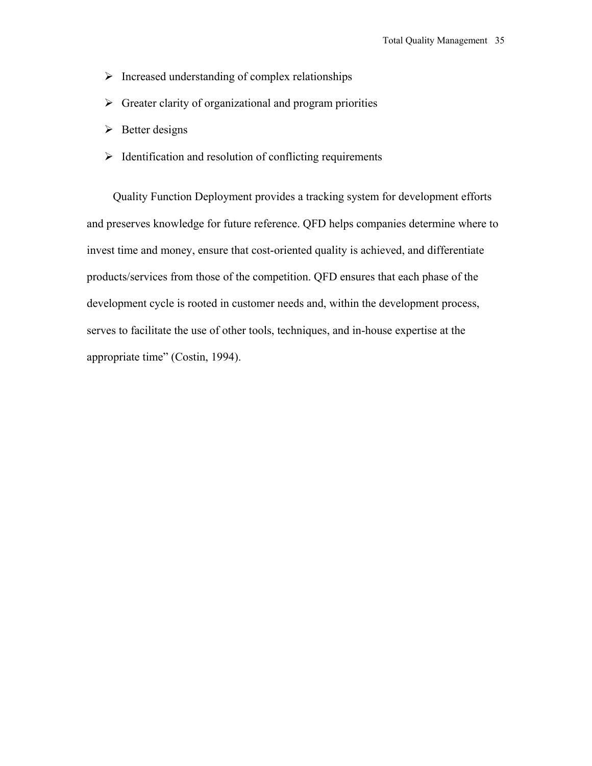- Increased understanding of complex relationships
- Greater clarity of organizational and program priorities
- Better designs
- Identification and resolution of conflicting requirements

Quality Function Deployment provides a tracking system for development efforts and preserves knowledge for future reference. QFD helps companies determine where to invest time and money, ensure that cost-oriented quality is achieved, and differentiate products/services from those of the competition. QFD ensures that each phase of the development cycle is rooted in customer needs and, within the development process, serves to facilitate the use of other tools, techniques, and in-house expertise at the appropriate time" (Costin, 1994).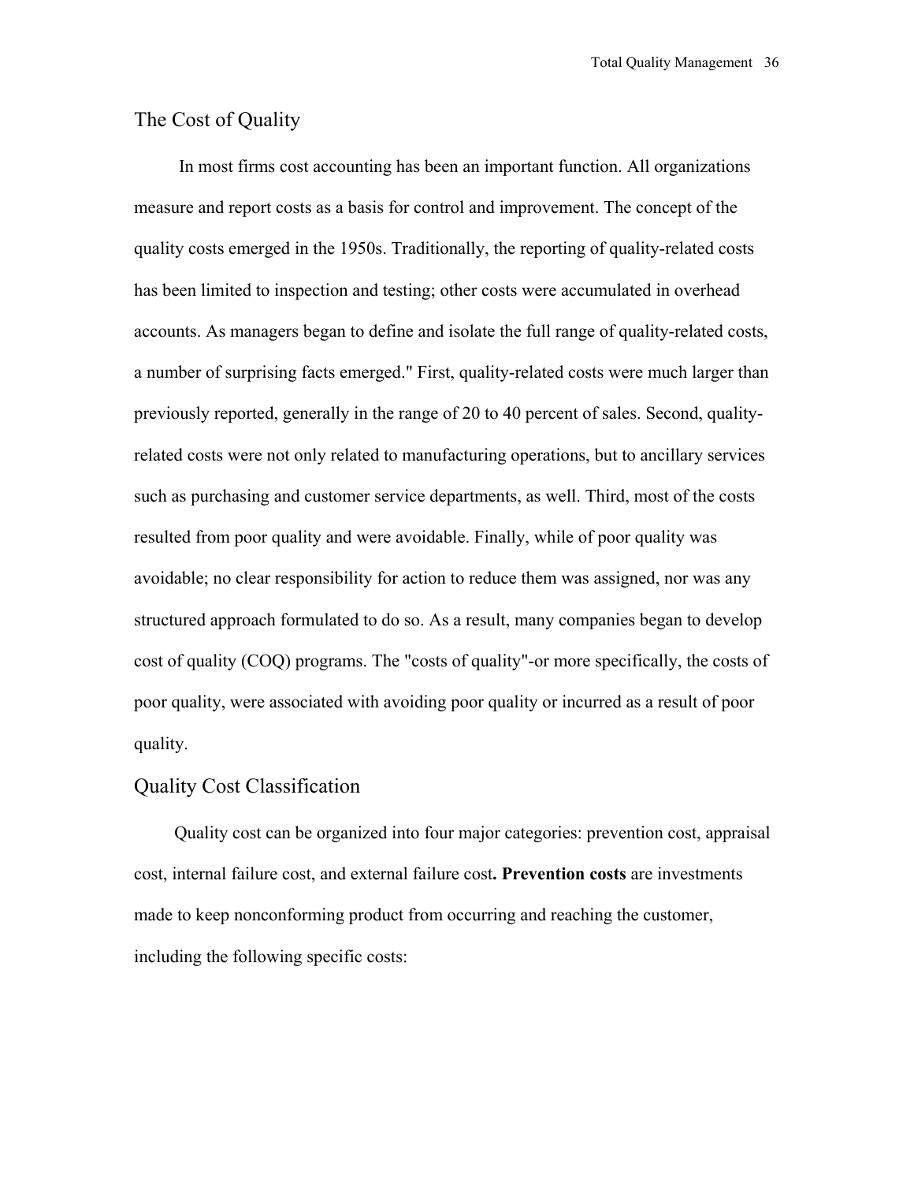## The Cost of Quality

In most firms cost accounting has been an important function. All organizations measure and report costs as a basis for control and improvement. The concept of the quality costs emerged in the 1950s. Traditionally, the reporting of quality-related costs has been limited to inspection and testing; other costs were accumulated in overhead accounts. As managers began to define and isolate the full range of quality-related costs, a number of surprising facts emerged." First, quality-related costs were much larger than previously reported, generally in the range of 20 to 40 percent of sales. Second, quality-related costs were not only related to manufacturing operations, but to ancillary services such as purchasing and customer service departments, as well. Third, most of the costs resulted from poor quality and were avoidable. Finally, while of poor quality was avoidable; no clear responsibility for action to reduce them was assigned, nor was any structured approach formulated to do so. As a result, many companies began to develop cost of quality (COQ) programs. The "costs of quality"-or more specifically, the costs of poor quality, were associated with avoiding poor quality or incurred as a result of poor quality.

## Quality Cost Classification

Quality cost can be organized into four major categories: prevention cost, appraisal cost, internal failure cost, and external failure cost**. Prevention costs** are investments made to keep nonconforming product from occurring and reaching the customer, including the following specific costs: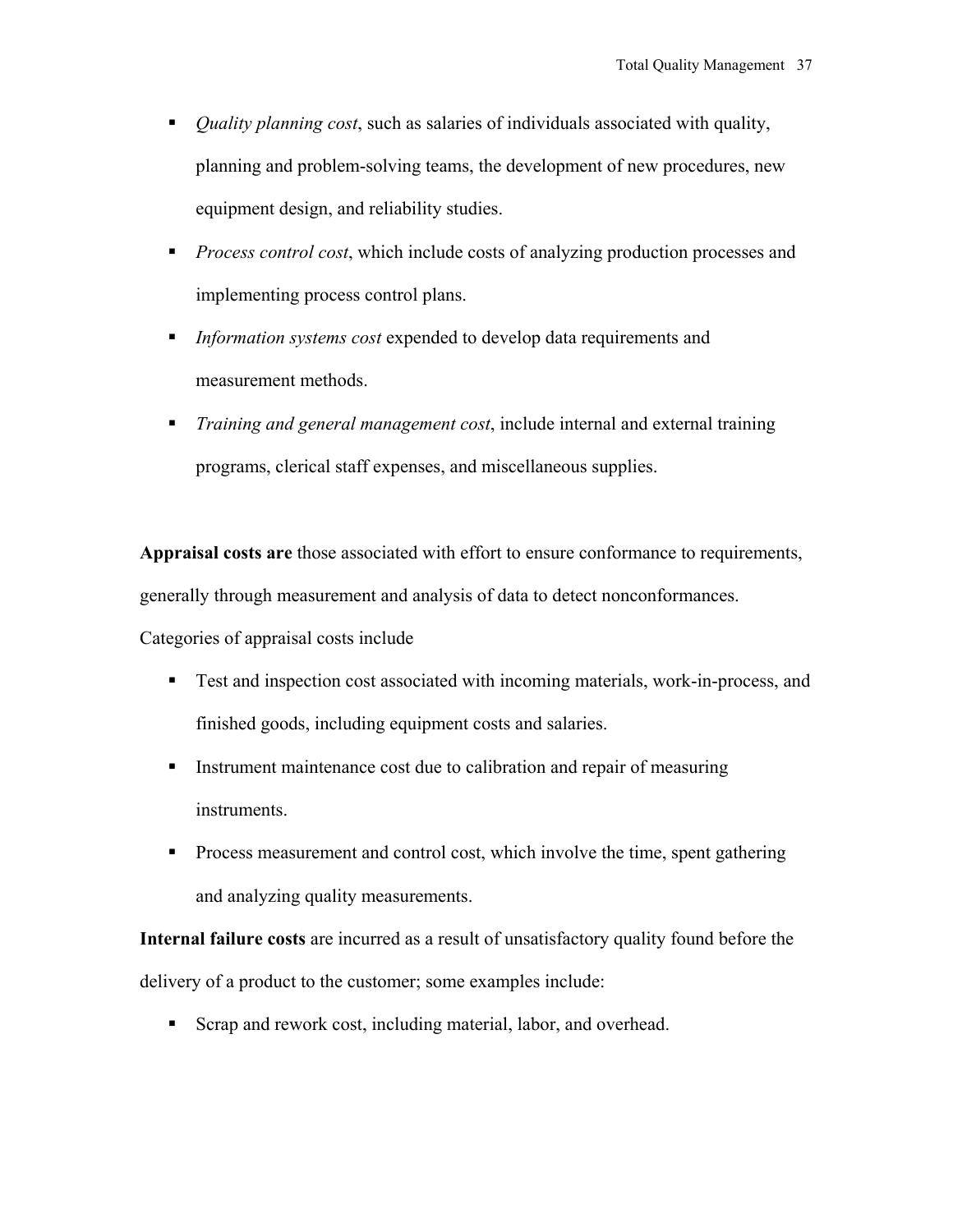- *Quality planning cost*, such as salaries of individuals associated with quality, planning and problem-solving teams, the development of new procedures, new equipment design, and reliability studies.
- *Process control cost*, which include costs of analyzing production processes and implementing process control plans.
- *Information systems cost* expended to develop data requirements and measurement methods.
- *Training and general management cost*, include internal and external training programs, clerical staff expenses, and miscellaneous supplies.

**Appraisal costs are** those associated with effort to ensure conformance to requirements, generally through measurement and analysis of data to detect nonconformances. Categories of appraisal costs include

- Test and inspection cost associated with incoming materials, work-in-process, and finished goods, including equipment costs and salaries.
- Instrument maintenance cost due to calibration and repair of measuring instruments.
- Process measurement and control cost, which involve the time, spent gathering and analyzing quality measurements.

**Internal failure costs** are incurred as a result of unsatisfactory quality found before the delivery of a product to the customer; some examples include:

- Scrap and rework cost, including material, labor, and overhead.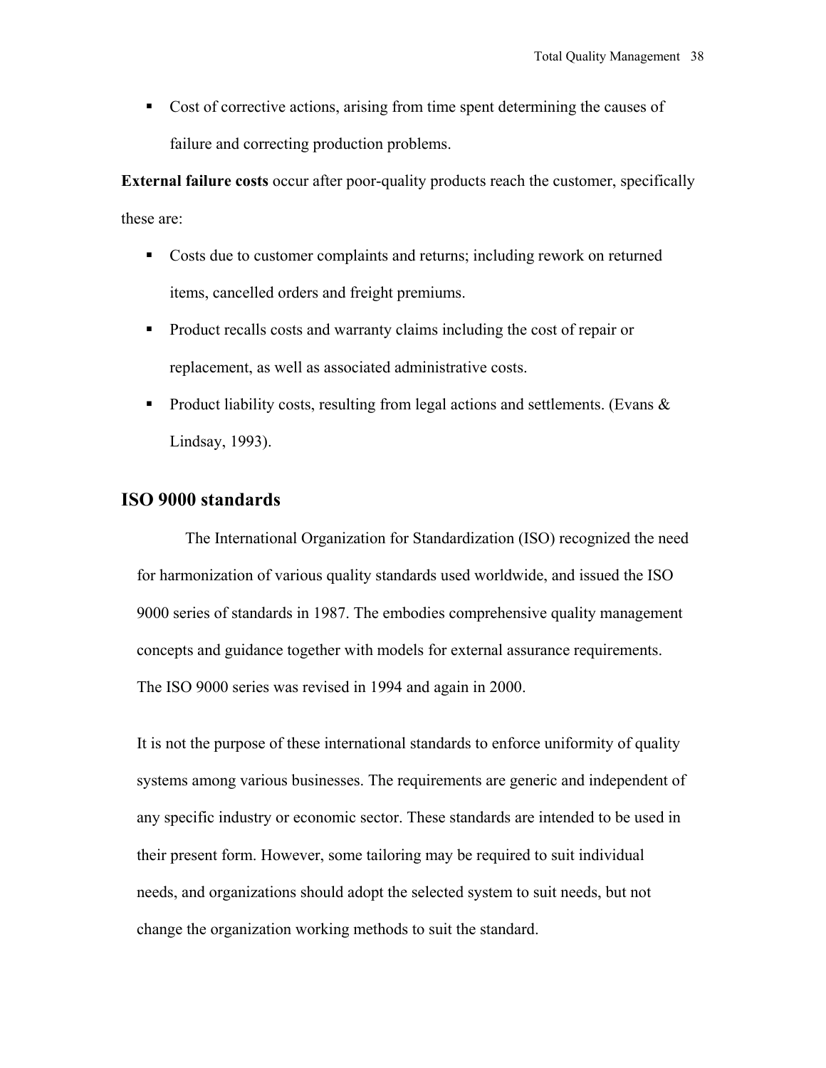- Cost of corrective actions, arising from time spent determining the causes of failure and correcting production problems.

**External failure costs** occur after poor-quality products reach the customer, specifically these are:

- Costs due to customer complaints and returns; including rework on returned items, cancelled orders and freight premiums.
- Product recalls costs and warranty claims including the cost of repair or replacement, as well as associated administrative costs.
- Product liability costs, resulting from legal actions and settlements. (Evans & Lindsay, 1993).

## ISO 9000 standards

The International Organization for Standardization (ISO) recognized the need for harmonization of various quality standards used worldwide, and issued the ISO 9000 series of standards in 1987. The embodies comprehensive quality management concepts and guidance together with models for external assurance requirements. The ISO 9000 series was revised in 1994 and again in 2000.

It is not the purpose of these international standards to enforce uniformity of quality systems among various businesses. The requirements are generic and independent of any specific industry or economic sector. These standards are intended to be used in their present form. However, some tailoring may be required to suit individual needs, and organizations should adopt the selected system to suit needs, but not change the organization working methods to suit the standard.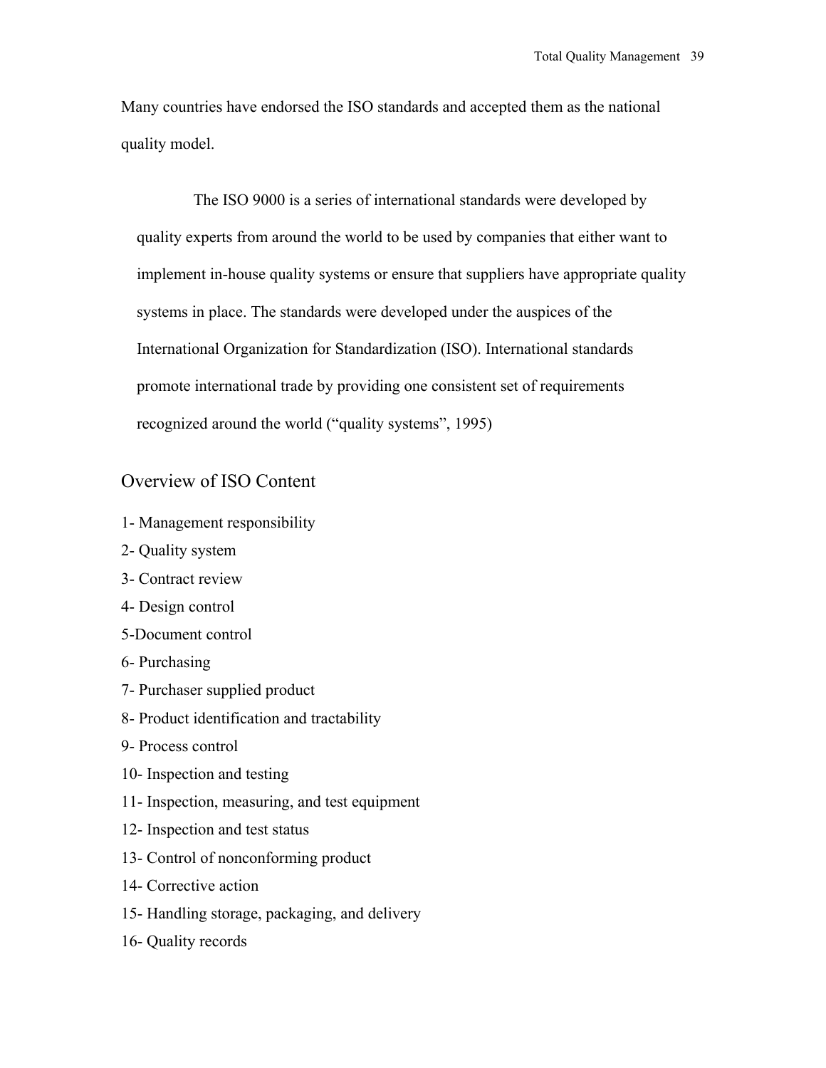Many countries have endorsed the ISO standards and accepted them as the national quality model.

> The ISO 9000 is a series of international standards were developed by quality experts from around the world to be used by companies that either want to implement in-house quality systems or ensure that suppliers have appropriate quality systems in place. The standards were developed under the auspices of the International Organization for Standardization (ISO). International standards promote international trade by providing one consistent set of requirements recognized around the world ("quality systems", 1995)

## Overview of ISO Content

1- Management responsibility

2- Quality system

3- Contract review

4- Design control

5-Document control

6- Purchasing

7- Purchaser supplied product

8- Product identification and tractability

9- Process control

10- Inspection and testing

11- Inspection, measuring, and test equipment

12- Inspection and test status

13- Control of nonconforming product

14- Corrective action

15- Handling storage, packaging, and delivery

16- Quality records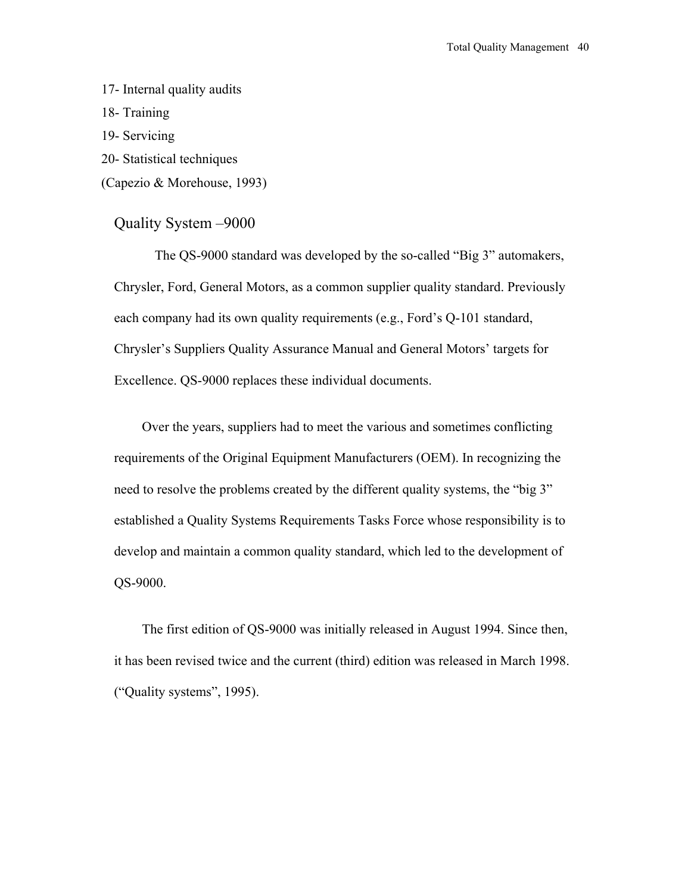17- Internal quality audits

18- Training

19- Servicing

20- Statistical techniques

(Capezio & Morehouse, 1993)

## Quality System –9000

The QS-9000 standard was developed by the so-called “Big 3” automakers, Chrysler, Ford, General Motors, as a common supplier quality standard. Previously each company had its own quality requirements (e.g., Ford’s Q-101 standard, Chrysler’s Suppliers Quality Assurance Manual and General Motors’ targets for Excellence. QS-9000 replaces these individual documents.

Over the years, suppliers had to meet the various and sometimes conflicting requirements of the Original Equipment Manufacturers (OEM). In recognizing the need to resolve the problems created by the different quality systems, the “big 3” established a Quality Systems Requirements Tasks Force whose responsibility is to develop and maintain a common quality standard, which led to the development of QS-9000.

The first edition of QS-9000 was initially released in August 1994. Since then, it has been revised twice and the current (third) edition was released in March 1998. (“Quality systems”, 1995).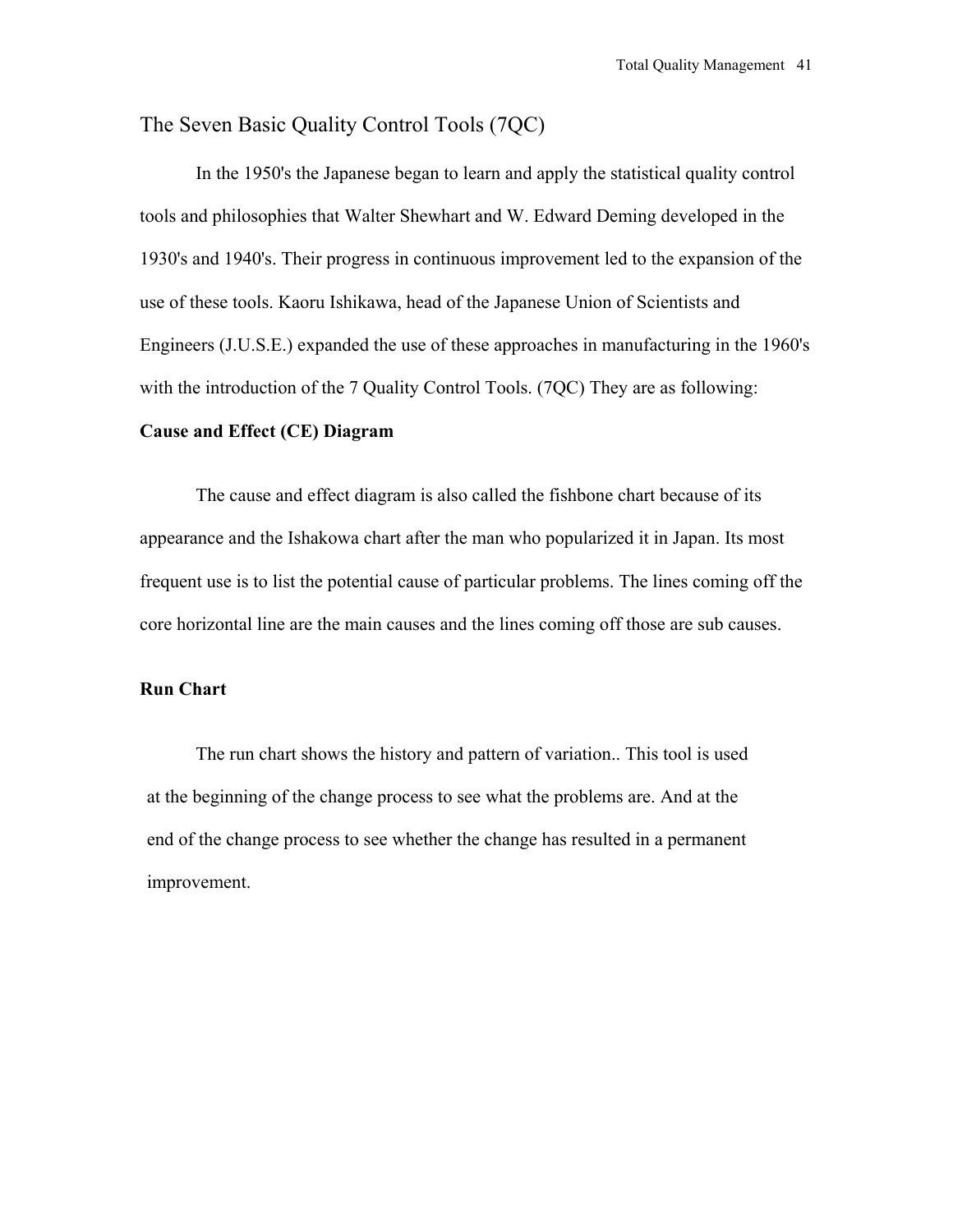## The Seven Basic Quality Control Tools (7QC)

In the 1950's the Japanese began to learn and apply the statistical quality control tools and philosophies that Walter Shewhart and W. Edward Deming developed in the 1930's and 1940's. Their progress in continuous improvement led to the expansion of the use of these tools. Kaoru Ishikawa, head of the Japanese Union of Scientists and Engineers (J.U.S.E.) expanded the use of these approaches in manufacturing in the 1960's with the introduction of the 7 Quality Control Tools. (7QC) They are as following:

**Cause and Effect (CE) Diagram**

The cause and effect diagram is also called the fishbone chart because of its appearance and the Ishakowa chart after the man who popularized it in Japan. Its most frequent use is to list the potential cause of particular problems. The lines coming off the core horizontal line are the main causes and the lines coming off those are sub causes.

**Run Chart**

The run chart shows the history and pattern of variation.. This tool is used at the beginning of the change process to see what the problems are. And at the end of the change process to see whether the change has resulted in a permanent improvement.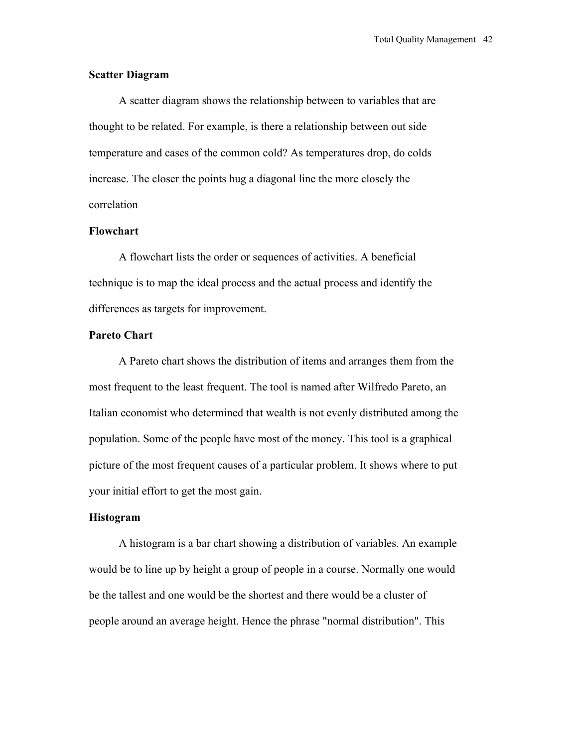### Scatter Diagram

A scatter diagram shows the relationship between to variables that are thought to be related. For example, is there a relationship between out side temperature and cases of the common cold? As temperatures drop, do colds increase. The closer the points hug a diagonal line the more closely the correlation

### Flowchart

A flowchart lists the order or sequences of activities. A beneficial technique is to map the ideal process and the actual process and identify the differences as targets for improvement.

### Pareto Chart

A Pareto chart shows the distribution of items and arranges them from the most frequent to the least frequent. The tool is named after Wilfredo Pareto, an Italian economist who determined that wealth is not evenly distributed among the population. Some of the people have most of the money. This tool is a graphical picture of the most frequent causes of a particular problem. It shows where to put your initial effort to get the most gain.

### Histogram

A histogram is a bar chart showing a distribution of variables. An example would be to line up by height a group of people in a course. Normally one would be the tallest and one would be the shortest and there would be a cluster of people around an average height. Hence the phrase "normal distribution". This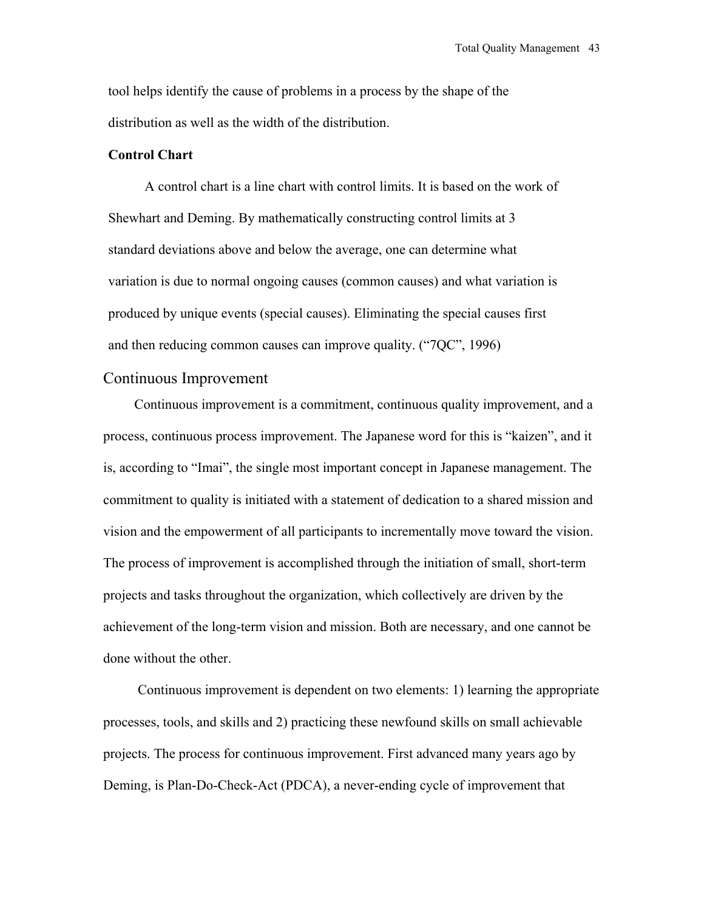tool helps identify the cause of problems in a process by the shape of the distribution as well as the width of the distribution.

**Control Chart**

A control chart is a line chart with control limits. It is based on the work of Shewhart and Deming. By mathematically constructing control limits at 3 standard deviations above and below the average, one can determine what variation is due to normal ongoing causes (common causes) and what variation is produced by unique events (special causes). Eliminating the special causes first and then reducing common causes can improve quality. ("7QC", 1996)

## Continuous Improvement

Continuous improvement is a commitment, continuous quality improvement, and a process, continuous process improvement. The Japanese word for this is "kaizen", and it is, according to "Imai", the single most important concept in Japanese management. The commitment to quality is initiated with a statement of dedication to a shared mission and vision and the empowerment of all participants to incrementally move toward the vision. The process of improvement is accomplished through the initiation of small, short-term projects and tasks throughout the organization, which collectively are driven by the achievement of the long-term vision and mission. Both are necessary, and one cannot be done without the other.

Continuous improvement is dependent on two elements: 1) learning the appropriate processes, tools, and skills and 2) practicing these newfound skills on small achievable projects. The process for continuous improvement. First advanced many years ago by Deming, is Plan-Do-Check-Act (PDCA), a never-ending cycle of improvement that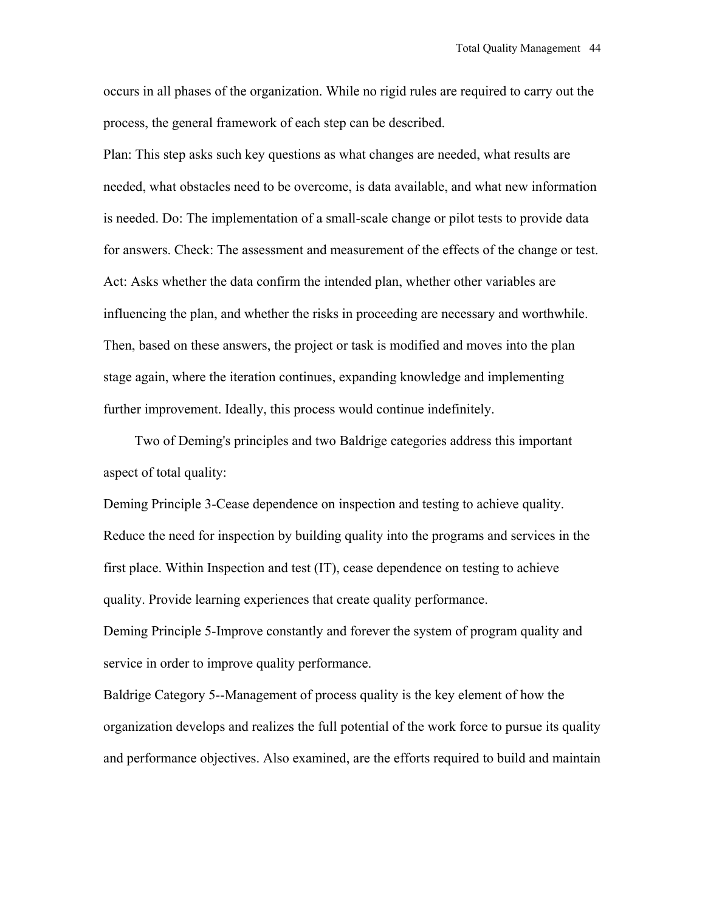occurs in all phases of the organization. While no rigid rules are required to carry out the process, the general framework of each step can be described.

Plan: This step asks such key questions as what changes are needed, what results are needed, what obstacles need to be overcome, is data available, and what new information is needed. Do: The implementation of a small-scale change or pilot tests to provide data for answers. Check: The assessment and measurement of the effects of the change or test. Act: Asks whether the data confirm the intended plan, whether other variables are influencing the plan, and whether the risks in proceeding are necessary and worthwhile. Then, based on these answers, the project or task is modified and moves into the plan stage again, where the iteration continues, expanding knowledge and implementing further improvement. Ideally, this process would continue indefinitely.

Two of Deming's principles and two Baldrige categories address this important aspect of total quality:

Deming Principle 3-Cease dependence on inspection and testing to achieve quality. Reduce the need for inspection by building quality into the programs and services in the first place. Within Inspection and test (IT), cease dependence on testing to achieve quality. Provide learning experiences that create quality performance.

Deming Principle 5-Improve constantly and forever the system of program quality and service in order to improve quality performance.

Baldrige Category 5--Management of process quality is the key element of how the organization develops and realizes the full potential of the work force to pursue its quality and performance objectives. Also examined, are the efforts required to build and maintain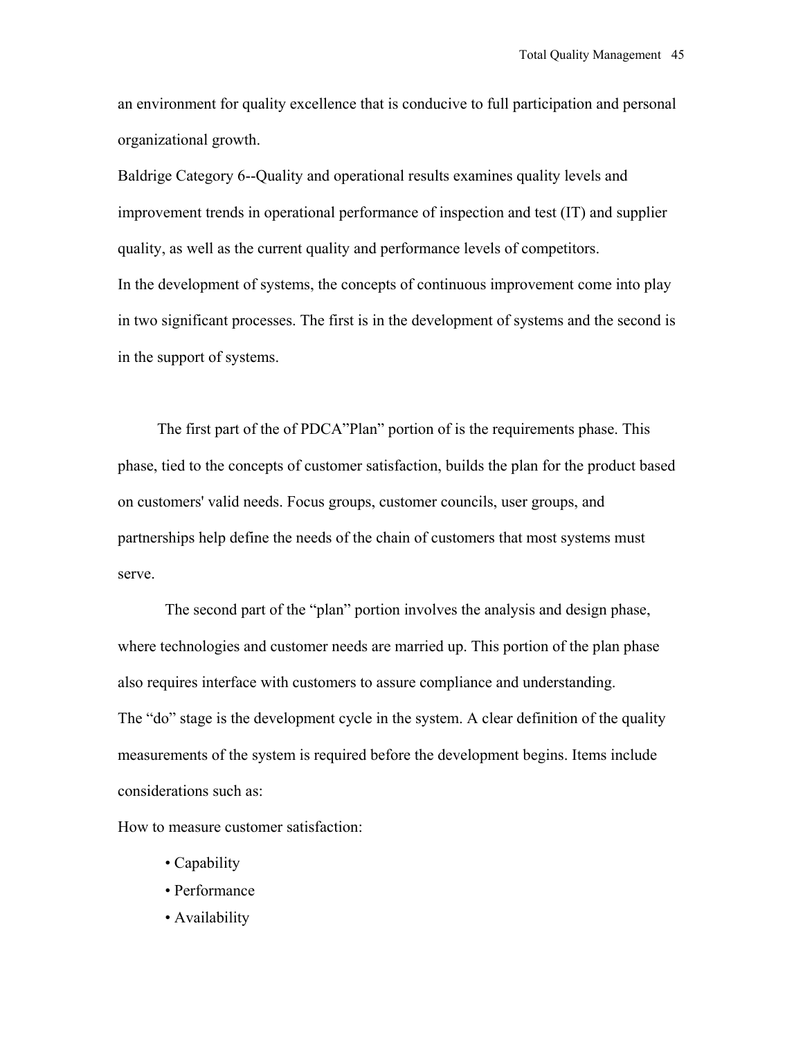an environment for quality excellence that is conducive to full participation and personal organizational growth.

Baldrige Category 6--Quality and operational results examines quality levels and improvement trends in operational performance of inspection and test (IT) and supplier quality, as well as the current quality and performance levels of competitors.

In the development of systems, the concepts of continuous improvement come into play in two significant processes. The first is in the development of systems and the second is in the support of systems.

The first part of the of PDCA"Plan" portion of is the requirements phase. This phase, tied to the concepts of customer satisfaction, builds the plan for the product based on customers' valid needs. Focus groups, customer councils, user groups, and partnerships help define the needs of the chain of customers that most systems must serve.

The second part of the "plan" portion involves the analysis and design phase, where technologies and customer needs are married up. This portion of the plan phase also requires interface with customers to assure compliance and understanding.

The "do" stage is the development cycle in the system. A clear definition of the quality measurements of the system is required before the development begins. Items include considerations such as:

How to measure customer satisfaction:

- Capability
- Performance
- Availability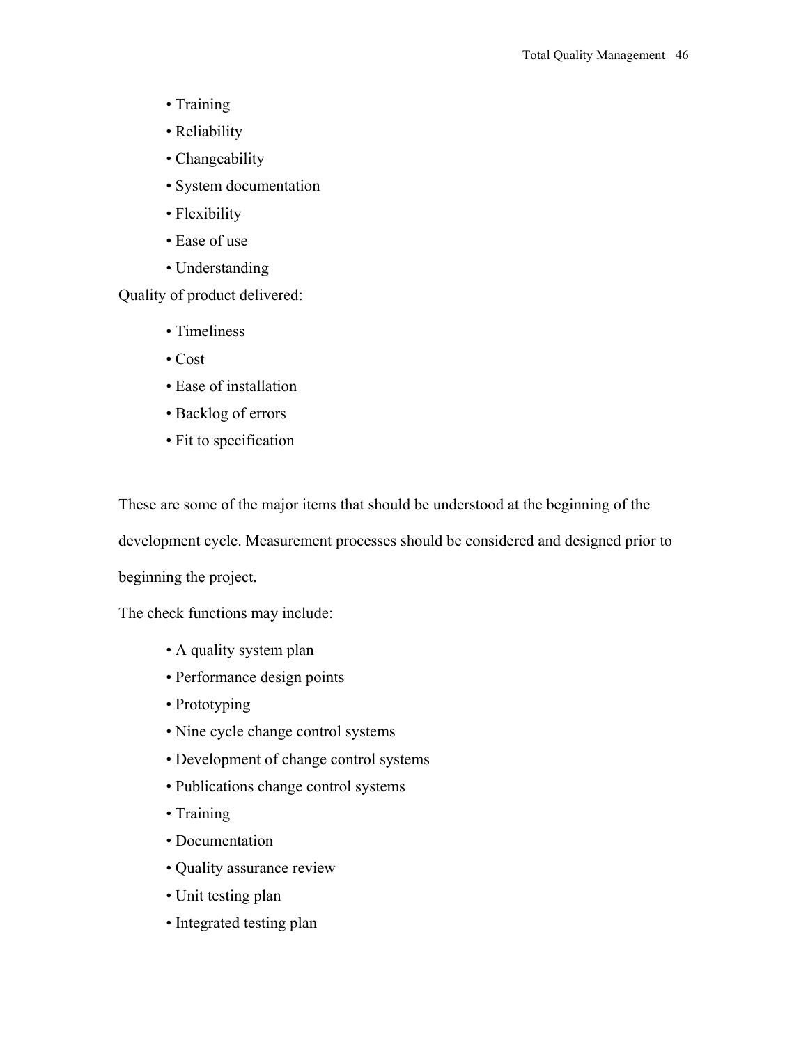- Training
- Reliability
- Changeability
- System documentation
- Flexibility
- Ease of use
- Understanding

Quality of product delivered:

- Timeliness
- Cost
- Ease of installation
- Backlog of errors
- Fit to specification

These are some of the major items that should be understood at the beginning of the development cycle. Measurement processes should be considered and designed prior to beginning the project.

The check functions may include:

- A quality system plan
- Performance design points
- Prototyping
- Nine cycle change control systems
- Development of change control systems
- Publications change control systems
- Training
- Documentation
- Quality assurance review
- Unit testing plan
- Integrated testing plan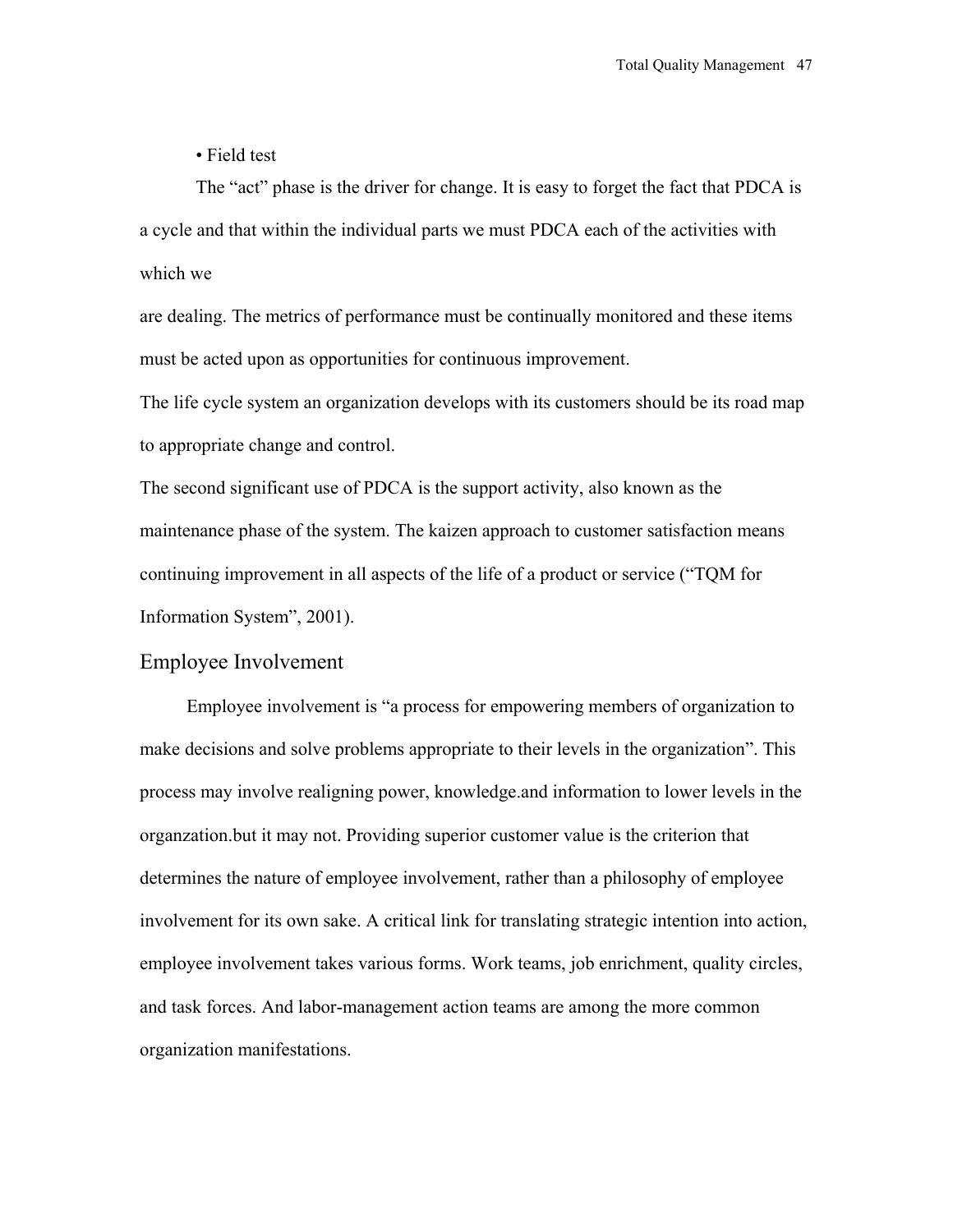• Field test

The "act" phase is the driver for change. It is easy to forget the fact that PDCA is a cycle and that within the individual parts we must PDCA each of the activities with which we are dealing. The metrics of performance must be continually monitored and these items must be acted upon as opportunities for continuous improvement.

The life cycle system an organization develops with its customers should be its road map to appropriate change and control.

The second significant use of PDCA is the support activity, also known as the maintenance phase of the system. The kaizen approach to customer satisfaction means continuing improvement in all aspects of the life of a product or service ("TQM for Information System", 2001).

## Employee Involvement

Employee involvement is "a process for empowering members of organization to make decisions and solve problems appropriate to their levels in the organization". This process may involve realigning power, knowledge.and information to lower levels in the organzation.but it may not. Providing superior customer value is the criterion that determines the nature of employee involvement, rather than a philosophy of employee involvement for its own sake. A critical link for translating strategic intention into action, employee involvement takes various forms. Work teams, job enrichment, quality circles, and task forces. And labor-management action teams are among the more common organization manifestations.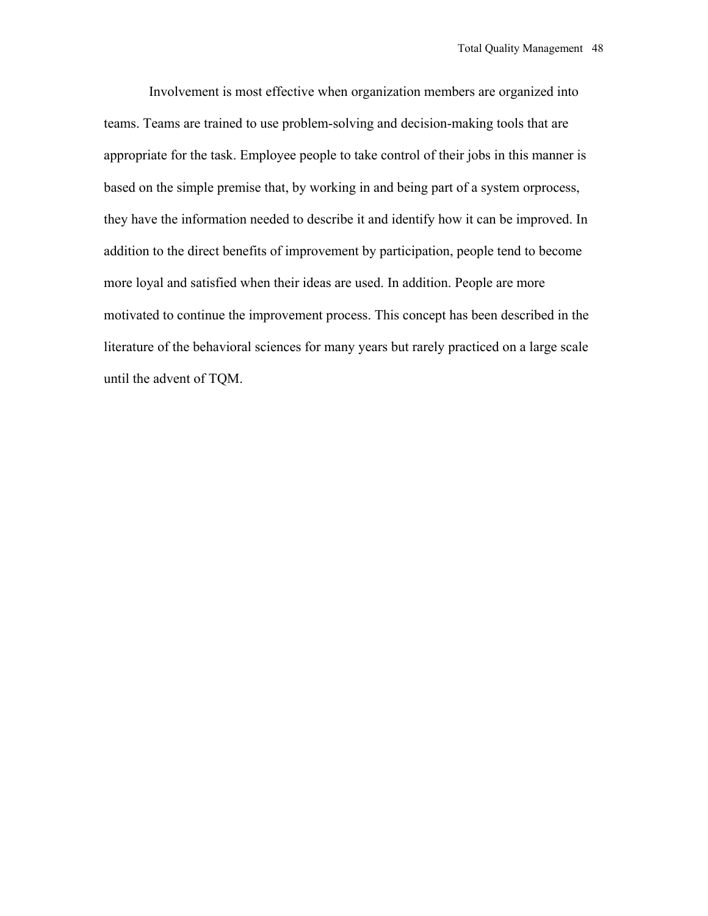Involvement is most effective when organization members are organized into teams. Teams are trained to use problem-solving and decision-making tools that are appropriate for the task. Employee people to take control of their jobs in this manner is based on the simple premise that, by working in and being part of a system orprocess, they have the information needed to describe it and identify how it can be improved. In addition to the direct benefits of improvement by participation, people tend to become more loyal and satisfied when their ideas are used. In addition. People are more motivated to continue the improvement process. This concept has been described in the literature of the behavioral sciences for many years but rarely practiced on a large scale until the advent of TQM.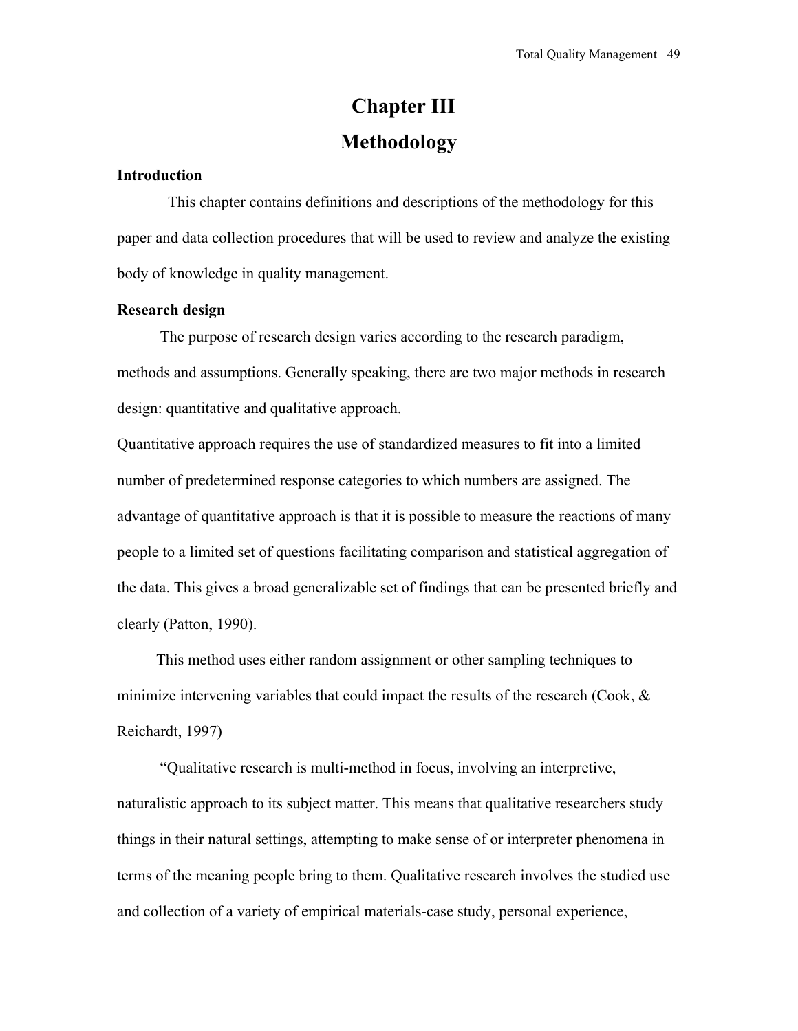# Chapter III
# Methodology

**Introduction**

This chapter contains definitions and descriptions of the methodology for this paper and data collection procedures that will be used to review and analyze the existing body of knowledge in quality management.

**Research design**

The purpose of research design varies according to the research paradigm, methods and assumptions. Generally speaking, there are two major methods in research design: quantitative and qualitative approach.

Quantitative approach requires the use of standardized measures to fit into a limited number of predetermined response categories to which numbers are assigned. The advantage of quantitative approach is that it is possible to measure the reactions of many people to a limited set of questions facilitating comparison and statistical aggregation of the data. This gives a broad generalizable set of findings that can be presented briefly and clearly (Patton, 1990).

This method uses either random assignment or other sampling techniques to minimize intervening variables that could impact the results of the research (Cook, & Reichardt, 1997)

"Qualitative research is multi-method in focus, involving an interpretive, naturalistic approach to its subject matter. This means that qualitative researchers study things in their natural settings, attempting to make sense of or interpreter phenomena in terms of the meaning people bring to them. Qualitative research involves the studied use and collection of a variety of empirical materials-case study, personal experience,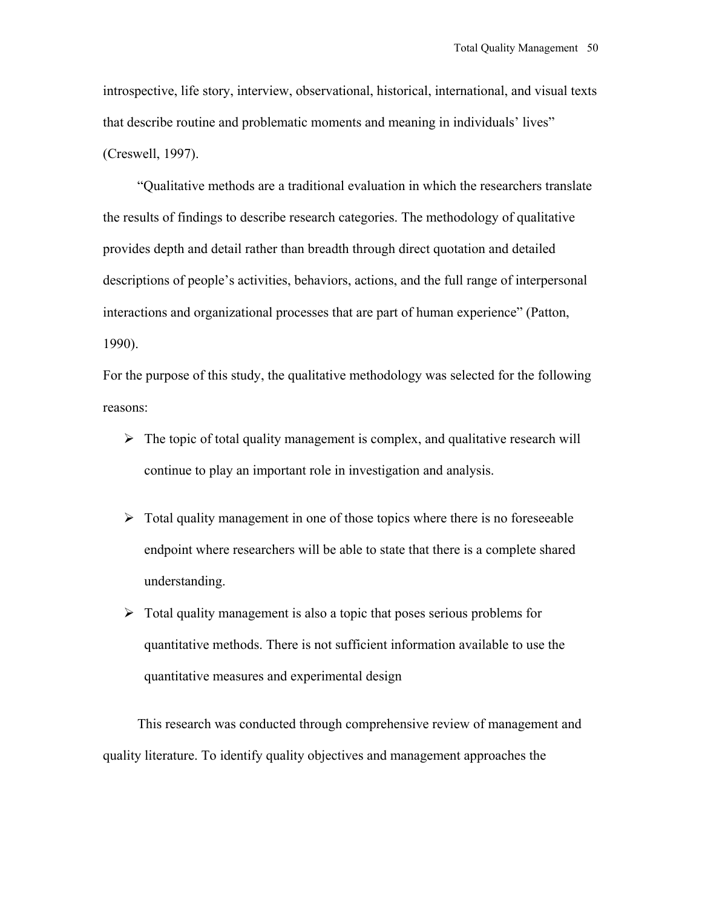introspective, life story, interview, observational, historical, international, and visual texts that describe routine and problematic moments and meaning in individuals' lives" (Creswell, 1997).

"Qualitative methods are a traditional evaluation in which the researchers translate the results of findings to describe research categories. The methodology of qualitative provides depth and detail rather than breadth through direct quotation and detailed descriptions of people's activities, behaviors, actions, and the full range of interpersonal interactions and organizational processes that are part of human experience" (Patton, 1990).

For the purpose of this study, the qualitative methodology was selected for the following reasons:

- The topic of total quality management is complex, and qualitative research will continue to play an important role in investigation and analysis.
- Total quality management in one of those topics where there is no foreseeable endpoint where researchers will be able to state that there is a complete shared understanding.
- Total quality management is also a topic that poses serious problems for quantitative methods. There is not sufficient information available to use the quantitative measures and experimental design

This research was conducted through comprehensive review of management and quality literature. To identify quality objectives and management approaches the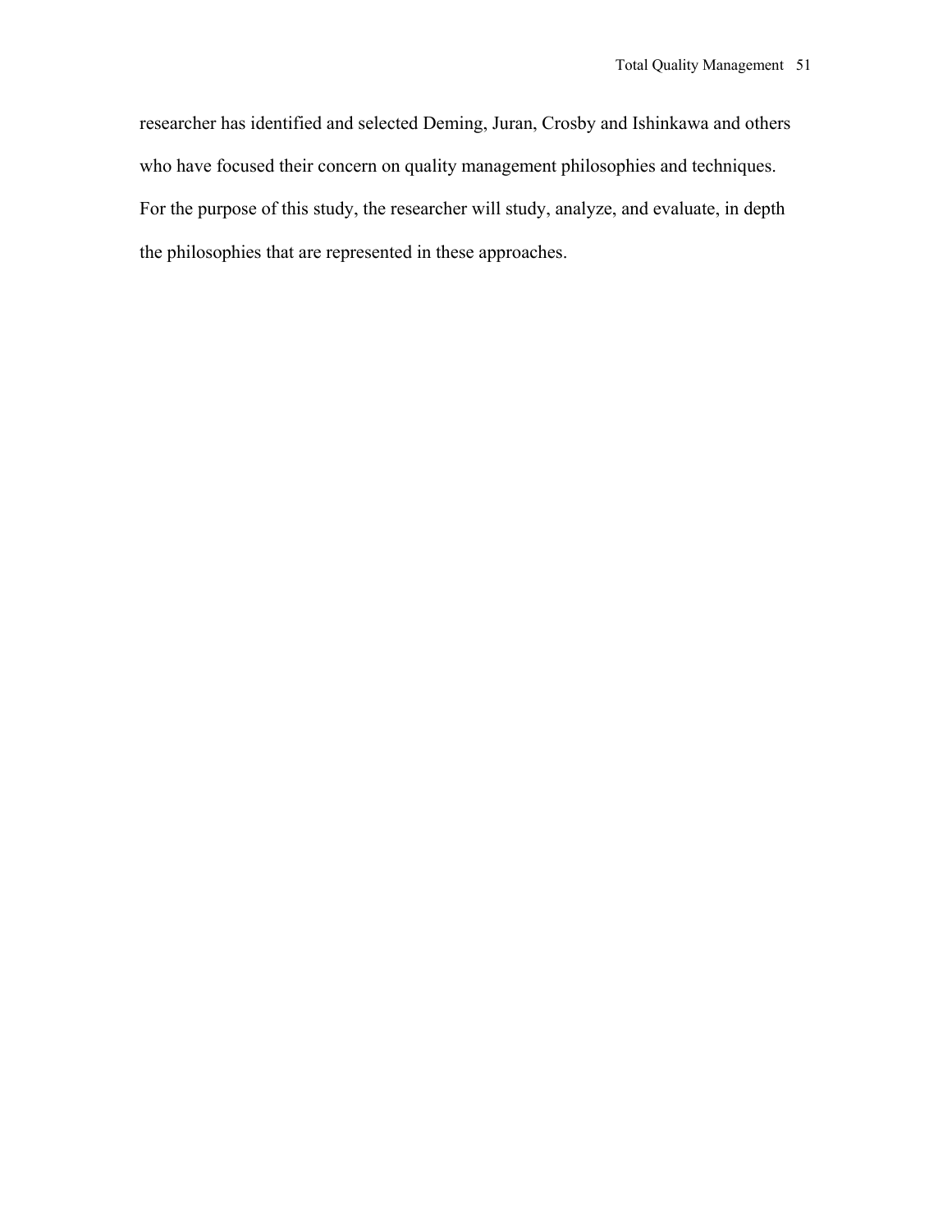researcher has identified and selected Deming, Juran, Crosby and Ishinkawa and others who have focused their concern on quality management philosophies and techniques. For the purpose of this study, the researcher will study, analyze, and evaluate, in depth the philosophies that are represented in these approaches.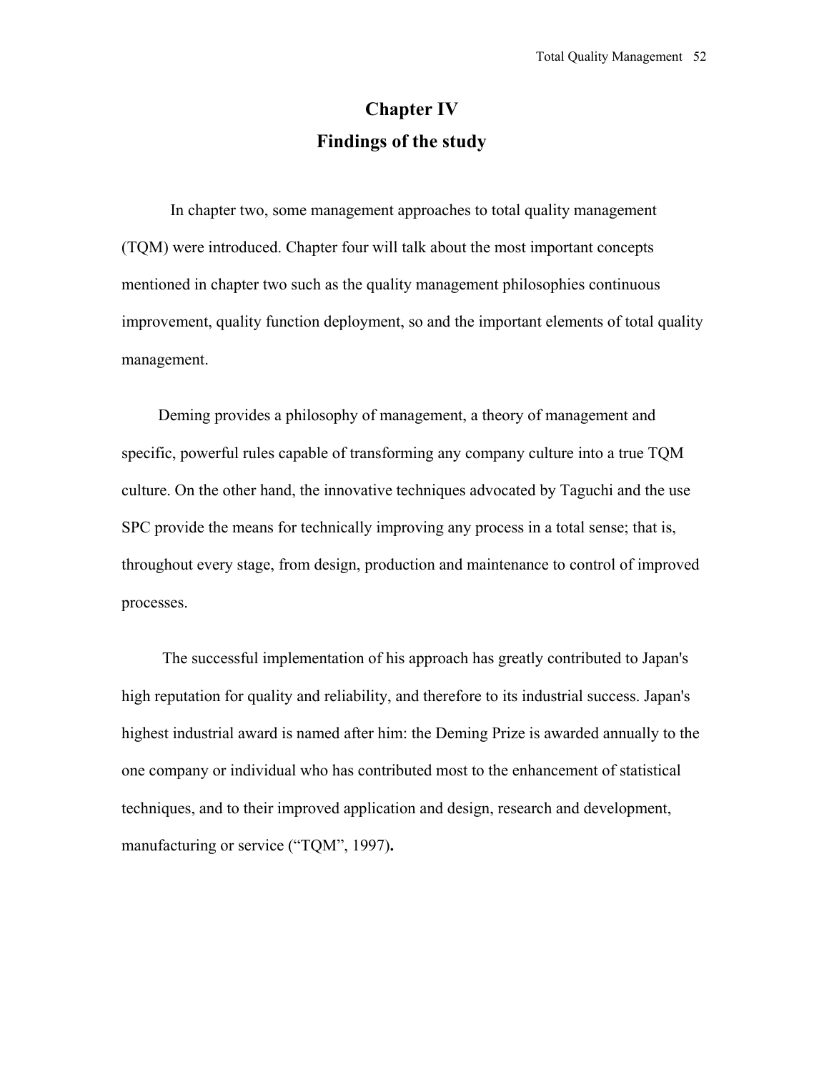# Chapter IV
# Findings of the study

In chapter two, some management approaches to total quality management (TQM) were introduced. Chapter four will talk about the most important concepts mentioned in chapter two such as the quality management philosophies continuous improvement, quality function deployment, so and the important elements of total quality management.

Deming provides a philosophy of management, a theory of management and specific, powerful rules capable of transforming any company culture into a true TQM culture. On the other hand, the innovative techniques advocated by Taguchi and the use SPC provide the means for technically improving any process in a total sense; that is, throughout every stage, from design, production and maintenance to control of improved processes.

The successful implementation of his approach has greatly contributed to Japan's high reputation for quality and reliability, and therefore to its industrial success. Japan's highest industrial award is named after him: the Deming Prize is awarded annually to the one company or individual who has contributed most to the enhancement of statistical techniques, and to their improved application and design, research and development, manufacturing or service ("TQM", 1997)**.**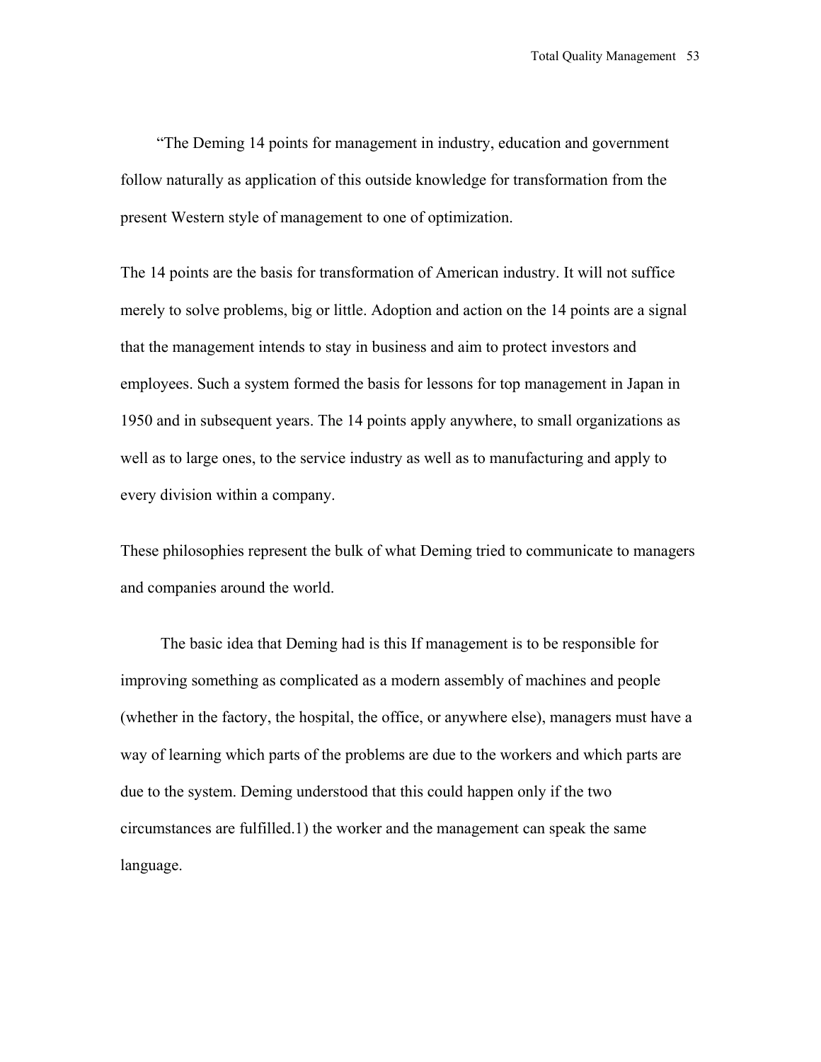"The Deming 14 points for management in industry, education and government follow naturally as application of this outside knowledge for transformation from the present Western style of management to one of optimization.

The 14 points are the basis for transformation of American industry. It will not suffice merely to solve problems, big or little. Adoption and action on the 14 points are a signal that the management intends to stay in business and aim to protect investors and employees. Such a system formed the basis for lessons for top management in Japan in 1950 and in subsequent years. The 14 points apply anywhere, to small organizations as well as to large ones, to the service industry as well as to manufacturing and apply to every division within a company.

These philosophies represent the bulk of what Deming tried to communicate to managers and companies around the world.

The basic idea that Deming had is this If management is to be responsible for improving something as complicated as a modern assembly of machines and people (whether in the factory, the hospital, the office, or anywhere else), managers must have a way of learning which parts of the problems are due to the workers and which parts are due to the system. Deming understood that this could happen only if the two circumstances are fulfilled.1) the worker and the management can speak the same language.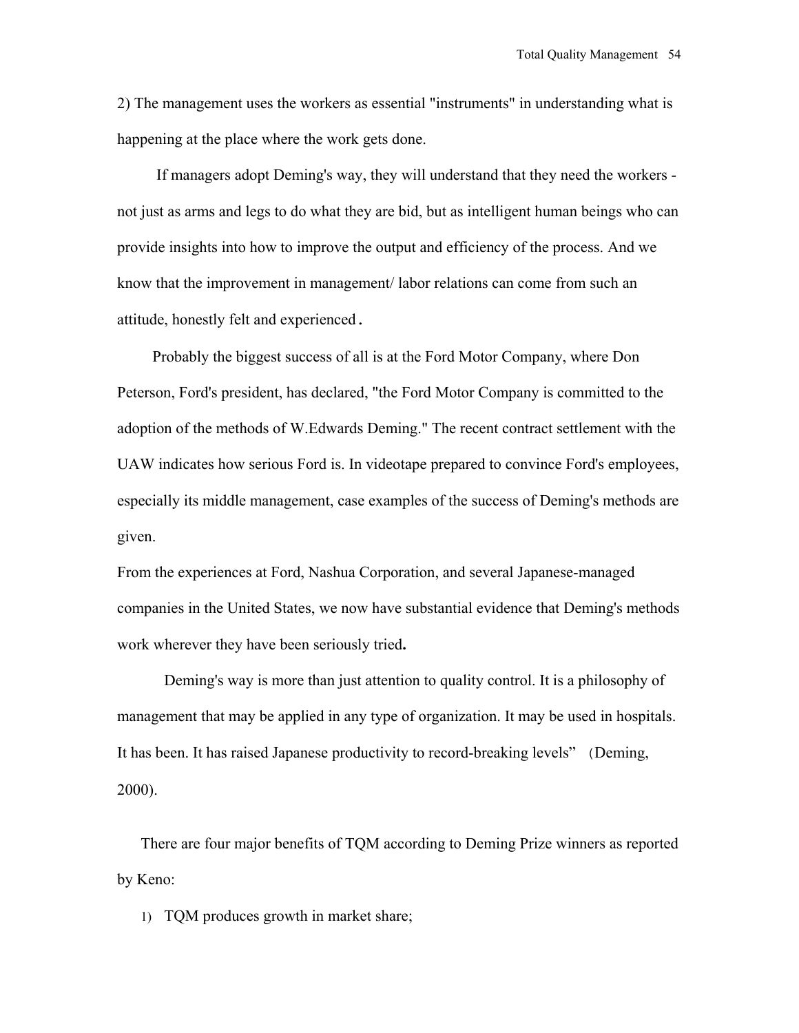2) The management uses the workers as essential "instruments" in understanding what is happening at the place where the work gets done.

If managers adopt Deming's way, they will understand that they need the workers - not just as arms and legs to do what they are bid, but as intelligent human beings who can provide insights into how to improve the output and efficiency of the process. And we know that the improvement in management/ labor relations can come from such an attitude, honestly felt and experienced.

Probably the biggest success of all is at the Ford Motor Company, where Don Peterson, Ford's president, has declared, "the Ford Motor Company is committed to the adoption of the methods of W.Edwards Deming." The recent contract settlement with the UAW indicates how serious Ford is. In videotape prepared to convince Ford's employees, especially its middle management, case examples of the success of Deming's methods are given.

From the experiences at Ford, Nashua Corporation, and several Japanese-managed companies in the United States, we now have substantial evidence that Deming's methods work wherever they have been seriously tried.

Deming's way is more than just attention to quality control. It is a philosophy of management that may be applied in any type of organization. It may be used in hospitals. It has been. It has raised Japanese productivity to record-breaking levels" （Deming, 2000).

There are four major benefits of TQM according to Deming Prize winners as reported by Keno:

1) TQM produces growth in market share;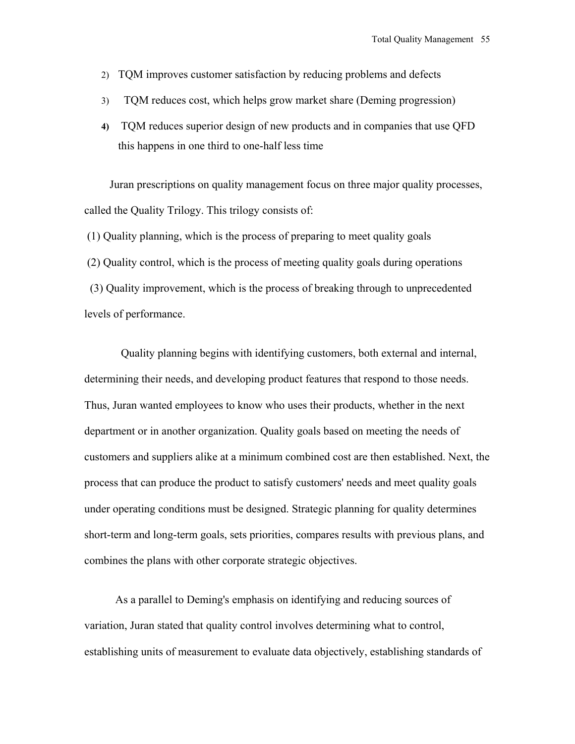2) TQM improves customer satisfaction by reducing problems and defects
3) TQM reduces cost, which helps grow market share (Deming progression)
4) TQM reduces superior design of new products and in companies that use QFD this happens in one third to one-half less time

Juran prescriptions on quality management focus on three major quality processes, called the Quality Trilogy. This trilogy consists of:

(1) Quality planning, which is the process of preparing to meet quality goals

(2) Quality control, which is the process of meeting quality goals during operations

(3) Quality improvement, which is the process of breaking through to unprecedented levels of performance.

Quality planning begins with identifying customers, both external and internal, determining their needs, and developing product features that respond to those needs. Thus, Juran wanted employees to know who uses their products, whether in the next department or in another organization. Quality goals based on meeting the needs of customers and suppliers alike at a minimum combined cost are then established. Next, the process that can produce the product to satisfy customers' needs and meet quality goals under operating conditions must be designed. Strategic planning for quality determines short-term and long-term goals, sets priorities, compares results with previous plans, and combines the plans with other corporate strategic objectives.

As a parallel to Deming's emphasis on identifying and reducing sources of variation, Juran stated that quality control involves determining what to control, establishing units of measurement to evaluate data objectively, establishing standards of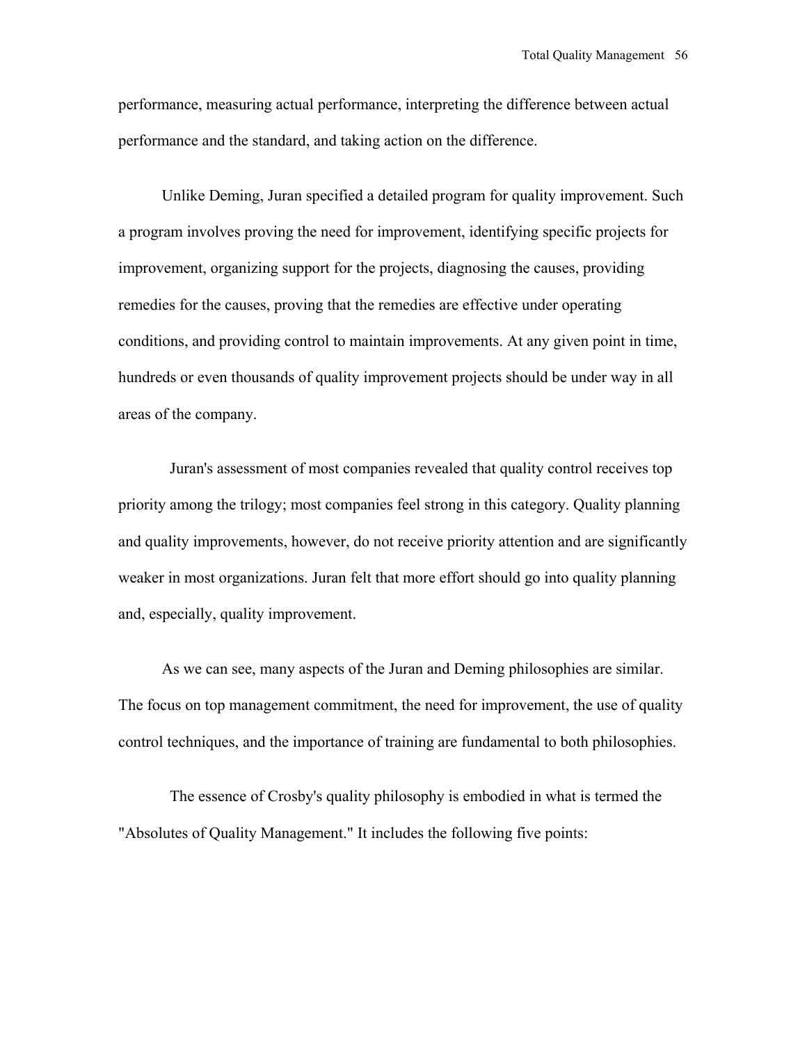performance, measuring actual performance, interpreting the difference between actual performance and the standard, and taking action on the difference.

Unlike Deming, Juran specified a detailed program for quality improvement. Such a program involves proving the need for improvement, identifying specific projects for improvement, organizing support for the projects, diagnosing the causes, providing remedies for the causes, proving that the remedies are effective under operating conditions, and providing control to maintain improvements. At any given point in time, hundreds or even thousands of quality improvement projects should be under way in all areas of the company.

Juran's assessment of most companies revealed that quality control receives top priority among the trilogy; most companies feel strong in this category. Quality planning and quality improvements, however, do not receive priority attention and are significantly weaker in most organizations. Juran felt that more effort should go into quality planning and, especially, quality improvement.

As we can see, many aspects of the Juran and Deming philosophies are similar. The focus on top management commitment, the need for improvement, the use of quality control techniques, and the importance of training are fundamental to both philosophies.

The essence of Crosby's quality philosophy is embodied in what is termed the "Absolutes of Quality Management." It includes the following five points: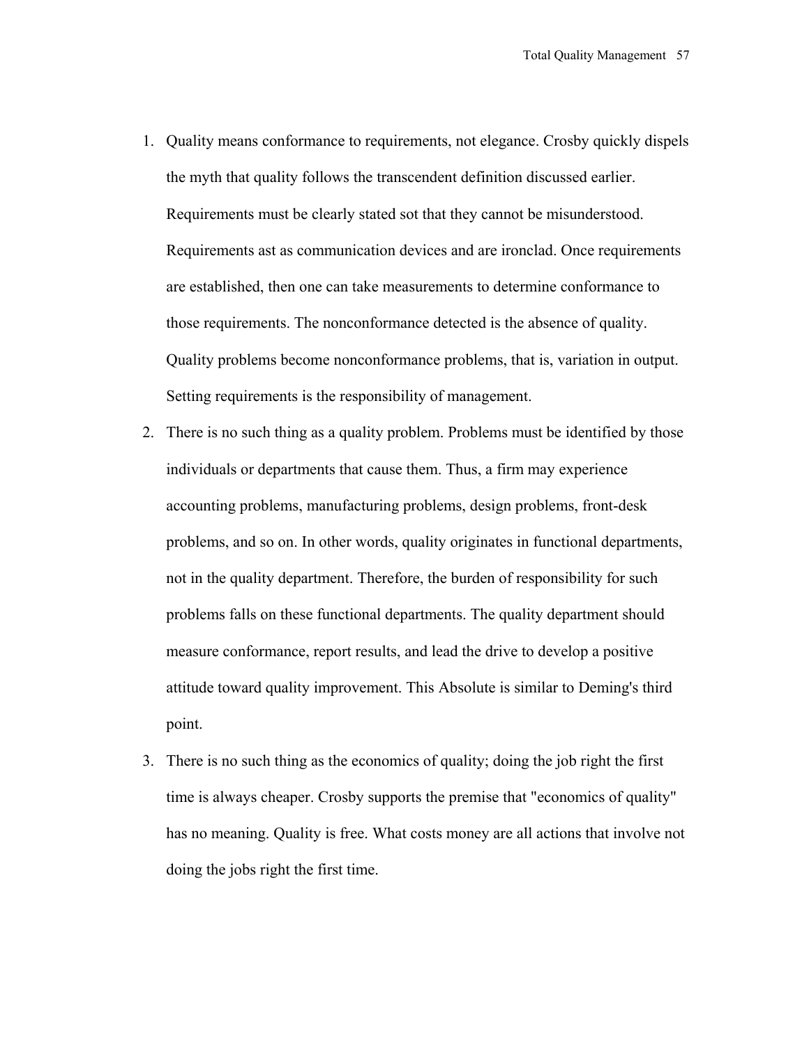1. Quality means conformance to requirements, not elegance. Crosby quickly dispels the myth that quality follows the transcendent definition discussed earlier. Requirements must be clearly stated sot that they cannot be misunderstood. Requirements ast as communication devices and are ironclad. Once requirements are established, then one can take measurements to determine conformance to those requirements. The nonconformance detected is the absence of quality. Quality problems become nonconformance problems, that is, variation in output. Setting requirements is the responsibility of management.
2. There is no such thing as a quality problem. Problems must be identified by those individuals or departments that cause them. Thus, a firm may experience accounting problems, manufacturing problems, design problems, front-desk problems, and so on. In other words, quality originates in functional departments, not in the quality department. Therefore, the burden of responsibility for such problems falls on these functional departments. The quality department should measure conformance, report results, and lead the drive to develop a positive attitude toward quality improvement. This Absolute is similar to Deming's third point.
3. There is no such thing as the economics of quality; doing the job right the first time is always cheaper. Crosby supports the premise that "economics of quality" has no meaning. Quality is free. What costs money are all actions that involve not doing the jobs right the first time.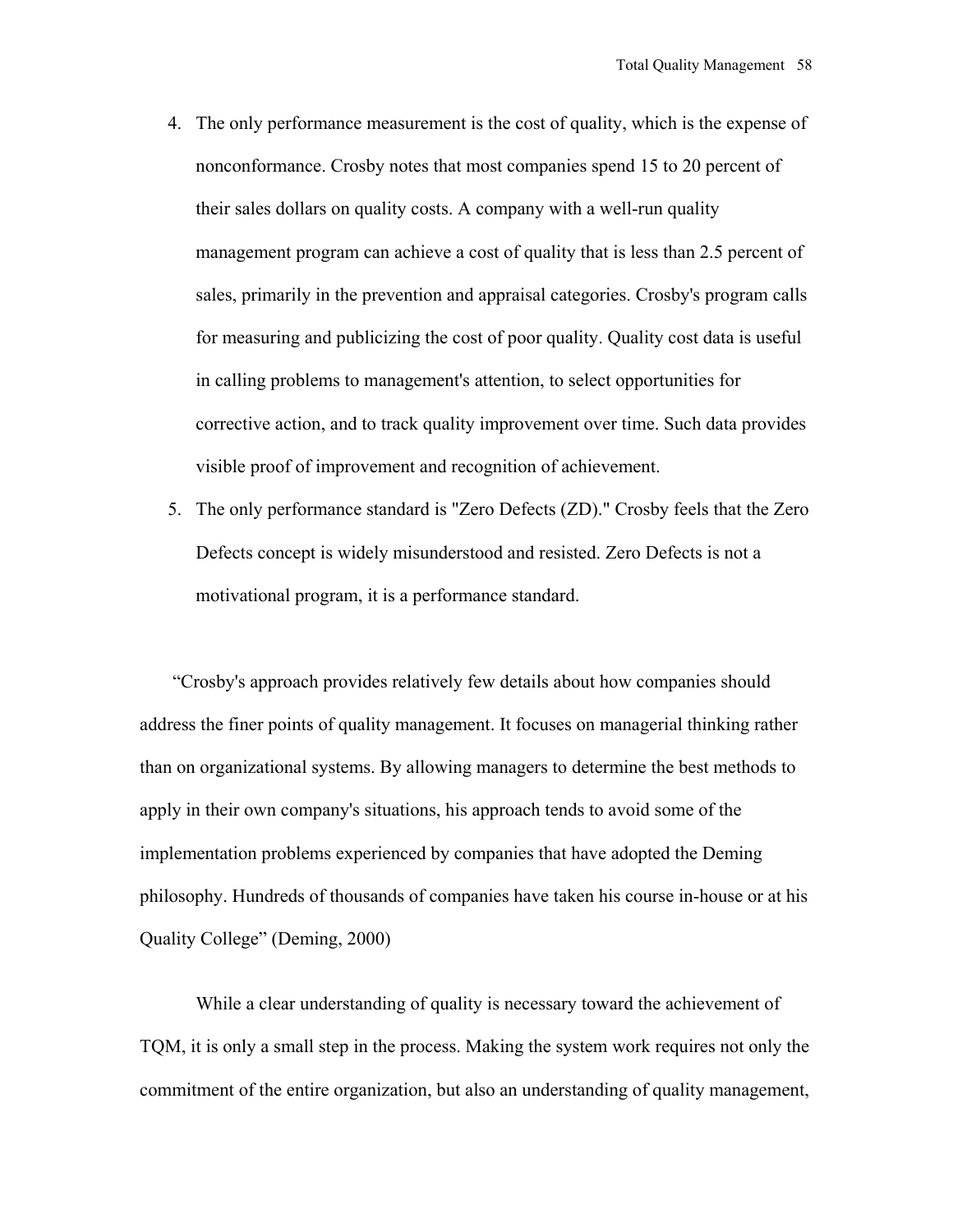4. The only performance measurement is the cost of quality, which is the expense of nonconformance. Crosby notes that most companies spend 15 to 20 percent of their sales dollars on quality costs. A company with a well-run quality management program can achieve a cost of quality that is less than 2.5 percent of sales, primarily in the prevention and appraisal categories. Crosby's program calls for measuring and publicizing the cost of poor quality. Quality cost data is useful in calling problems to management's attention, to select opportunities for corrective action, and to track quality improvement over time. Such data provides visible proof of improvement and recognition of achievement.
5. The only performance standard is "Zero Defects (ZD)." Crosby feels that the Zero Defects concept is widely misunderstood and resisted. Zero Defects is not a motivational program, it is a performance standard.

"Crosby's approach provides relatively few details about how companies should address the finer points of quality management. It focuses on managerial thinking rather than on organizational systems. By allowing managers to determine the best methods to apply in their own company's situations, his approach tends to avoid some of the implementation problems experienced by companies that have adopted the Deming philosophy. Hundreds of thousands of companies have taken his course in-house or at his Quality College" (Deming, 2000)

While a clear understanding of quality is necessary toward the achievement of TQM, it is only a small step in the process. Making the system work requires not only the commitment of the entire organization, but also an understanding of quality management,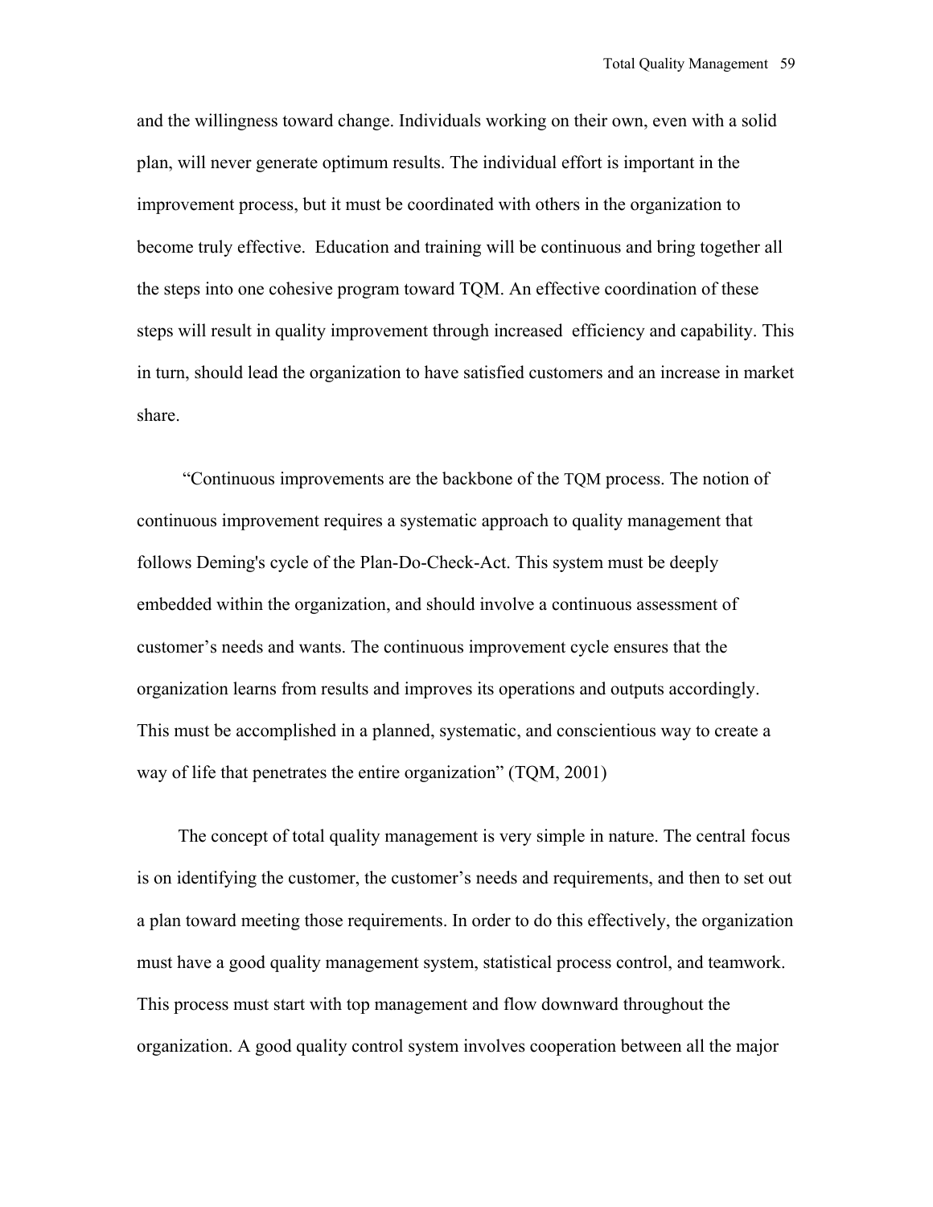and the willingness toward change. Individuals working on their own, even with a solid plan, will never generate optimum results. The individual effort is important in the improvement process, but it must be coordinated with others in the organization to become truly effective. Education and training will be continuous and bring together all the steps into one cohesive program toward TQM. An effective coordination of these steps will result in quality improvement through increased efficiency and capability. This in turn, should lead the organization to have satisfied customers and an increase in market share.

"Continuous improvements are the backbone of the TQM process. The notion of continuous improvement requires a systematic approach to quality management that follows Deming's cycle of the Plan-Do-Check-Act. This system must be deeply embedded within the organization, and should involve a continuous assessment of customer's needs and wants. The continuous improvement cycle ensures that the organization learns from results and improves its operations and outputs accordingly. This must be accomplished in a planned, systematic, and conscientious way to create a way of life that penetrates the entire organization" (TQM, 2001)

The concept of total quality management is very simple in nature. The central focus is on identifying the customer, the customer's needs and requirements, and then to set out a plan toward meeting those requirements. In order to do this effectively, the organization must have a good quality management system, statistical process control, and teamwork. This process must start with top management and flow downward throughout the organization. A good quality control system involves cooperation between all the major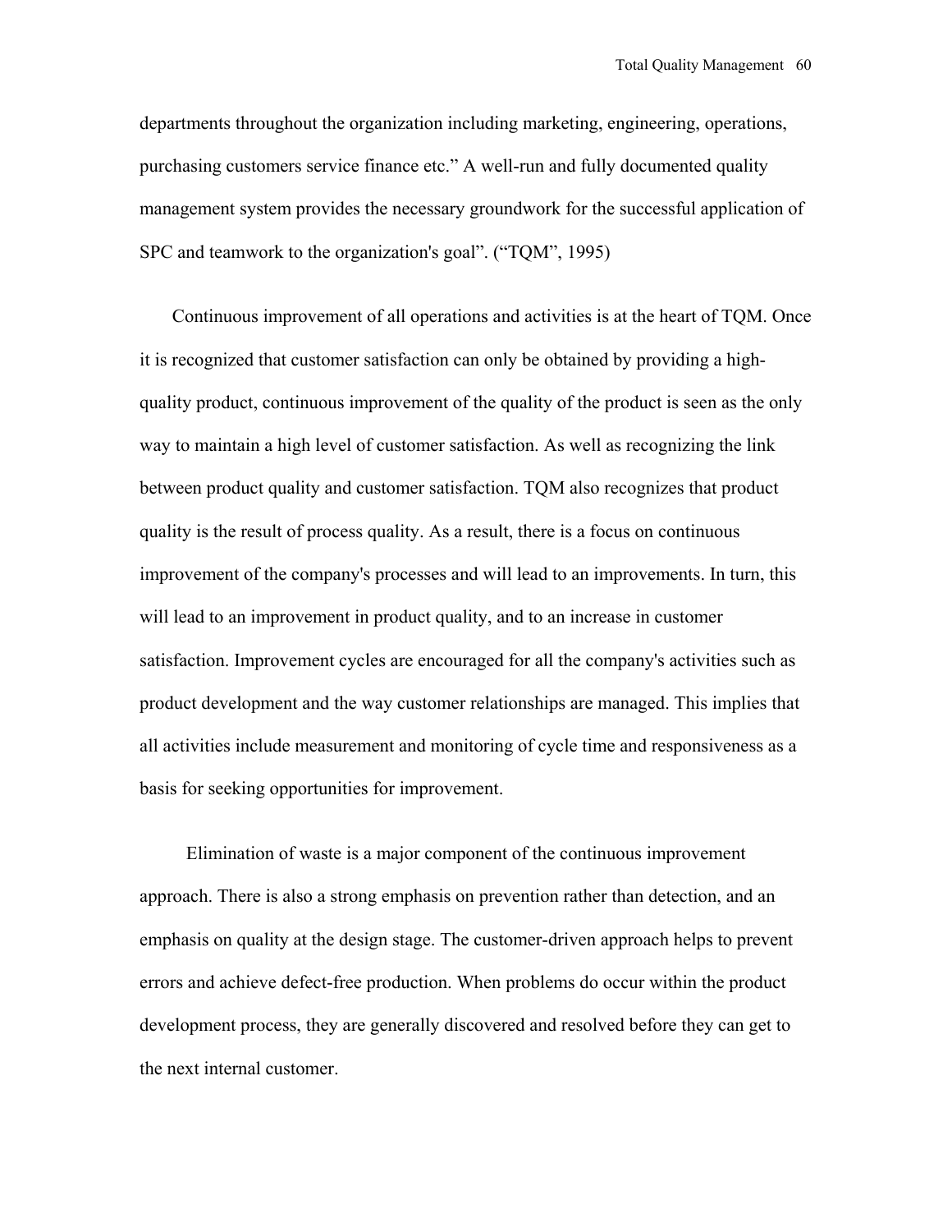departments throughout the organization including marketing, engineering, operations, purchasing customers service finance etc." A well-run and fully documented quality management system provides the necessary groundwork for the successful application of SPC and teamwork to the organization's goal". ("TQM", 1995)

Continuous improvement of all operations and activities is at the heart of TQM. Once it is recognized that customer satisfaction can only be obtained by providing a high-quality product, continuous improvement of the quality of the product is seen as the only way to maintain a high level of customer satisfaction. As well as recognizing the link between product quality and customer satisfaction. TQM also recognizes that product quality is the result of process quality. As a result, there is a focus on continuous improvement of the company's processes and will lead to an improvements. In turn, this will lead to an improvement in product quality, and to an increase in customer satisfaction. Improvement cycles are encouraged for all the company's activities such as product development and the way customer relationships are managed. This implies that all activities include measurement and monitoring of cycle time and responsiveness as a basis for seeking opportunities for improvement.

Elimination of waste is a major component of the continuous improvement approach. There is also a strong emphasis on prevention rather than detection, and an emphasis on quality at the design stage. The customer-driven approach helps to prevent errors and achieve defect-free production. When problems do occur within the product development process, they are generally discovered and resolved before they can get to the next internal customer.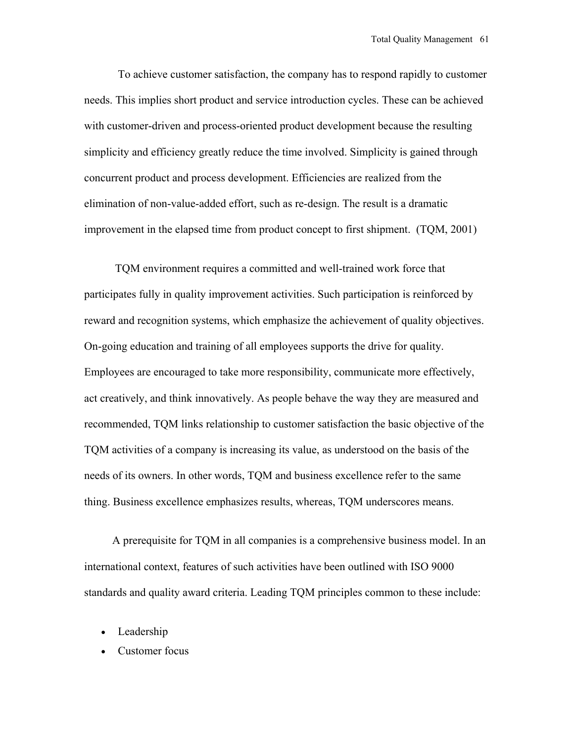To achieve customer satisfaction, the company has to respond rapidly to customer needs. This implies short product and service introduction cycles. These can be achieved with customer-driven and process-oriented product development because the resulting simplicity and efficiency greatly reduce the time involved. Simplicity is gained through concurrent product and process development. Efficiencies are realized from the elimination of non-value-added effort, such as re-design. The result is a dramatic improvement in the elapsed time from product concept to first shipment. (TQM, 2001)

TQM environment requires a committed and well-trained work force that participates fully in quality improvement activities. Such participation is reinforced by reward and recognition systems, which emphasize the achievement of quality objectives. On-going education and training of all employees supports the drive for quality. Employees are encouraged to take more responsibility, communicate more effectively, act creatively, and think innovatively. As people behave the way they are measured and recommended, TQM links relationship to customer satisfaction the basic objective of the TQM activities of a company is increasing its value, as understood on the basis of the needs of its owners. In other words, TQM and business excellence refer to the same thing. Business excellence emphasizes results, whereas, TQM underscores means.

A prerequisite for TQM in all companies is a comprehensive business model. In an international context, features of such activities have been outlined with ISO 9000 standards and quality award criteria. Leading TQM principles common to these include:

- Leadership
- Customer focus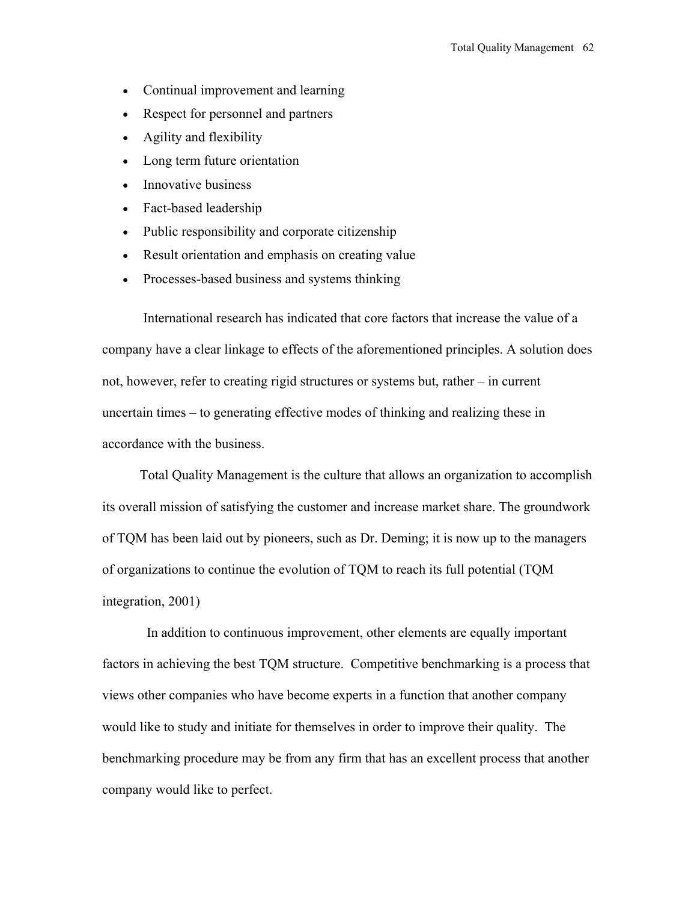- Continual improvement and learning
- Respect for personnel and partners
- Agility and flexibility
- Long term future orientation
- Innovative business
- Fact-based leadership
- Public responsibility and corporate citizenship
- Result orientation and emphasis on creating value
- Processes-based business and systems thinking

International research has indicated that core factors that increase the value of a company have a clear linkage to effects of the aforementioned principles. A solution does not, however, refer to creating rigid structures or systems but, rather – in current uncertain times – to generating effective modes of thinking and realizing these in accordance with the business.

Total Quality Management is the culture that allows an organization to accomplish its overall mission of satisfying the customer and increase market share. The groundwork of TQM has been laid out by pioneers, such as Dr. Deming; it is now up to the managers of organizations to continue the evolution of TQM to reach its full potential (TQM integration, 2001)

In addition to continuous improvement, other elements are equally important factors in achieving the best TQM structure. Competitive benchmarking is a process that views other companies who have become experts in a function that another company would like to study and initiate for themselves in order to improve their quality. The benchmarking procedure may be from any firm that has an excellent process that another company would like to perfect.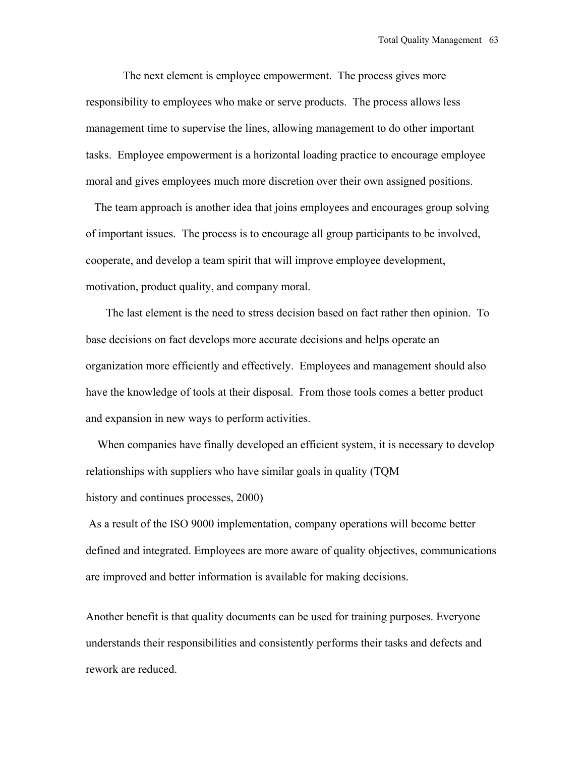The next element is employee empowerment. The process gives more responsibility to employees who make or serve products. The process allows less management time to supervise the lines, allowing management to do other important tasks. Employee empowerment is a horizontal loading practice to encourage employee moral and gives employees much more discretion over their own assigned positions.

The team approach is another idea that joins employees and encourages group solving of important issues. The process is to encourage all group participants to be involved, cooperate, and develop a team spirit that will improve employee development, motivation, product quality, and company moral.

The last element is the need to stress decision based on fact rather then opinion. To base decisions on fact develops more accurate decisions and helps operate an organization more efficiently and effectively. Employees and management should also have the knowledge of tools at their disposal. From those tools comes a better product and expansion in new ways to perform activities.

When companies have finally developed an efficient system, it is necessary to develop relationships with suppliers who have similar goals in quality (TQM history and continues processes, 2000)

As a result of the ISO 9000 implementation, company operations will become better defined and integrated. Employees are more aware of quality objectives, communications are improved and better information is available for making decisions.

Another benefit is that quality documents can be used for training purposes. Everyone understands their responsibilities and consistently performs their tasks and defects and rework are reduced.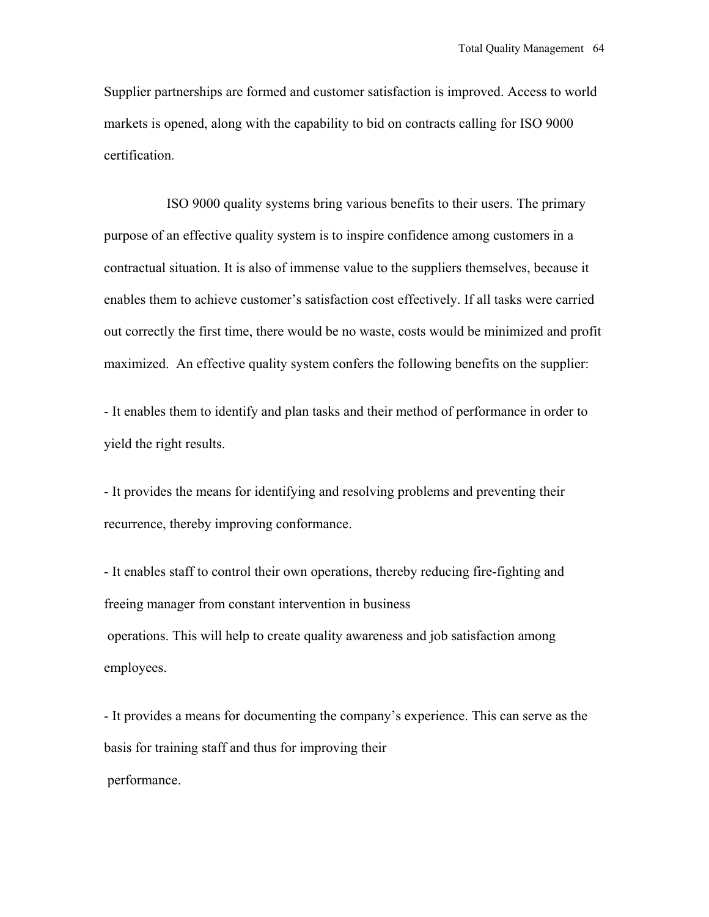Supplier partnerships are formed and customer satisfaction is improved. Access to world markets is opened, along with the capability to bid on contracts calling for ISO 9000 certification.

ISO 9000 quality systems bring various benefits to their users. The primary purpose of an effective quality system is to inspire confidence among customers in a contractual situation. It is also of immense value to the suppliers themselves, because it enables them to achieve customer's satisfaction cost effectively. If all tasks were carried out correctly the first time, there would be no waste, costs would be minimized and profit maximized. An effective quality system confers the following benefits on the supplier:

- It enables them to identify and plan tasks and their method of performance in order to yield the right results.

- It provides the means for identifying and resolving problems and preventing their recurrence, thereby improving conformance.

- It enables staff to control their own operations, thereby reducing fire-fighting and freeing manager from constant intervention in business operations. This will help to create quality awareness and job satisfaction among employees.

- It provides a means for documenting the company's experience. This can serve as the basis for training staff and thus for improving their performance.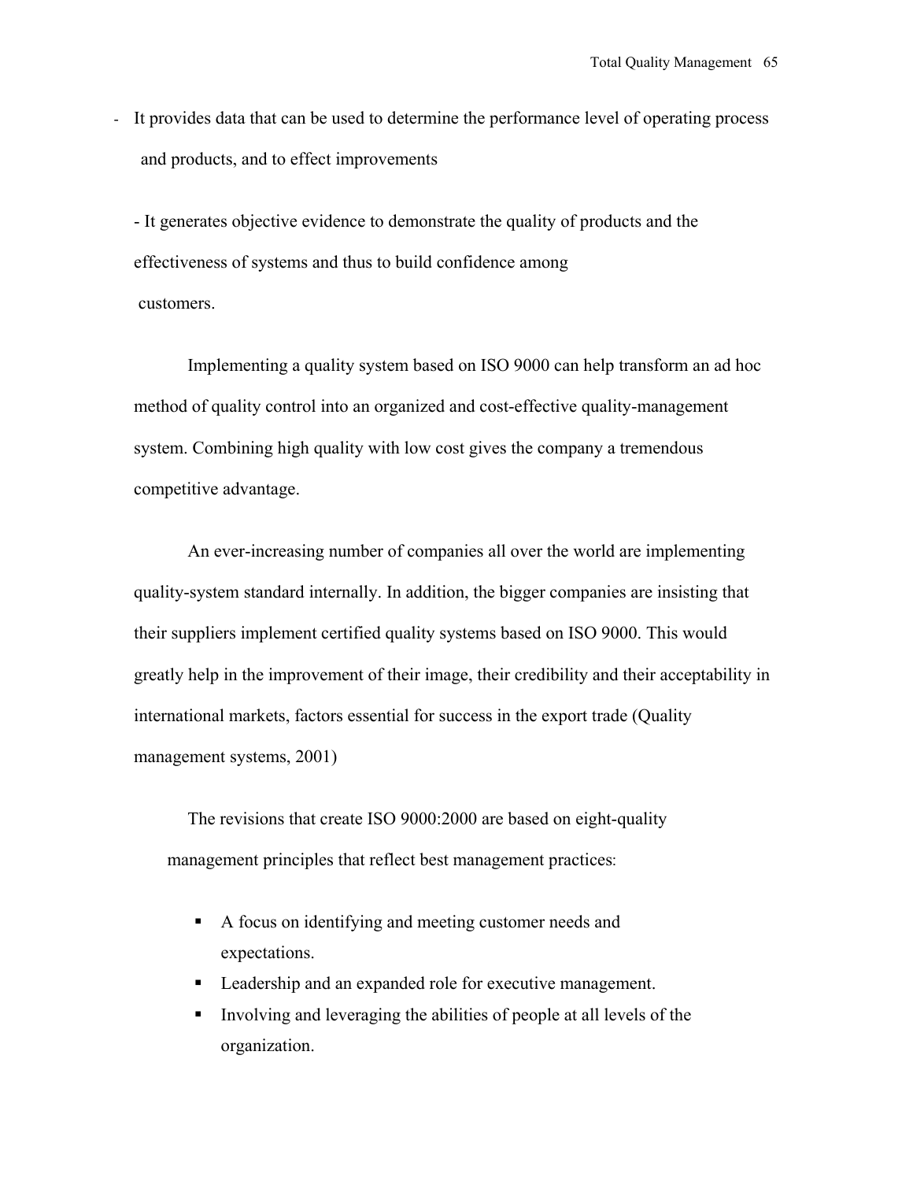- It provides data that can be used to determine the performance level of operating process and products, and to effect improvements

- It generates objective evidence to demonstrate the quality of products and the effectiveness of systems and thus to build confidence among customers.

Implementing a quality system based on ISO 9000 can help transform an ad hoc method of quality control into an organized and cost-effective quality-management system. Combining high quality with low cost gives the company a tremendous competitive advantage.

An ever-increasing number of companies all over the world are implementing quality-system standard internally. In addition, the bigger companies are insisting that their suppliers implement certified quality systems based on ISO 9000. This would greatly help in the improvement of their image, their credibility and their acceptability in international markets, factors essential for success in the export trade (Quality management systems, 2001)

The revisions that create ISO 9000:2000 are based on eight-quality management principles that reflect best management practices:

- A focus on identifying and meeting customer needs and expectations.
- Leadership and an expanded role for executive management.
- Involving and leveraging the abilities of people at all levels of the organization.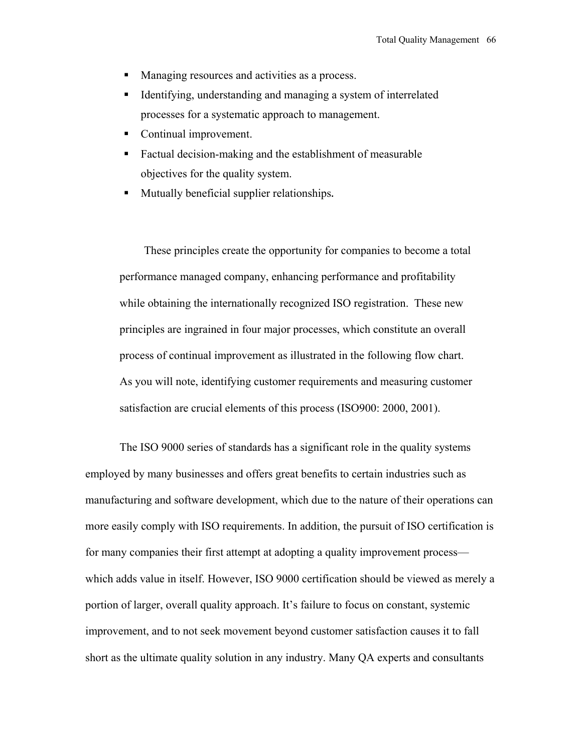- Managing resources and activities as a process.
- Identifying, understanding and managing a system of interrelated processes for a systematic approach to management.
- Continual improvement.
- Factual decision-making and the establishment of measurable objectives for the quality system.
- Mutually beneficial supplier relationships.

These principles create the opportunity for companies to become a total performance managed company, enhancing performance and profitability while obtaining the internationally recognized ISO registration. These new principles are ingrained in four major processes, which constitute an overall process of continual improvement as illustrated in the following flow chart. As you will note, identifying customer requirements and measuring customer satisfaction are crucial elements of this process (ISO900: 2000, 2001).

The ISO 9000 series of standards has a significant role in the quality systems employed by many businesses and offers great benefits to certain industries such as manufacturing and software development, which due to the nature of their operations can more easily comply with ISO requirements. In addition, the pursuit of ISO certification is for many companies their first attempt at adopting a quality improvement process—which adds value in itself. However, ISO 9000 certification should be viewed as merely a portion of larger, overall quality approach. It's failure to focus on constant, systemic improvement, and to not seek movement beyond customer satisfaction causes it to fall short as the ultimate quality solution in any industry. Many QA experts and consultants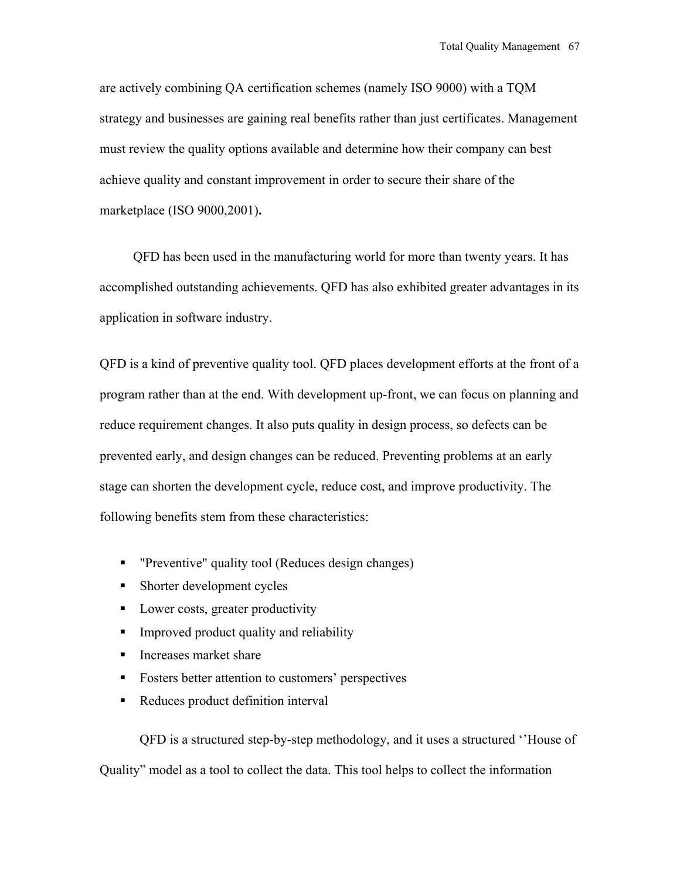are actively combining QA certification schemes (namely ISO 9000) with a TQM strategy and businesses are gaining real benefits rather than just certificates. Management must review the quality options available and determine how their company can best achieve quality and constant improvement in order to secure their share of the marketplace (ISO 9000,2001)**.**

QFD has been used in the manufacturing world for more than twenty years. It has accomplished outstanding achievements. QFD has also exhibited greater advantages in its application in software industry.

QFD is a kind of preventive quality tool. QFD places development efforts at the front of a program rather than at the end. With development up-front, we can focus on planning and reduce requirement changes. It also puts quality in design process, so defects can be prevented early, and design changes can be reduced. Preventing problems at an early stage can shorten the development cycle, reduce cost, and improve productivity. The following benefits stem from these characteristics:

- "Preventive" quality tool (Reduces design changes)
- Shorter development cycles
- Lower costs, greater productivity
- Improved product quality and reliability
- Increases market share
- Fosters better attention to customers' perspectives
- Reduces product definition interval

QFD is a structured step-by-step methodology, and it uses a structured ''House of Quality" model as a tool to collect the data. This tool helps to collect the information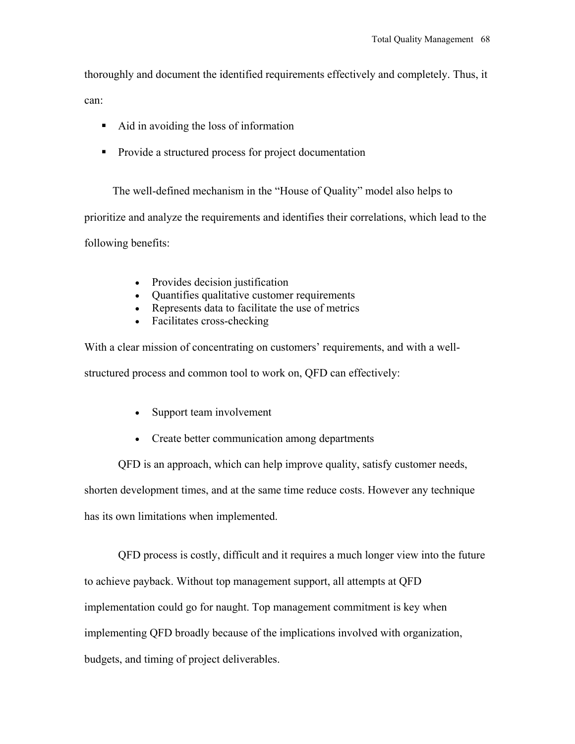thoroughly and document the identified requirements effectively and completely. Thus, it can:

- Aid in avoiding the loss of information
- Provide a structured process for project documentation

The well-defined mechanism in the "House of Quality" model also helps to prioritize and analyze the requirements and identifies their correlations, which lead to the following benefits:

- Provides decision justification
- Quantifies qualitative customer requirements
- Represents data to facilitate the use of metrics
- Facilitates cross-checking

With a clear mission of concentrating on customers' requirements, and with a well-structured process and common tool to work on, QFD can effectively:

- Support team involvement
- Create better communication among departments

QFD is an approach, which can help improve quality, satisfy customer needs, shorten development times, and at the same time reduce costs. However any technique has its own limitations when implemented.

QFD process is costly, difficult and it requires a much longer view into the future to achieve payback. Without top management support, all attempts at QFD implementation could go for naught. Top management commitment is key when implementing QFD broadly because of the implications involved with organization, budgets, and timing of project deliverables.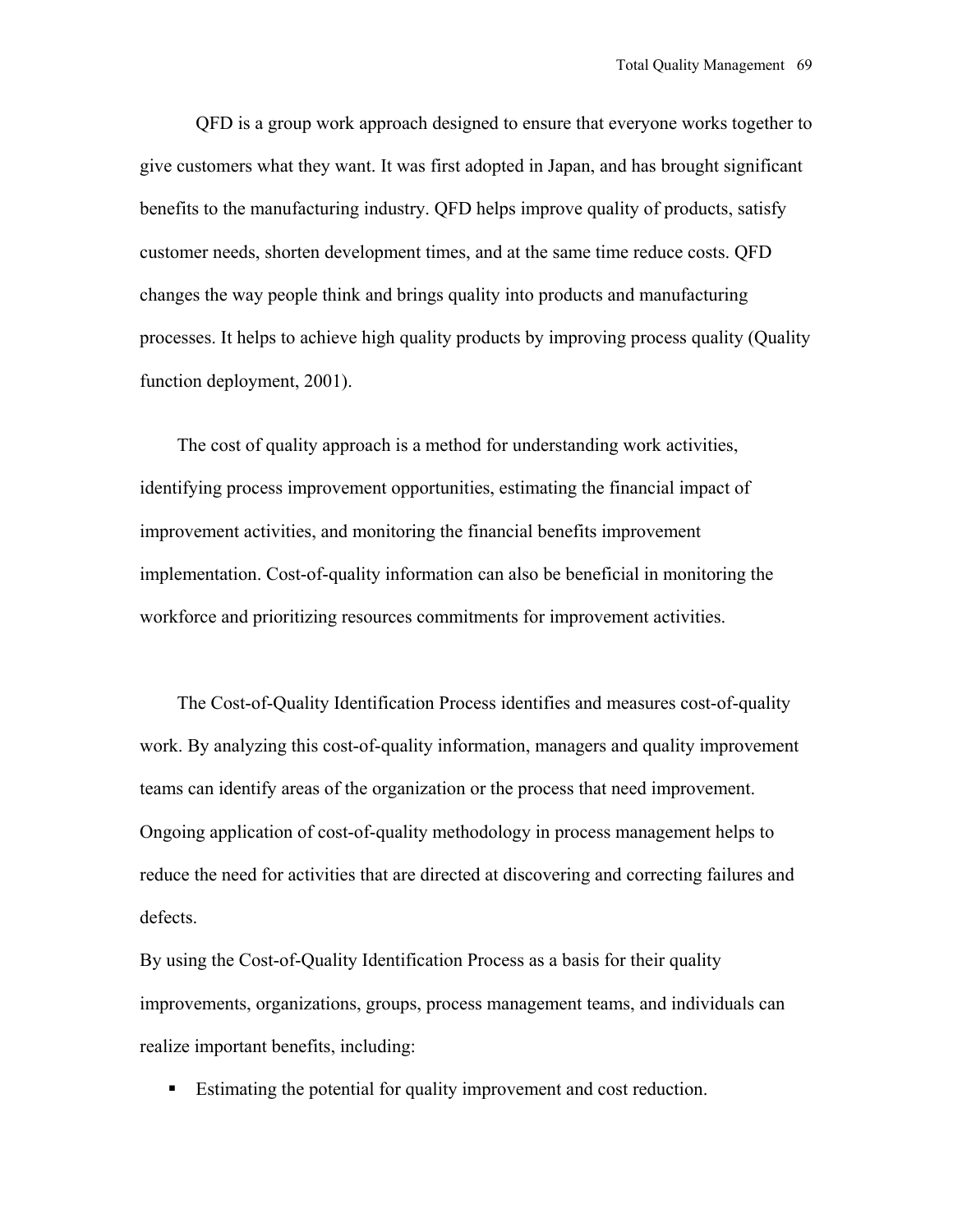QFD is a group work approach designed to ensure that everyone works together to give customers what they want. It was first adopted in Japan, and has brought significant benefits to the manufacturing industry. QFD helps improve quality of products, satisfy customer needs, shorten development times, and at the same time reduce costs. QFD changes the way people think and brings quality into products and manufacturing processes. It helps to achieve high quality products by improving process quality (Quality function deployment, 2001).

The cost of quality approach is a method for understanding work activities, identifying process improvement opportunities, estimating the financial impact of improvement activities, and monitoring the financial benefits improvement implementation. Cost-of-quality information can also be beneficial in monitoring the workforce and prioritizing resources commitments for improvement activities.

The Cost-of-Quality Identification Process identifies and measures cost-of-quality work. By analyzing this cost-of-quality information, managers and quality improvement teams can identify areas of the organization or the process that need improvement. Ongoing application of cost-of-quality methodology in process management helps to reduce the need for activities that are directed at discovering and correcting failures and defects.

By using the Cost-of-Quality Identification Process as a basis for their quality improvements, organizations, groups, process management teams, and individuals can realize important benefits, including:

- Estimating the potential for quality improvement and cost reduction.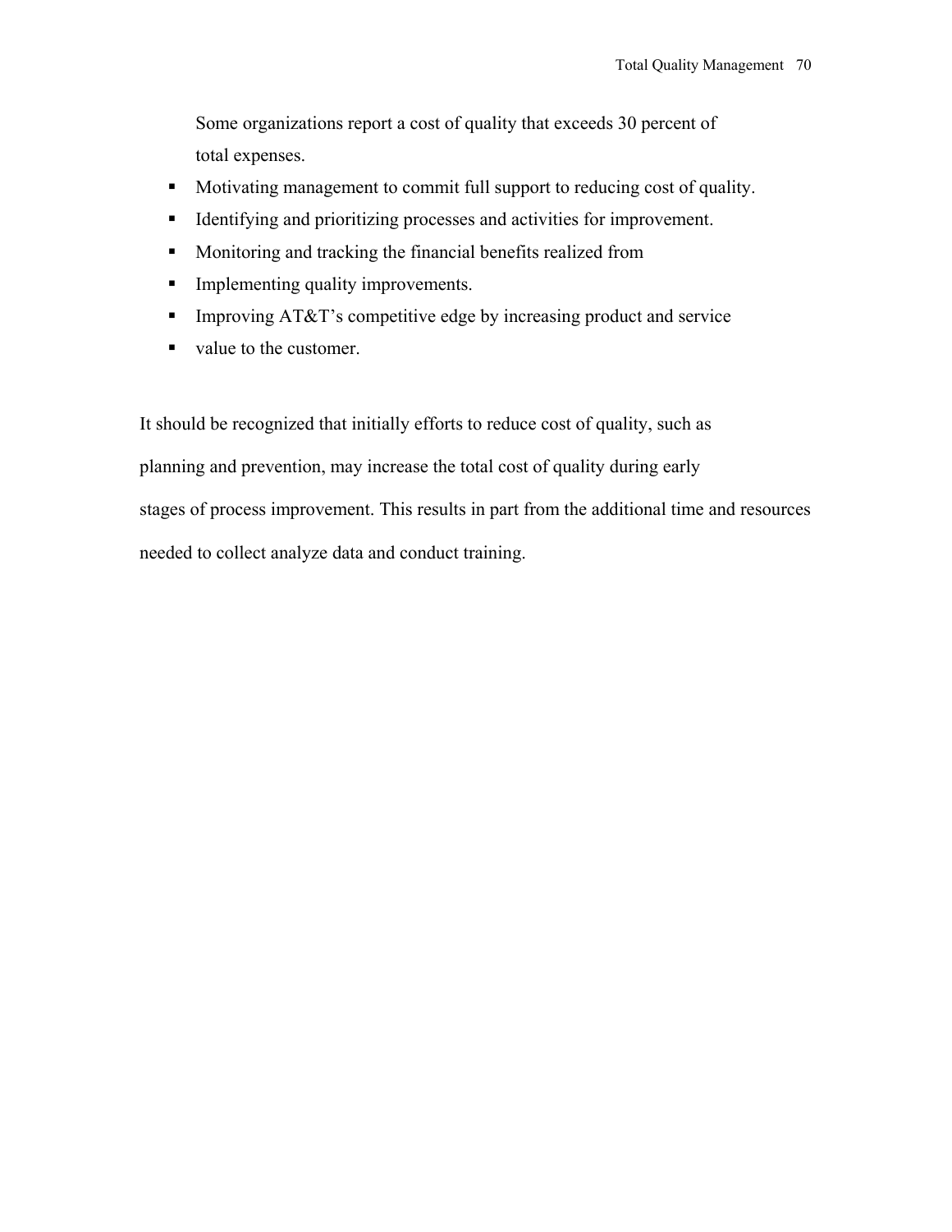Some organizations report a cost of quality that exceeds 30 percent of total expenses.

- Motivating management to commit full support to reducing cost of quality.
- Identifying and prioritizing processes and activities for improvement.
- Monitoring and tracking the financial benefits realized from
- Implementing quality improvements.
- Improving AT&T's competitive edge by increasing product and service
- value to the customer.

It should be recognized that initially efforts to reduce cost of quality, such as planning and prevention, may increase the total cost of quality during early stages of process improvement. This results in part from the additional time and resources needed to collect analyze data and conduct training.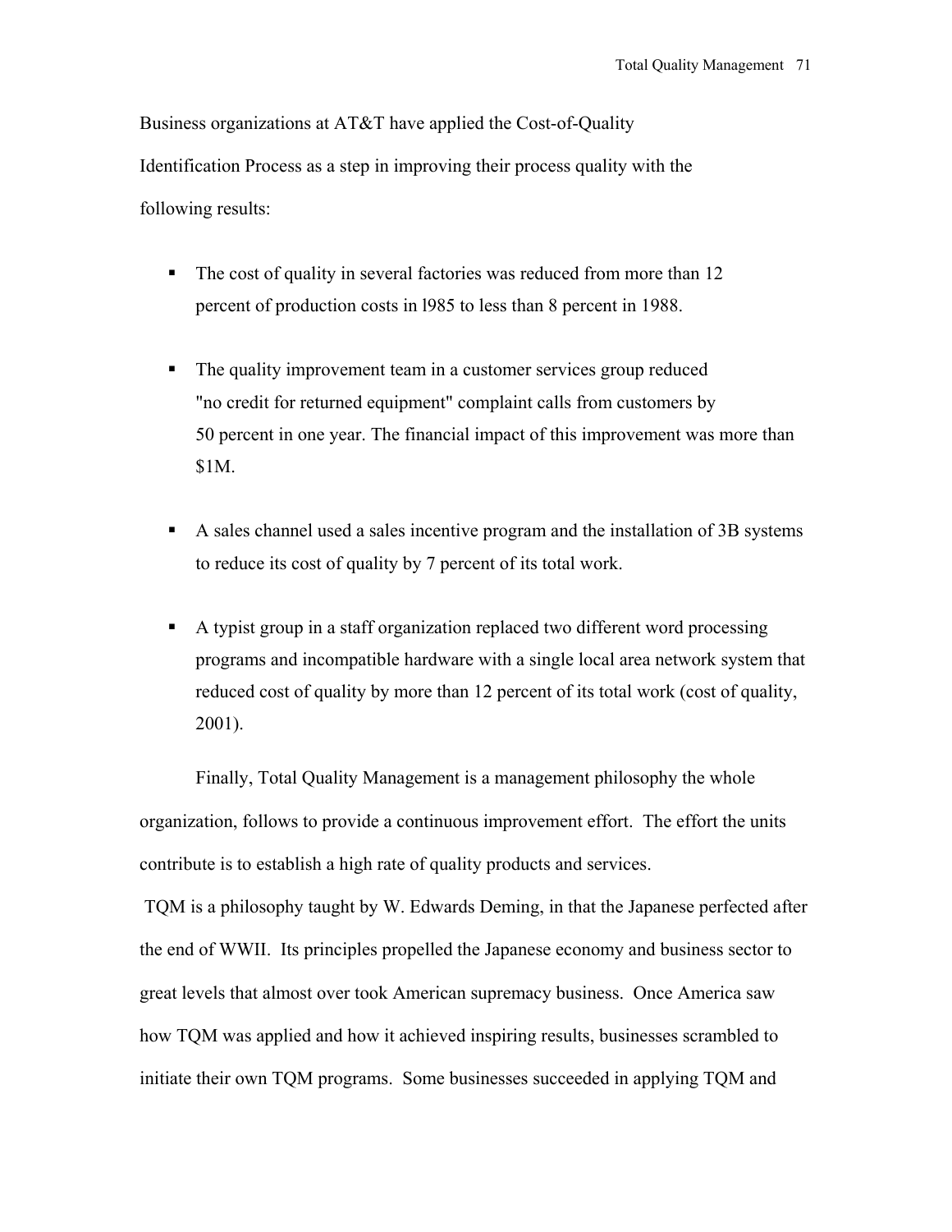Business organizations at AT&T have applied the Cost-of-Quality Identification Process as a step in improving their process quality with the following results:

- The cost of quality in several factories was reduced from more than 12 percent of production costs in l985 to less than 8 percent in 1988.
- The quality improvement team in a customer services group reduced "no credit for returned equipment" complaint calls from customers by 50 percent in one year. The financial impact of this improvement was more than $1M.
- A sales channel used a sales incentive program and the installation of 3B systems to reduce its cost of quality by 7 percent of its total work.
- A typist group in a staff organization replaced two different word processing programs and incompatible hardware with a single local area network system that reduced cost of quality by more than 12 percent of its total work (cost of quality, 2001).

Finally, Total Quality Management is a management philosophy the whole organization, follows to provide a continuous improvement effort. The effort the units contribute is to establish a high rate of quality products and services.
TQM is a philosophy taught by W. Edwards Deming, in that the Japanese perfected after the end of WWII. Its principles propelled the Japanese economy and business sector to great levels that almost over took American supremacy business. Once America saw how TQM was applied and how it achieved inspiring results, businesses scrambled to initiate their own TQM programs. Some businesses succeeded in applying TQM and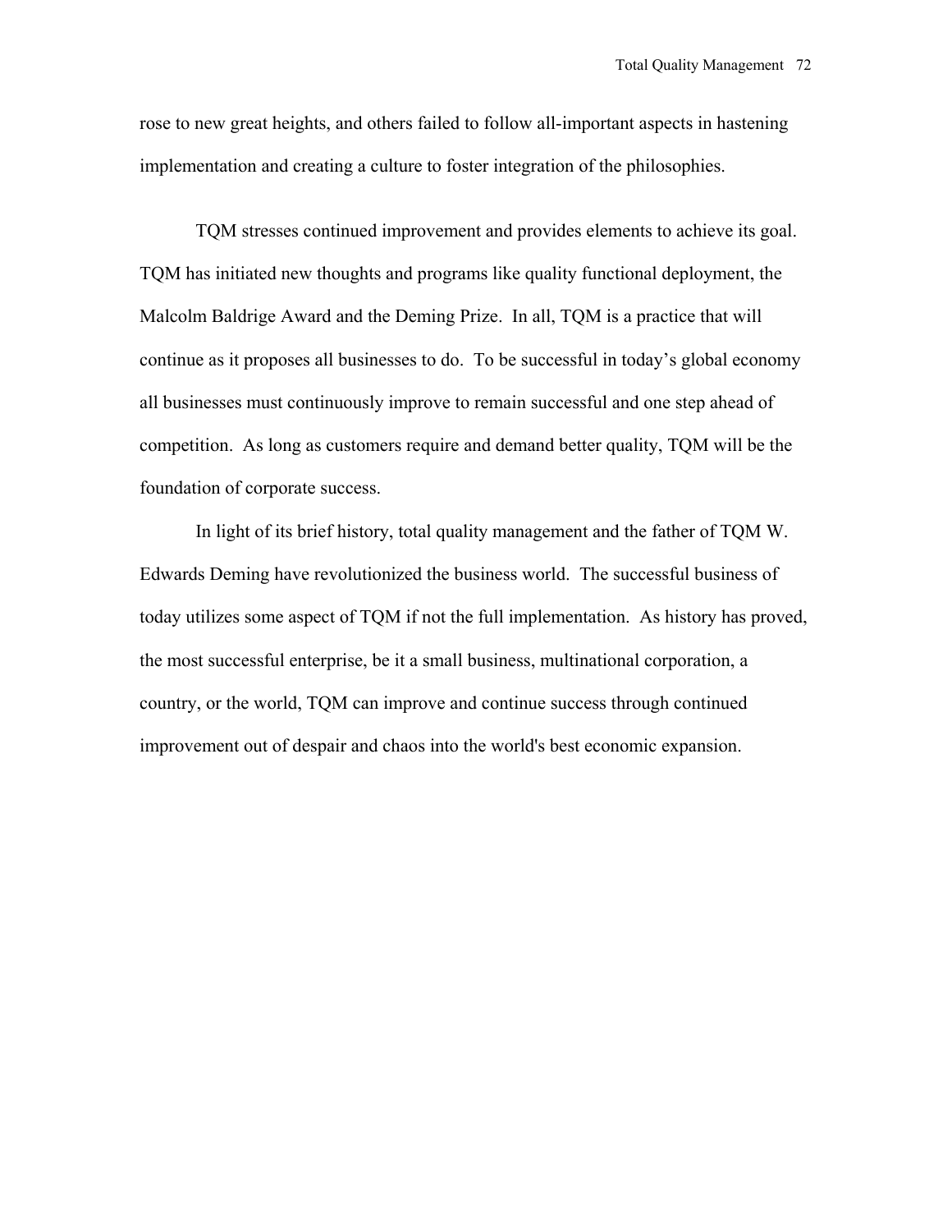rose to new great heights, and others failed to follow all-important aspects in hastening implementation and creating a culture to foster integration of the philosophies.

TQM stresses continued improvement and provides elements to achieve its goal. TQM has initiated new thoughts and programs like quality functional deployment, the Malcolm Baldrige Award and the Deming Prize. In all, TQM is a practice that will continue as it proposes all businesses to do. To be successful in today's global economy all businesses must continuously improve to remain successful and one step ahead of competition. As long as customers require and demand better quality, TQM will be the foundation of corporate success.

In light of its brief history, total quality management and the father of TQM W. Edwards Deming have revolutionized the business world. The successful business of today utilizes some aspect of TQM if not the full implementation. As history has proved, the most successful enterprise, be it a small business, multinational corporation, a country, or the world, TQM can improve and continue success through continued improvement out of despair and chaos into the world's best economic expansion.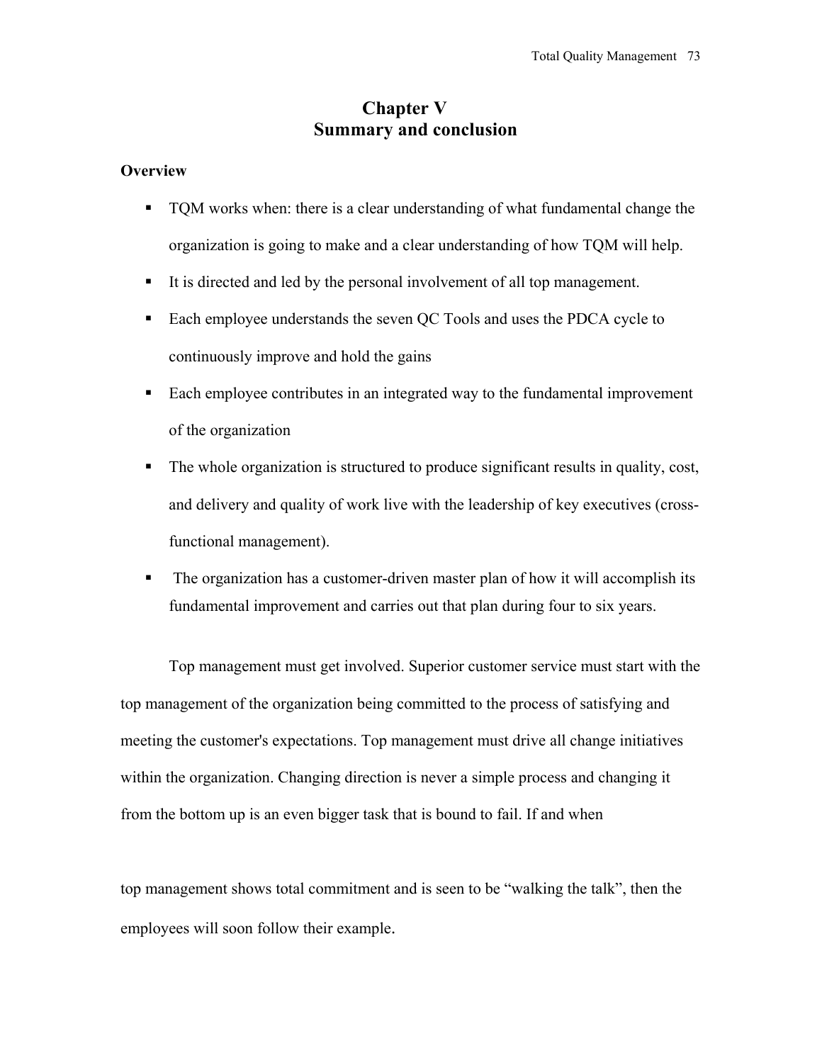# Chapter V
# Summary and conclusion

**Overview**

- TQM works when: there is a clear understanding of what fundamental change the organization is going to make and a clear understanding of how TQM will help.
- It is directed and led by the personal involvement of all top management.
- Each employee understands the seven QC Tools and uses the PDCA cycle to continuously improve and hold the gains
- Each employee contributes in an integrated way to the fundamental improvement of the organization
- The whole organization is structured to produce significant results in quality, cost, and delivery and quality of work live with the leadership of key executives (cross-functional management).
- The organization has a customer-driven master plan of how it will accomplish its fundamental improvement and carries out that plan during four to six years.

Top management must get involved. Superior customer service must start with the top management of the organization being committed to the process of satisfying and meeting the customer's expectations. Top management must drive all change initiatives within the organization. Changing direction is never a simple process and changing it from the bottom up is an even bigger task that is bound to fail. If and when top management shows total commitment and is seen to be "walking the talk", then the employees will soon follow their example.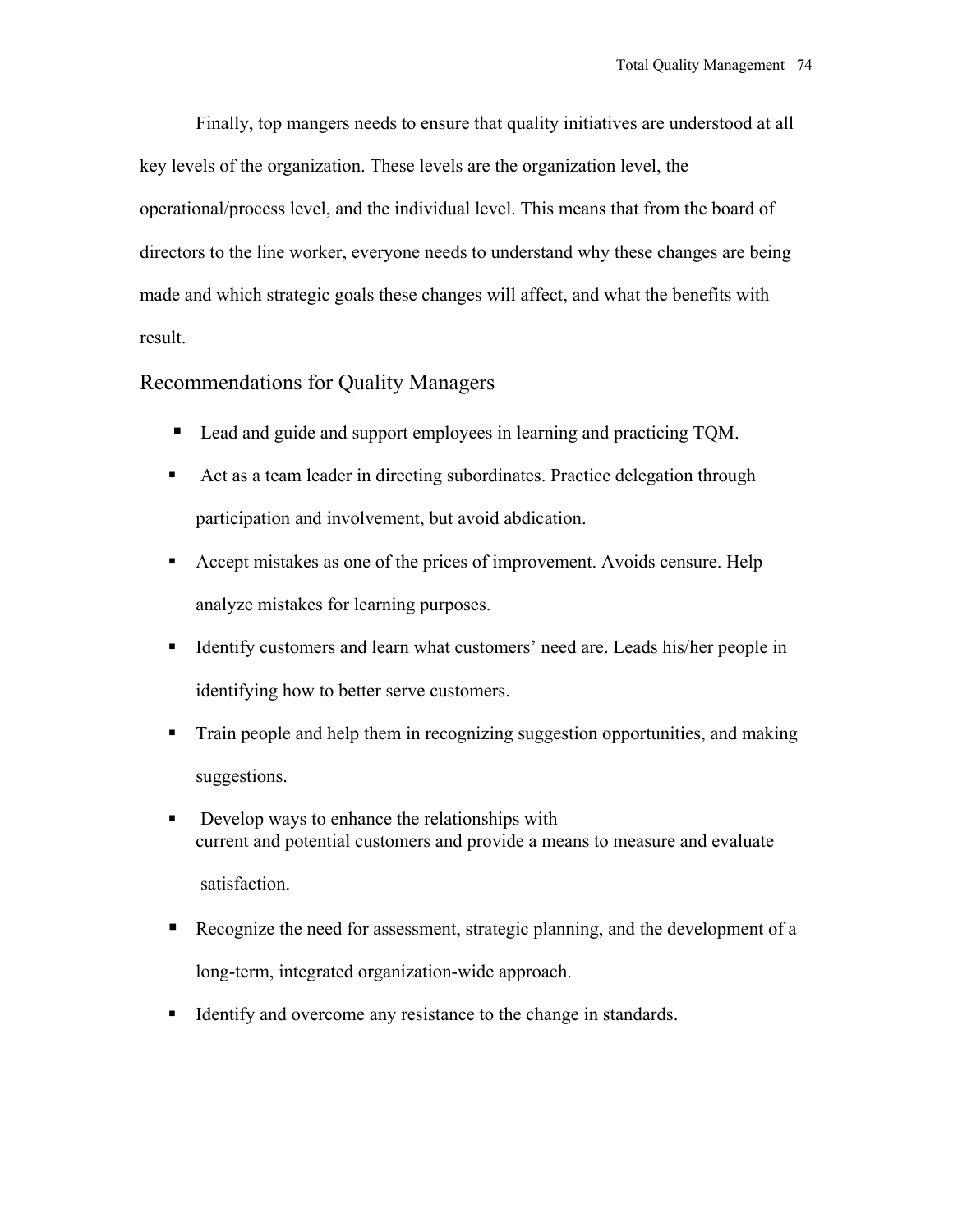Finally, top mangers needs to ensure that quality initiatives are understood at all key levels of the organization. These levels are the organization level, the operational/process level, and the individual level. This means that from the board of directors to the line worker, everyone needs to understand why these changes are being made and which strategic goals these changes will affect, and what the benefits with result.

## Recommendations for Quality Managers

- Lead and guide and support employees in learning and practicing TQM.
- Act as a team leader in directing subordinates. Practice delegation through participation and involvement, but avoid abdication.
- Accept mistakes as one of the prices of improvement. Avoids censure. Help analyze mistakes for learning purposes.
- Identify customers and learn what customers' need are. Leads his/her people in identifying how to better serve customers.
- Train people and help them in recognizing suggestion opportunities, and making suggestions.
- Develop ways to enhance the relationships with current and potential customers and provide a means to measure and evaluate satisfaction.
- Recognize the need for assessment, strategic planning, and the development of a long-term, integrated organization-wide approach.
- Identify and overcome any resistance to the change in standards.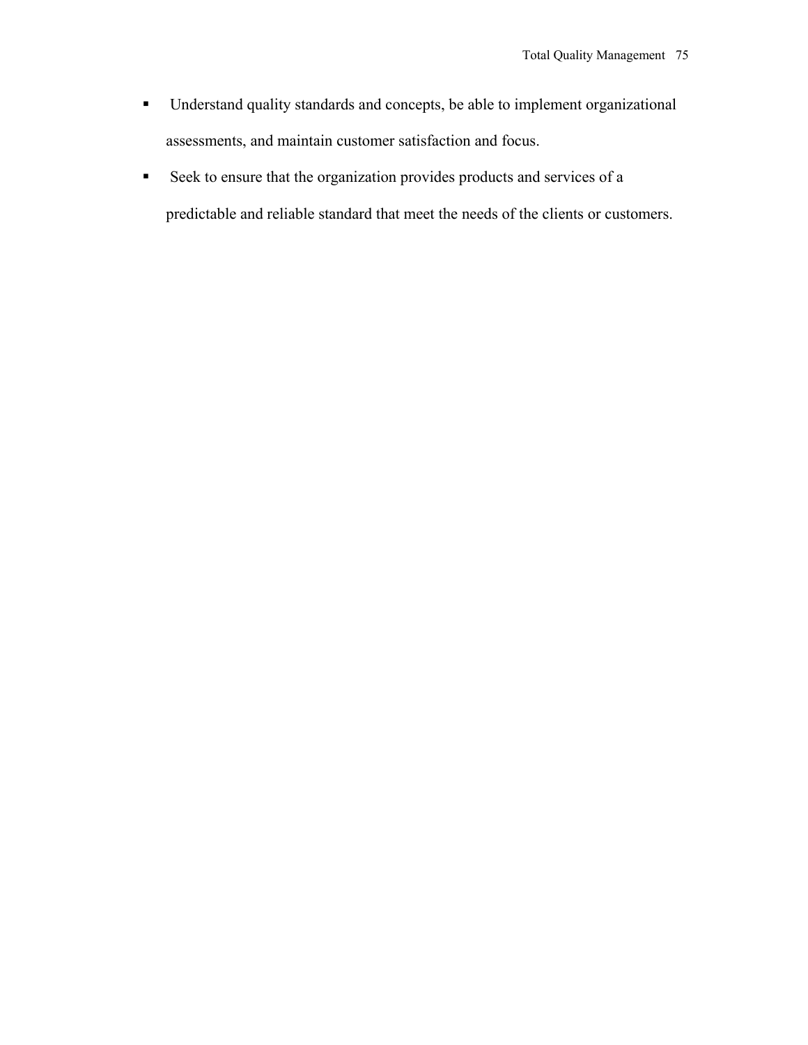- Understand quality standards and concepts, be able to implement organizational assessments, and maintain customer satisfaction and focus.
- Seek to ensure that the organization provides products and services of a predictable and reliable standard that meet the needs of the clients or customers.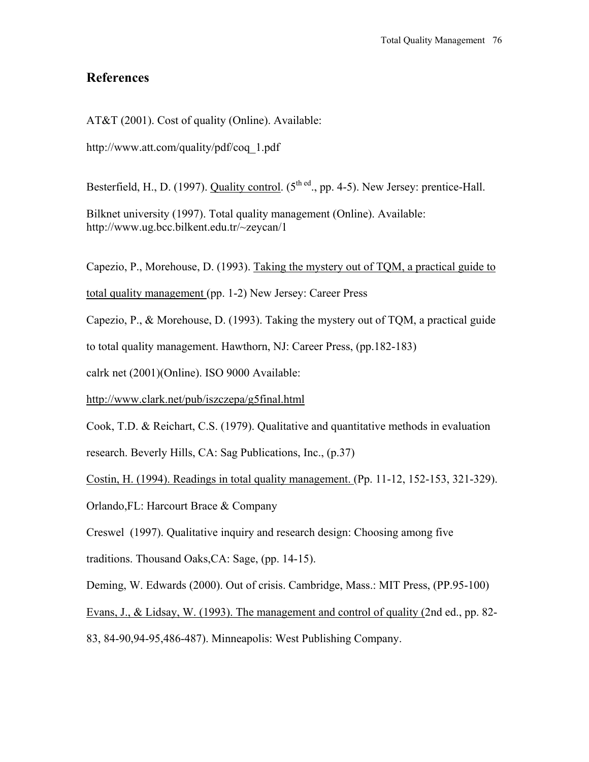## References

AT&T (2001). Cost of quality (Online). Available:

http://www.att.com/quality/pdf/coq_1.pdf

Besterfield, H., D. (1997). Quality control. (5th ed., pp. 4-5). New Jersey: prentice-Hall.

Bilknet university (1997). Total quality management (Online). Available: http://www.ug.bcc.bilkent.edu.tr/~zeycan/1

Capezio, P., Morehouse, D. (1993). Taking the mystery out of TQM, a practical guide to total quality management (pp. 1-2) New Jersey: Career Press

Capezio, P., & Morehouse, D. (1993). Taking the mystery out of TQM, a practical guide to total quality management. Hawthorn, NJ: Career Press, (pp.182-183)

calrk net (2001)(Online). ISO 9000 Available:

http://www.clark.net/pub/iszczepa/g5final.html

Cook, T.D. & Reichart, C.S. (1979). Qualitative and quantitative methods in evaluation research. Beverly Hills, CA: Sag Publications, Inc., (p.37)

Costin, H. (1994). Readings in total quality management. (Pp. 11-12, 152-153, 321-329). Orlando,FL: Harcourt Brace & Company

Creswel (1997). Qualitative inquiry and research design: Choosing among five traditions. Thousand Oaks,CA: Sage, (pp. 14-15).

Deming, W. Edwards (2000). Out of crisis. Cambridge, Mass.: MIT Press, (PP.95-100)

Evans, J., & Lidsay, W. (1993). The management and control of quality (2nd ed., pp. 82-83, 84-90,94-95,486-487). Minneapolis: West Publishing Company.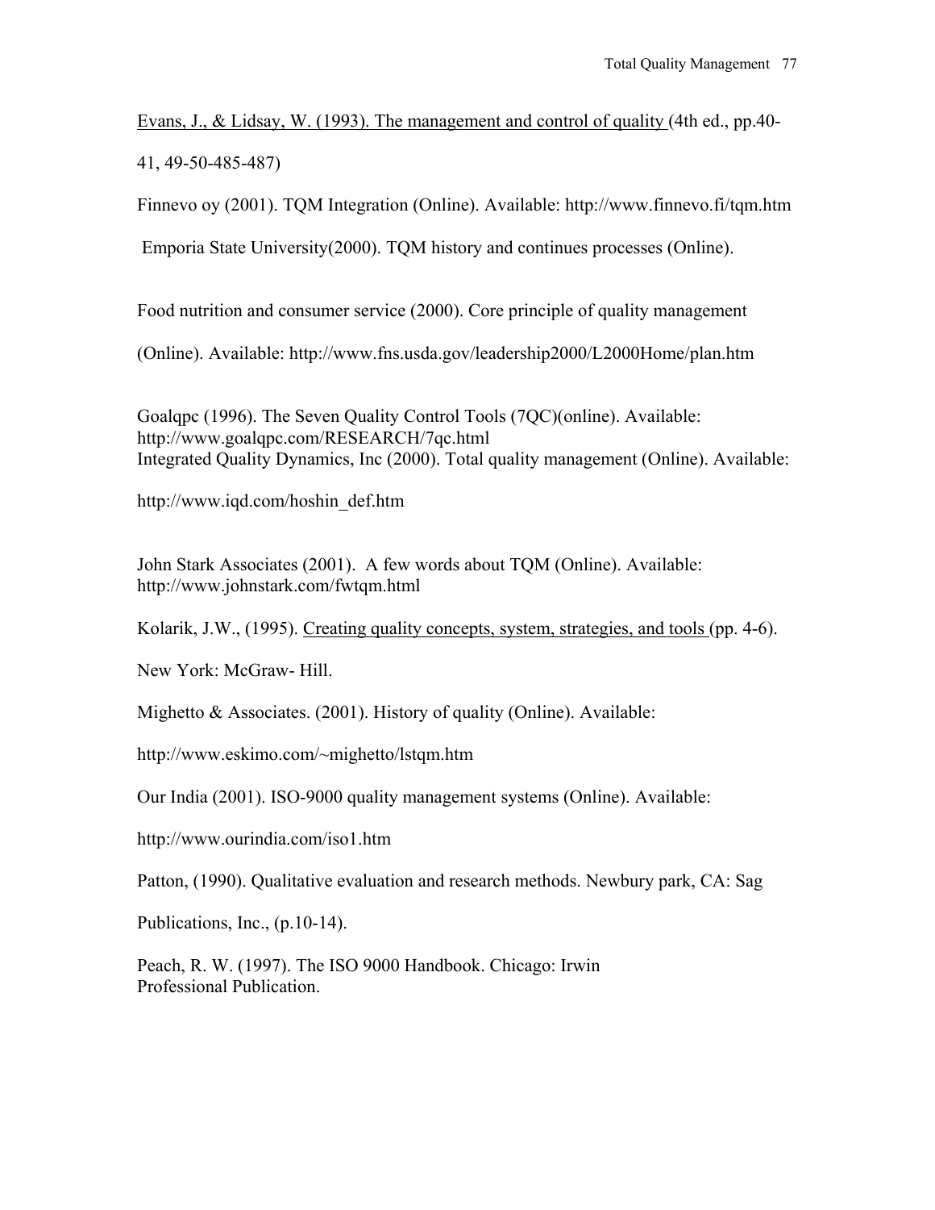Evans, J., & Lidsay, W. (1993). The management and control of quality (4th ed., pp.40-41, 49-50-485-487)

Finnevo oy (2001). TQM Integration (Online). Available: http://www.finnevo.fi/tqm.htm

Emporia State University(2000). TQM history and continues processes (Online).

Food nutrition and consumer service (2000). Core principle of quality management (Online). Available: http://www.fns.usda.gov/leadership2000/L2000Home/plan.htm

Goalqpc (1996). The Seven Quality Control Tools (7QC)(online). Available: http://www.goalqpc.com/RESEARCH/7qc.html

Integrated Quality Dynamics, Inc (2000). Total quality management (Online). Available: http://www.iqd.com/hoshin_def.htm

John Stark Associates (2001). A few words about TQM (Online). Available: http://www.johnstark.com/fwtqm.html

Kolarik, J.W., (1995). Creating quality concepts, system, strategies, and tools (pp. 4-6). New York: McGraw- Hill.

Mighetto & Associates. (2001). History of quality (Online). Available: http://www.eskimo.com/~mighetto/lstqm.htm

Our India (2001). ISO-9000 quality management systems (Online). Available: http://www.ourindia.com/iso1.htm

Patton, (1990). Qualitative evaluation and research methods. Newbury park, CA: Sag Publications, Inc., (p.10-14).

Peach, R. W. (1997). The ISO 9000 Handbook. Chicago: Irwin Professional Publication.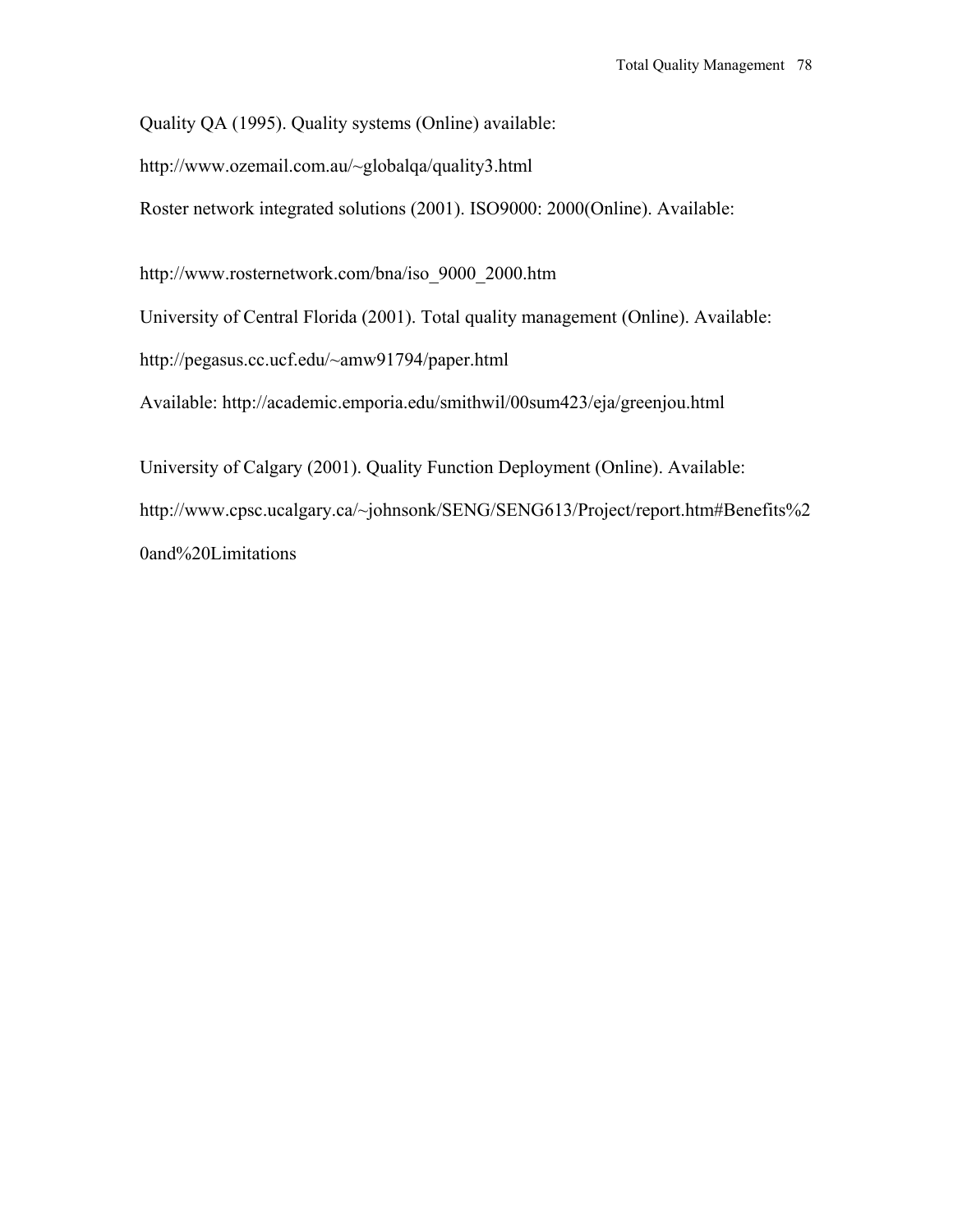Quality QA (1995). Quality systems (Online) available:

http://www.ozemail.com.au/~globalqa/quality3.html

Roster network integrated solutions (2001). ISO9000: 2000(Online). Available:

http://www.rosternetwork.com/bna/iso_9000_2000.htm

University of Central Florida (2001). Total quality management (Online). Available:

http://pegasus.cc.ucf.edu/~amw91794/paper.html

Available: http://academic.emporia.edu/smithwil/00sum423/eja/greenjou.html

University of Calgary (2001). Quality Function Deployment (Online). Available:

http://www.cpsc.ucalgary.ca/~johnsonk/SENG/SENG613/Project/report.htm#Benefits%20and%20Limitations